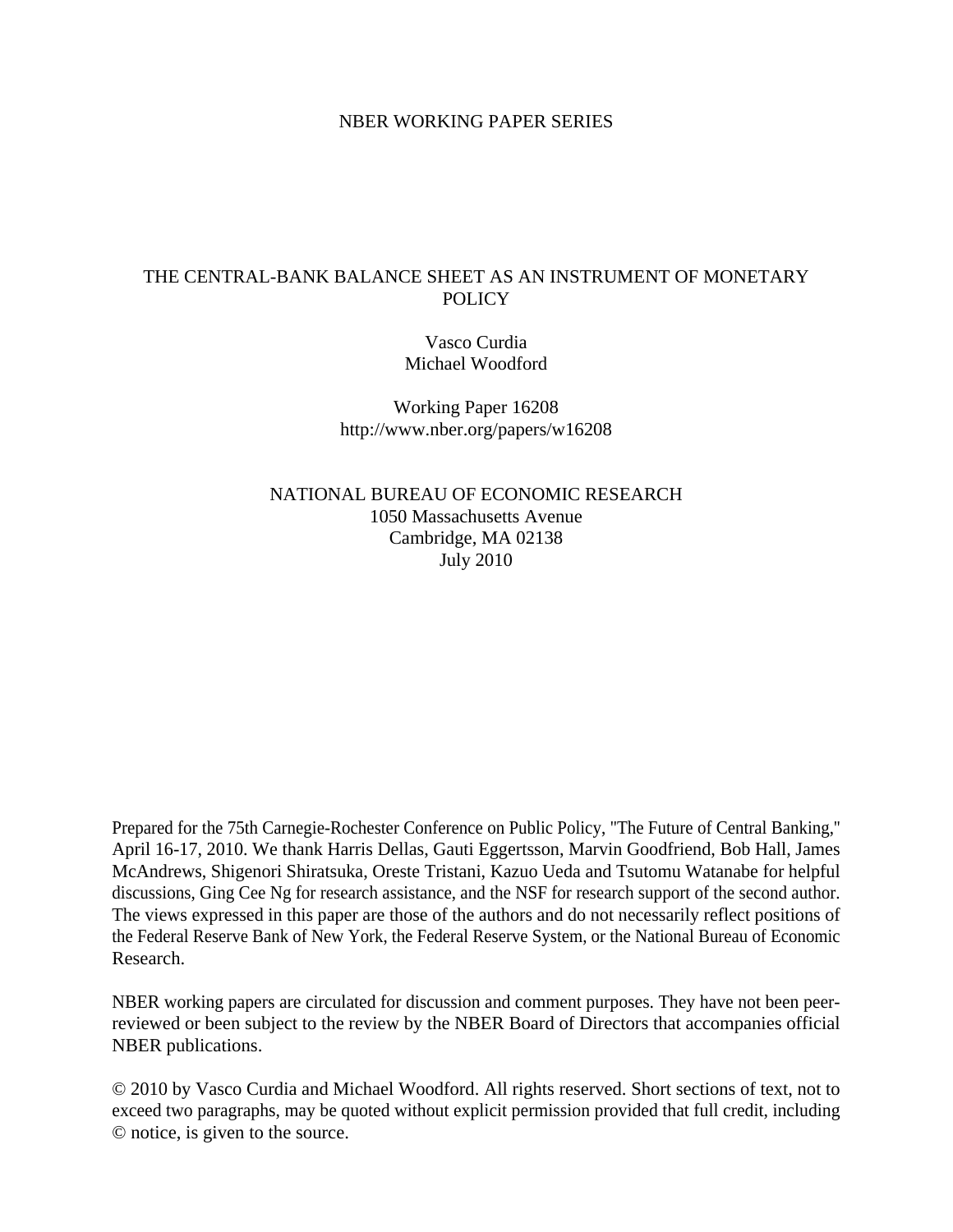NBER WORKING PAPER SERIES

# THE CENTRAL-BANK BALANCE SHEET AS AN INSTRUMENT OF MONETARY POLICY

Vasco Curdia
Michael Woodford

Working Paper 16208
http://www.nber.org/papers/w16208

NATIONAL BUREAU OF ECONOMIC RESEARCH
1050 Massachusetts Avenue
Cambridge, MA 02138
July 2010

Prepared for the 75th Carnegie-Rochester Conference on Public Policy, "The Future of Central Banking," April 16-17, 2010. We thank Harris Dellas, Gauti Eggertsson, Marvin Goodfriend, Bob Hall, James McAndrews, Shigenori Shiratsuka, Oreste Tristani, Kazuo Ueda and Tsutomu Watanabe for helpful discussions, Ging Cee Ng for research assistance, and the NSF for research support of the second author. The views expressed in this paper are those of the authors and do not necessarily reflect positions of the Federal Reserve Bank of New York, the Federal Reserve System, or the National Bureau of Economic Research.

NBER working papers are circulated for discussion and comment purposes. They have not been peer-reviewed or been subject to the review by the NBER Board of Directors that accompanies official NBER publications.

© 2010 by Vasco Curdia and Michael Woodford. All rights reserved. Short sections of text, not to exceed two paragraphs, may be quoted without explicit permission provided that full credit, including © notice, is given to the source.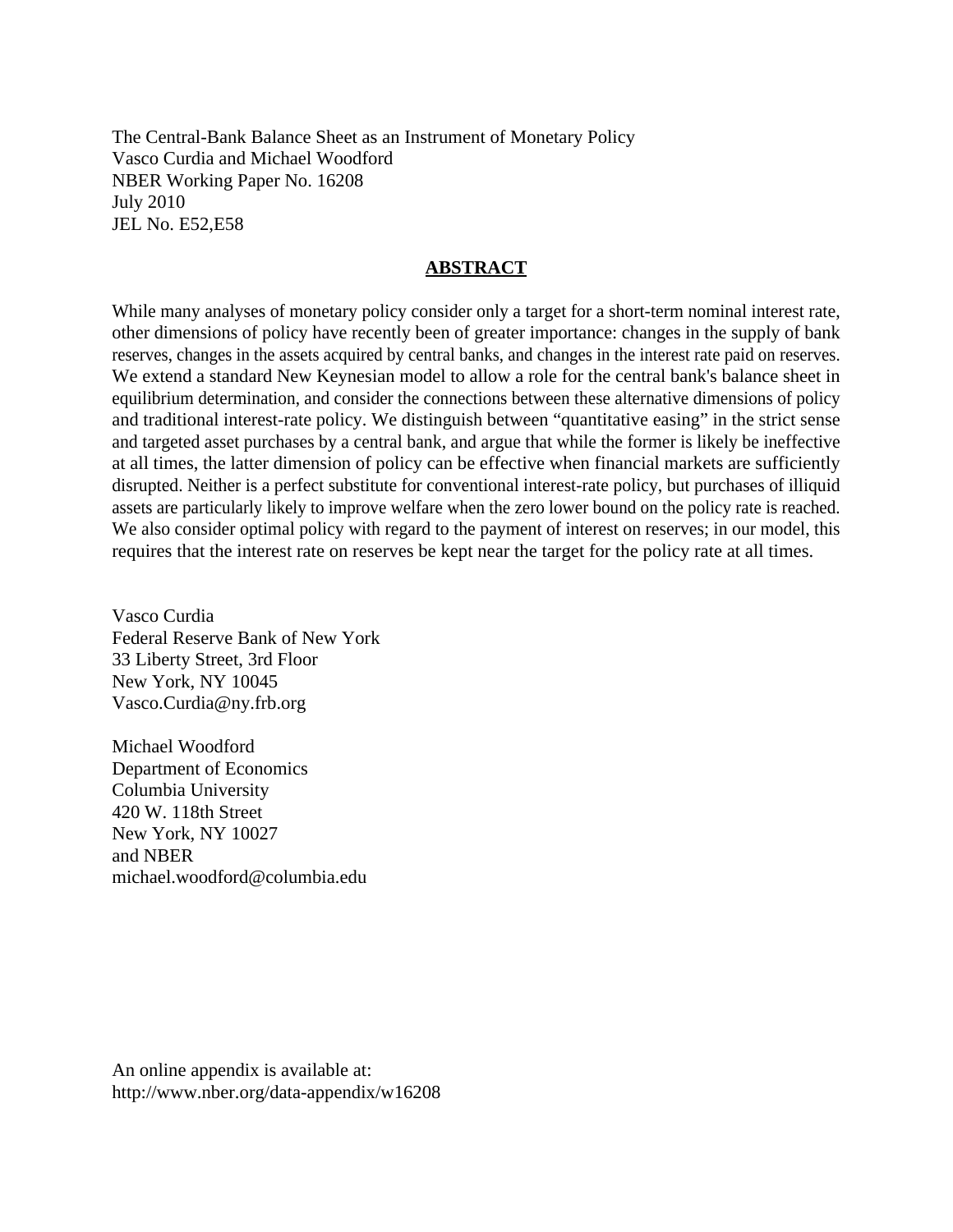The Central-Bank Balance Sheet as an Instrument of Monetary Policy
Vasco Curdia and Michael Woodford
NBER Working Paper No. 16208
July 2010
JEL No. E52,E58

## ABSTRACT

While many analyses of monetary policy consider only a target for a short-term nominal interest rate, other dimensions of policy have recently been of greater importance: changes in the supply of bank reserves, changes in the assets acquired by central banks, and changes in the interest rate paid on reserves. We extend a standard New Keynesian model to allow a role for the central bank's balance sheet in equilibrium determination, and consider the connections between these alternative dimensions of policy and traditional interest-rate policy. We distinguish between "quantitative easing" in the strict sense and targeted asset purchases by a central bank, and argue that while the former is likely be ineffective at all times, the latter dimension of policy can be effective when financial markets are sufficiently disrupted. Neither is a perfect substitute for conventional interest-rate policy, but purchases of illiquid assets are particularly likely to improve welfare when the zero lower bound on the policy rate is reached. We also consider optimal policy with regard to the payment of interest on reserves; in our model, this requires that the interest rate on reserves be kept near the target for the policy rate at all times.

Vasco Curdia
Federal Reserve Bank of New York
33 Liberty Street, 3rd Floor
New York, NY 10045
Vasco.Curdia@ny.frb.org

Michael Woodford
Department of Economics
Columbia University
420 W. 118th Street
New York, NY 10027
and NBER
michael.woodford@columbia.edu

An online appendix is available at:
http://www.nber.org/data-appendix/w16208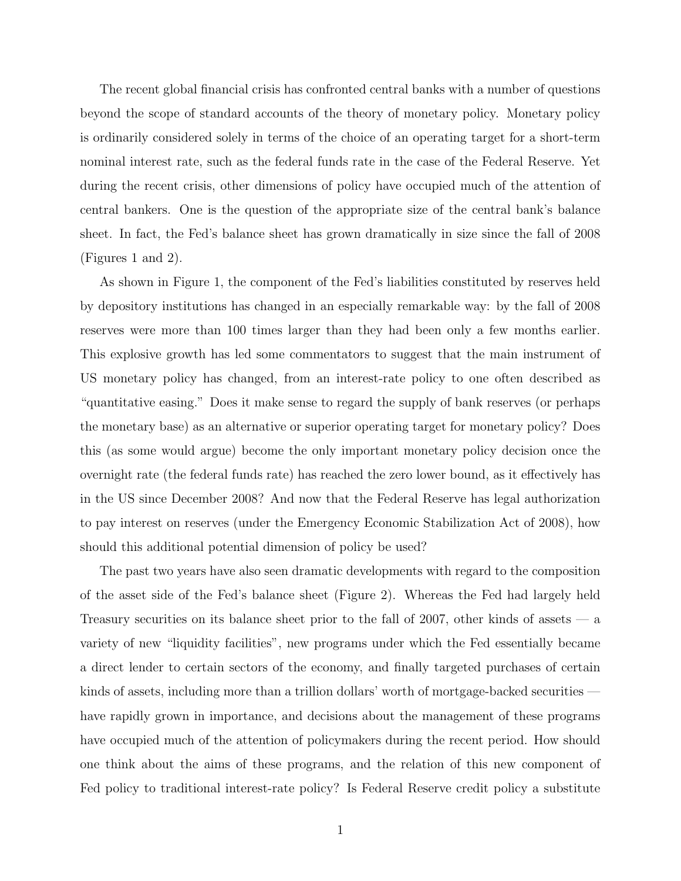The recent global financial crisis has confronted central banks with a number of questions beyond the scope of standard accounts of the theory of monetary policy. Monetary policy is ordinarily considered solely in terms of the choice of an operating target for a short-term nominal interest rate, such as the federal funds rate in the case of the Federal Reserve. Yet during the recent crisis, other dimensions of policy have occupied much of the attention of central bankers. One is the question of the appropriate size of the central bank's balance sheet. In fact, the Fed's balance sheet has grown dramatically in size since the fall of 2008 (Figures 1 and 2).

As shown in Figure 1, the component of the Fed's liabilities constituted by reserves held by depository institutions has changed in an especially remarkable way: by the fall of 2008 reserves were more than 100 times larger than they had been only a few months earlier. This explosive growth has led some commentators to suggest that the main instrument of US monetary policy has changed, from an interest-rate policy to one often described as "quantitative easing." Does it make sense to regard the supply of bank reserves (or perhaps the monetary base) as an alternative or superior operating target for monetary policy? Does this (as some would argue) become the only important monetary policy decision once the overnight rate (the federal funds rate) has reached the zero lower bound, as it effectively has in the US since December 2008? And now that the Federal Reserve has legal authorization to pay interest on reserves (under the Emergency Economic Stabilization Act of 2008), how should this additional potential dimension of policy be used?

The past two years have also seen dramatic developments with regard to the composition of the asset side of the Fed's balance sheet (Figure 2). Whereas the Fed had largely held Treasury securities on its balance sheet prior to the fall of 2007, other kinds of assets — a variety of new "liquidity facilities", new programs under which the Fed essentially became a direct lender to certain sectors of the economy, and finally targeted purchases of certain kinds of assets, including more than a trillion dollars' worth of mortgage-backed securities — have rapidly grown in importance, and decisions about the management of these programs have occupied much of the attention of policymakers during the recent period. How should one think about the aims of these programs, and the relation of this new component of Fed policy to traditional interest-rate policy? Is Federal Reserve credit policy a substitute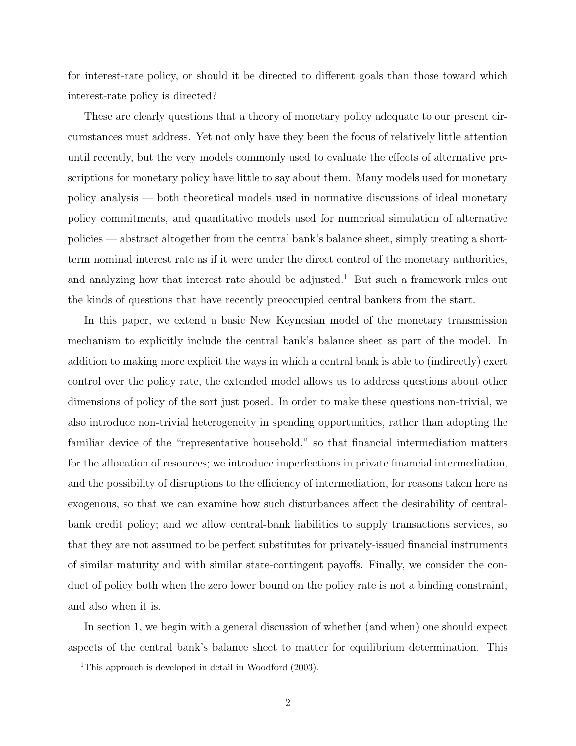for interest-rate policy, or should it be directed to different goals than those toward which interest-rate policy is directed?

These are clearly questions that a theory of monetary policy adequate to our present circumstances must address. Yet not only have they been the focus of relatively little attention until recently, but the very models commonly used to evaluate the effects of alternative prescriptions for monetary policy have little to say about them. Many models used for monetary policy analysis — both theoretical models used in normative discussions of ideal monetary policy commitments, and quantitative models used for numerical simulation of alternative policies — abstract altogether from the central bank's balance sheet, simply treating a short-term nominal interest rate as if it were under the direct control of the monetary authorities, and analyzing how that interest rate should be adjusted.[1] But such a framework rules out the kinds of questions that have recently preoccupied central bankers from the start.

In this paper, we extend a basic New Keynesian model of the monetary transmission mechanism to explicitly include the central bank's balance sheet as part of the model. In addition to making more explicit the ways in which a central bank is able to (indirectly) exert control over the policy rate, the extended model allows us to address questions about other dimensions of policy of the sort just posed. In order to make these questions non-trivial, we also introduce non-trivial heterogeneity in spending opportunities, rather than adopting the familiar device of the "representative household," so that financial intermediation matters for the allocation of resources; we introduce imperfections in private financial intermediation, and the possibility of disruptions to the efficiency of intermediation, for reasons taken here as exogenous, so that we can examine how such disturbances affect the desirability of central-bank credit policy; and we allow central-bank liabilities to supply transactions services, so that they are not assumed to be perfect substitutes for privately-issued financial instruments of similar maturity and with similar state-contingent payoffs. Finally, we consider the conduct of policy both when the zero lower bound on the policy rate is not a binding constraint, and also when it is.

In section 1, we begin with a general discussion of whether (and when) one should expect aspects of the central bank's balance sheet to matter for equilibrium determination. This

[1] This approach is developed in detail in Woodford (2003).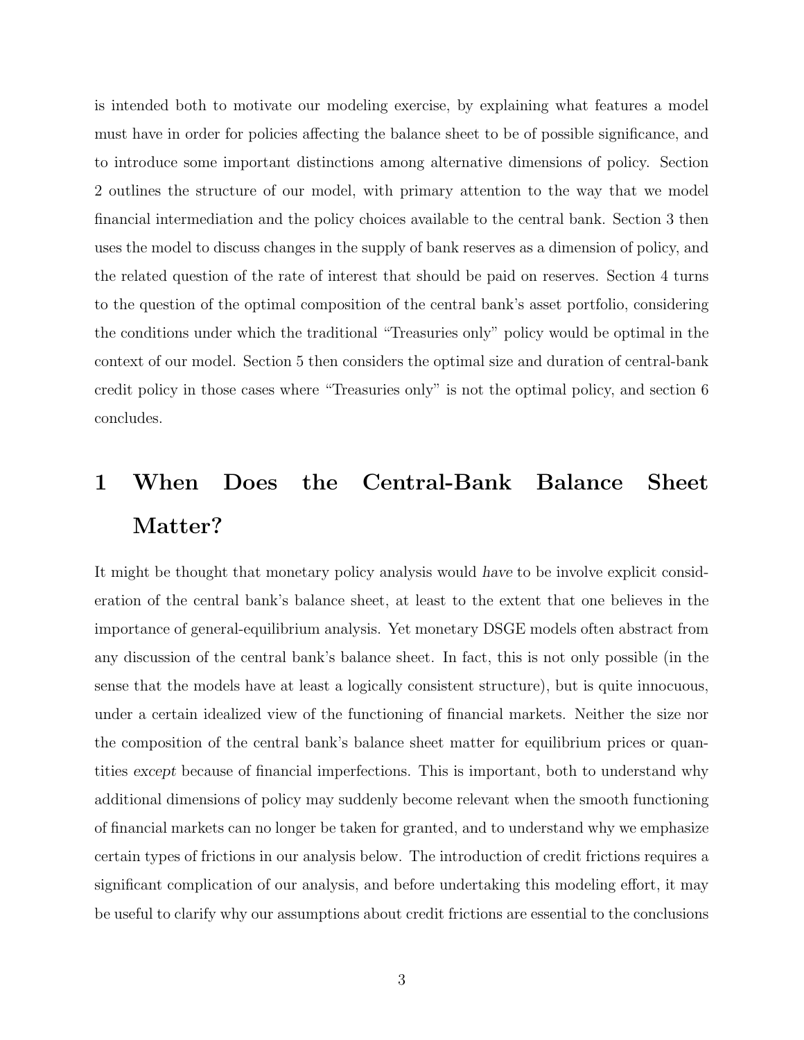is intended both to motivate our modeling exercise, by explaining what features a model must have in order for policies affecting the balance sheet to be of possible significance, and to introduce some important distinctions among alternative dimensions of policy. Section 2 outlines the structure of our model, with primary attention to the way that we model financial intermediation and the policy choices available to the central bank. Section 3 then uses the model to discuss changes in the supply of bank reserves as a dimension of policy, and the related question of the rate of interest that should be paid on reserves. Section 4 turns to the question of the optimal composition of the central bank's asset portfolio, considering the conditions under which the traditional "Treasuries only" policy would be optimal in the context of our model. Section 5 then considers the optimal size and duration of central-bank credit policy in those cases where "Treasuries only" is not the optimal policy, and section 6 concludes.

# 1 When Does the Central-Bank Balance Sheet Matter?

It might be thought that monetary policy analysis would *have* to be involve explicit consideration of the central bank's balance sheet, at least to the extent that one believes in the importance of general-equilibrium analysis. Yet monetary DSGE models often abstract from any discussion of the central bank's balance sheet. In fact, this is not only possible (in the sense that the models have at least a logically consistent structure), but is quite innocuous, under a certain idealized view of the functioning of financial markets. Neither the size nor the composition of the central bank's balance sheet matter for equilibrium prices or quantities *except* because of financial imperfections. This is important, both to understand why additional dimensions of policy may suddenly become relevant when the smooth functioning of financial markets can no longer be taken for granted, and to understand why we emphasize certain types of frictions in our analysis below. The introduction of credit frictions requires a significant complication of our analysis, and before undertaking this modeling effort, it may be useful to clarify why our assumptions about credit frictions are essential to the conclusions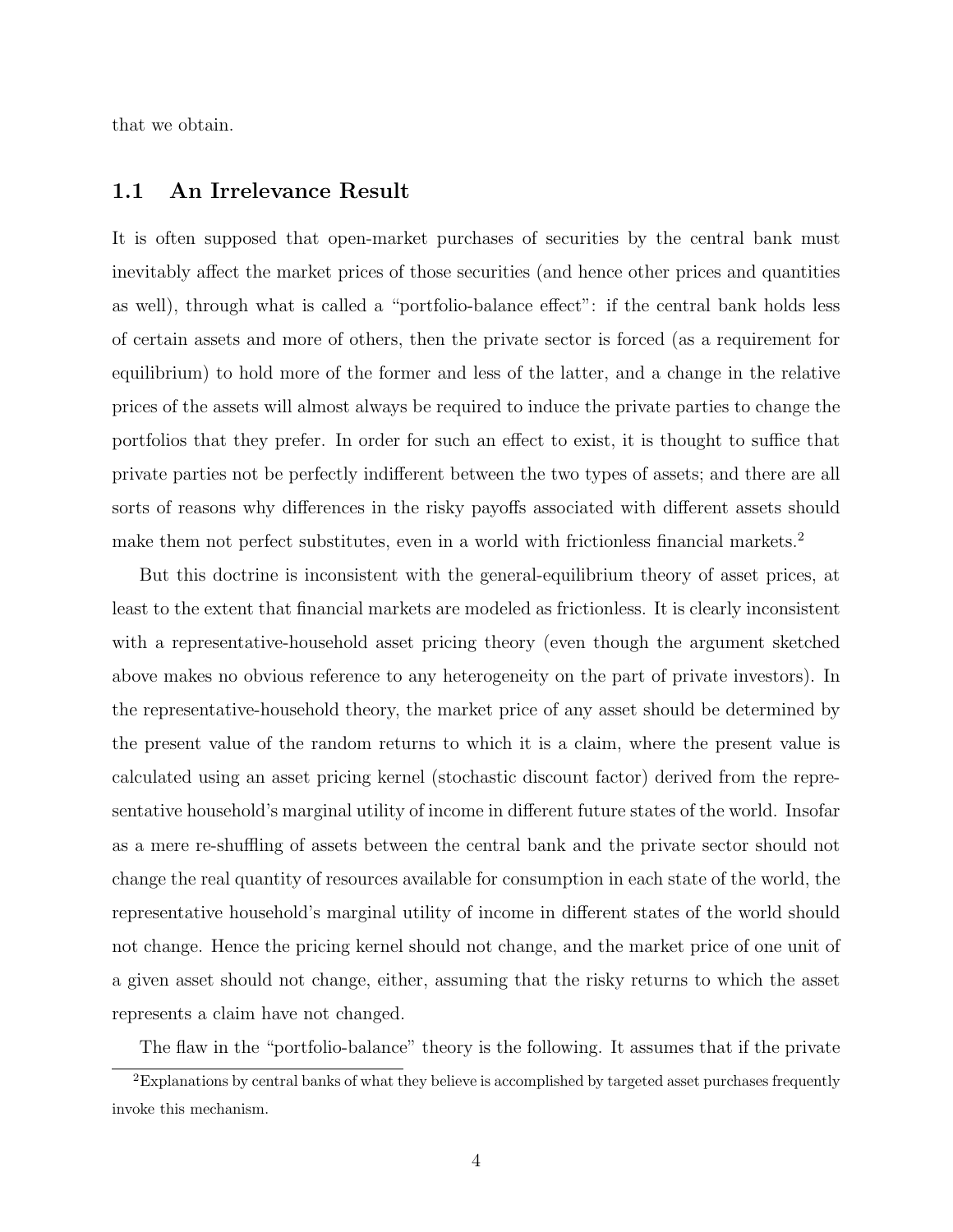that we obtain.

## 1.1 An Irrelevance Result

It is often supposed that open-market purchases of securities by the central bank must inevitably affect the market prices of those securities (and hence other prices and quantities as well), through what is called a "portfolio-balance effect": if the central bank holds less of certain assets and more of others, then the private sector is forced (as a requirement for equilibrium) to hold more of the former and less of the latter, and a change in the relative prices of the assets will almost always be required to induce the private parties to change the portfolios that they prefer. In order for such an effect to exist, it is thought to suffice that private parties not be perfectly indifferent between the two types of assets; and there are all sorts of reasons why differences in the risky payoffs associated with different assets should make them not perfect substitutes, even in a world with frictionless financial markets.[2]

But this doctrine is inconsistent with the general-equilibrium theory of asset prices, at least to the extent that financial markets are modeled as frictionless. It is clearly inconsistent with a representative-household asset pricing theory (even though the argument sketched above makes no obvious reference to any heterogeneity on the part of private investors). In the representative-household theory, the market price of any asset should be determined by the present value of the random returns to which it is a claim, where the present value is calculated using an asset pricing kernel (stochastic discount factor) derived from the representative household's marginal utility of income in different future states of the world. Insofar as a mere re-shuffling of assets between the central bank and the private sector should not change the real quantity of resources available for consumption in each state of the world, the representative household's marginal utility of income in different states of the world should not change. Hence the pricing kernel should not change, and the market price of one unit of a given asset should not change, either, assuming that the risky returns to which the asset represents a claim have not changed.

The flaw in the "portfolio-balance" theory is the following. It assumes that if the private

[2]Explanations by central banks of what they believe is accomplished by targeted asset purchases frequently invoke this mechanism.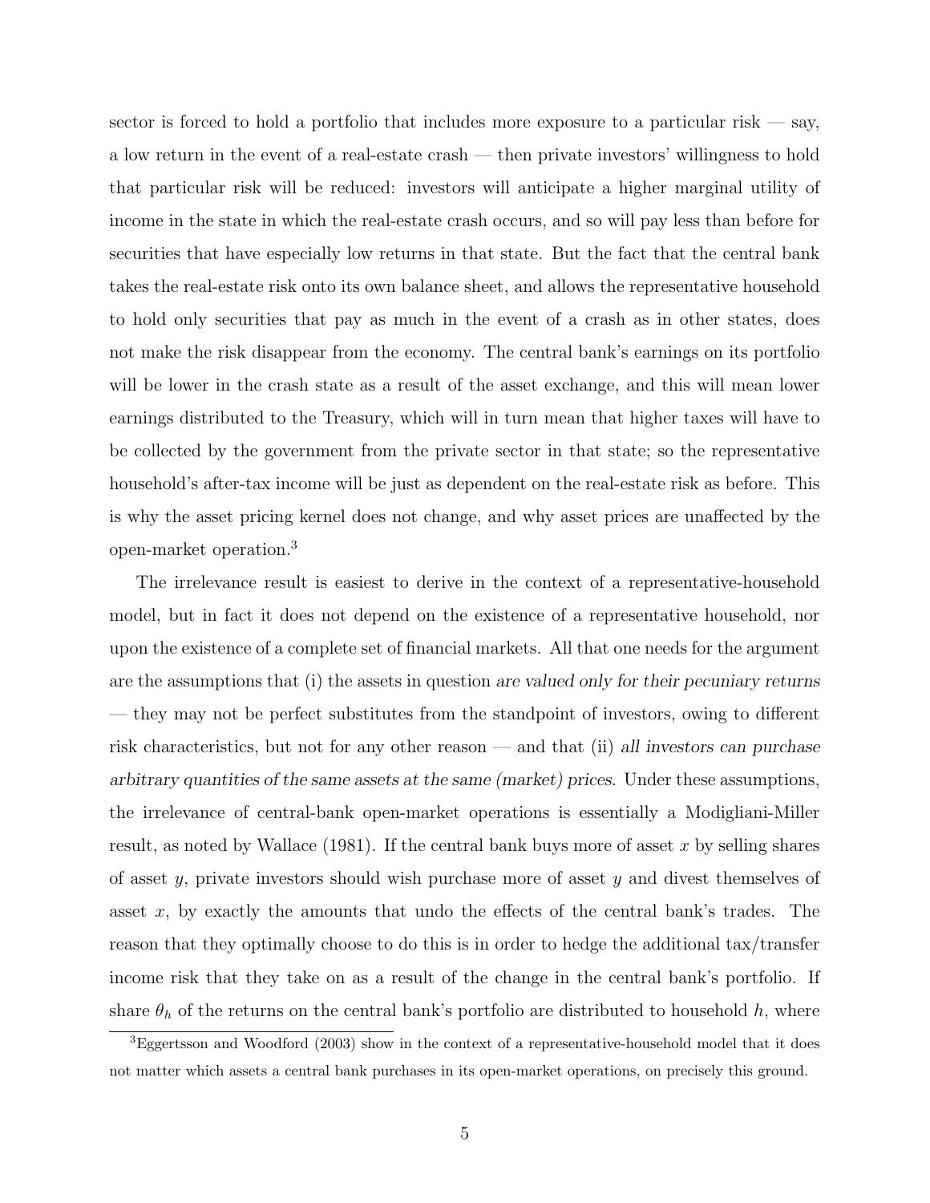sector is forced to hold a portfolio that includes more exposure to a particular risk — say, a low return in the event of a real-estate crash — then private investors' willingness to hold that particular risk will be reduced: investors will anticipate a higher marginal utility of income in the state in which the real-estate crash occurs, and so will pay less than before for securities that have especially low returns in that state. But the fact that the central bank takes the real-estate risk onto its own balance sheet, and allows the representative household to hold only securities that pay as much in the event of a crash as in other states, does not make the risk disappear from the economy. The central bank's earnings on its portfolio will be lower in the crash state as a result of the asset exchange, and this will mean lower earnings distributed to the Treasury, which will in turn mean that higher taxes will have to be collected by the government from the private sector in that state; so the representative household's after-tax income will be just as dependent on the real-estate risk as before. This is why the asset pricing kernel does not change, and why asset prices are unaffected by the open-market operation.[3]

The irrelevance result is easiest to derive in the context of a representative-household model, but in fact it does not depend on the existence of a representative household, nor upon the existence of a complete set of financial markets. All that one needs for the argument are the assumptions that (i) the assets in question *are valued only for their pecuniary returns* — they may not be perfect substitutes from the standpoint of investors, owing to different risk characteristics, but not for any other reason — and that (ii) *all investors can purchase arbitrary quantities of the same assets at the same (market) prices.* Under these assumptions, the irrelevance of central-bank open-market operations is essentially a Modigliani-Miller result, as noted by Wallace (1981). If the central bank buys more of asset $x$ by selling shares of asset $y$, private investors should wish purchase more of asset $y$ and divest themselves of asset $x$, by exactly the amounts that undo the effects of the central bank's trades. The reason that they optimally choose to do this is in order to hedge the additional tax/transfer income risk that they take on as a result of the change in the central bank's portfolio. If share $\theta_h$ of the returns on the central bank's portfolio are distributed to household $h$, where

[3] Eggertsson and Woodford (2003) show in the context of a representative-household model that it does not matter which assets a central bank purchases in its open-market operations, on precisely this ground.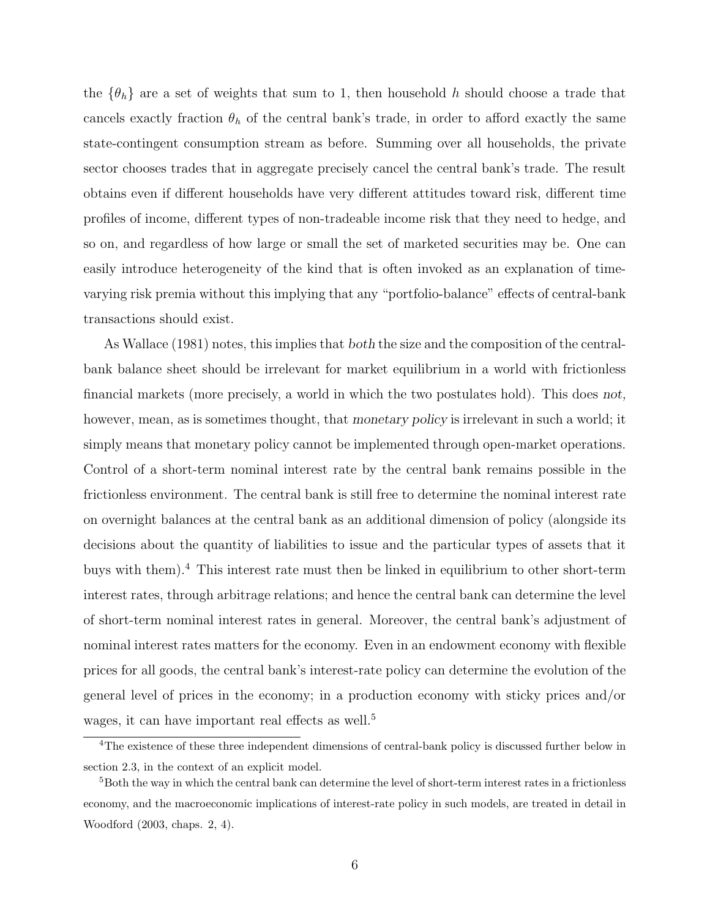the $\{\theta_h\}$ are a set of weights that sum to 1, then household $h$ should choose a trade that cancels exactly fraction $\theta_h$ of the central bank's trade, in order to afford exactly the same state-contingent consumption stream as before. Summing over all households, the private sector chooses trades that in aggregate precisely cancel the central bank's trade. The result obtains even if different households have very different attitudes toward risk, different time profiles of income, different types of non-tradeable income risk that they need to hedge, and so on, and regardless of how large or small the set of marketed securities may be. One can easily introduce heterogeneity of the kind that is often invoked as an explanation of time-varying risk premia without this implying that any "portfolio-balance" effects of central-bank transactions should exist.

As Wallace (1981) notes, this implies that *both* the size and the composition of the central-bank balance sheet should be irrelevant for market equilibrium in a world with frictionless financial markets (more precisely, a world in which the two postulates hold). This does *not*, however, mean, as is sometimes thought, that *monetary policy* is irrelevant in such a world; it simply means that monetary policy cannot be implemented through open-market operations. Control of a short-term nominal interest rate by the central bank remains possible in the frictionless environment. The central bank is still free to determine the nominal interest rate on overnight balances at the central bank as an additional dimension of policy (alongside its decisions about the quantity of liabilities to issue and the particular types of assets that it buys with them).[4] This interest rate must then be linked in equilibrium to other short-term interest rates, through arbitrage relations; and hence the central bank can determine the level of short-term nominal interest rates in general. Moreover, the central bank's adjustment of nominal interest rates matters for the economy. Even in an endowment economy with flexible prices for all goods, the central bank's interest-rate policy can determine the evolution of the general level of prices in the economy; in a production economy with sticky prices and/or wages, it can have important real effects as well.[5]

[4] The existence of these three independent dimensions of central-bank policy is discussed further below in section 2.3, in the context of an explicit model.

[5] Both the way in which the central bank can determine the level of short-term interest rates in a frictionless economy, and the macroeconomic implications of interest-rate policy in such models, are treated in detail in Woodford (2003, chaps. 2, 4).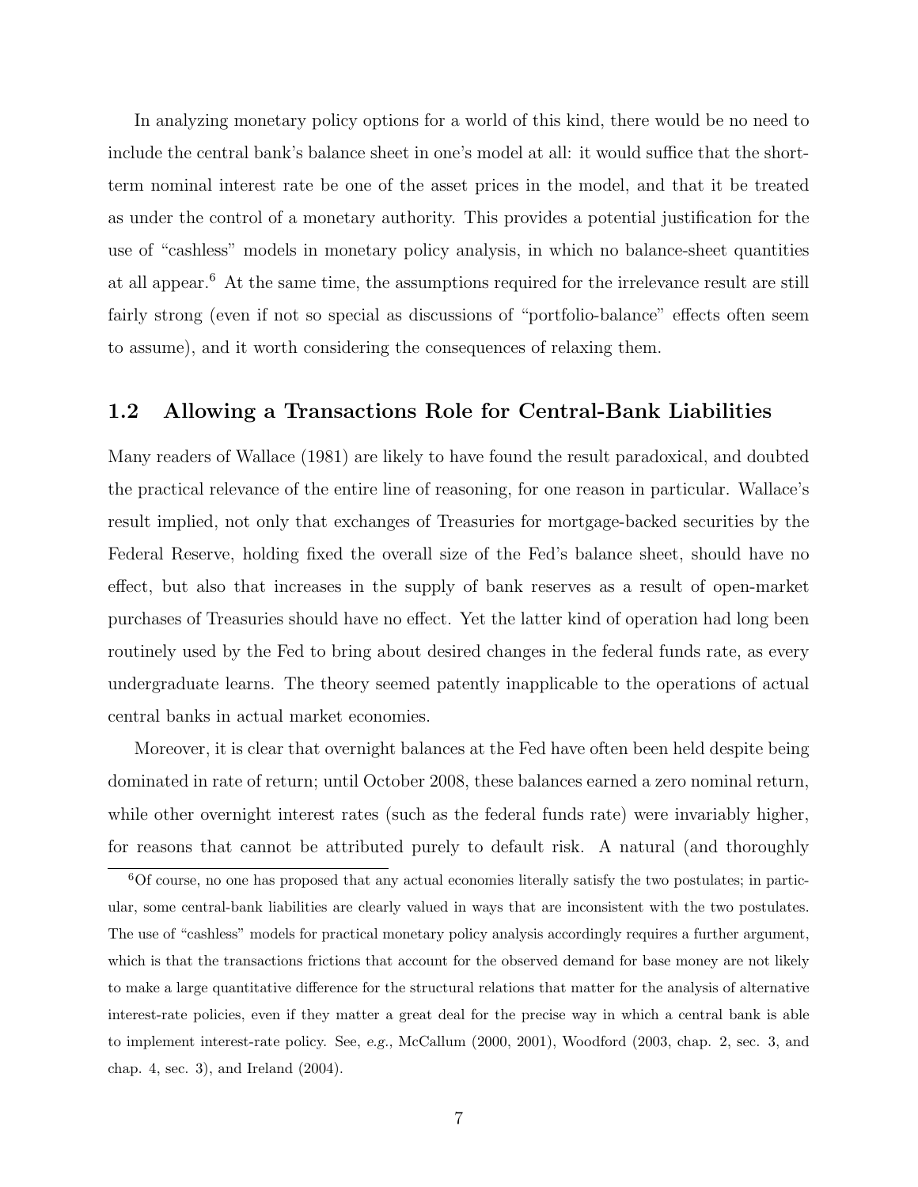In analyzing monetary policy options for a world of this kind, there would be no need to include the central bank's balance sheet in one's model at all: it would suffice that the short-term nominal interest rate be one of the asset prices in the model, and that it be treated as under the control of a monetary authority. This provides a potential justification for the use of "cashless" models in monetary policy analysis, in which no balance-sheet quantities at all appear.[6] At the same time, the assumptions required for the irrelevance result are still fairly strong (even if not so special as discussions of "portfolio-balance" effects often seem to assume), and it worth considering the consequences of relaxing them.

## 1.2 Allowing a Transactions Role for Central-Bank Liabilities

Many readers of Wallace (1981) are likely to have found the result paradoxical, and doubted the practical relevance of the entire line of reasoning, for one reason in particular. Wallace's result implied, not only that exchanges of Treasuries for mortgage-backed securities by the Federal Reserve, holding fixed the overall size of the Fed's balance sheet, should have no effect, but also that increases in the supply of bank reserves as a result of open-market purchases of Treasuries should have no effect. Yet the latter kind of operation had long been routinely used by the Fed to bring about desired changes in the federal funds rate, as every undergraduate learns. The theory seemed patently inapplicable to the operations of actual central banks in actual market economies.

Moreover, it is clear that overnight balances at the Fed have often been held despite being dominated in rate of return; until October 2008, these balances earned a zero nominal return, while other overnight interest rates (such as the federal funds rate) were invariably higher, for reasons that cannot be attributed purely to default risk. A natural (and thoroughly

[6] Of course, no one has proposed that any actual economies literally satisfy the two postulates; in particular, some central-bank liabilities are clearly valued in ways that are inconsistent with the two postulates. The use of "cashless" models for practical monetary policy analysis accordingly requires a further argument, which is that the transactions frictions that account for the observed demand for base money are not likely to make a large quantitative difference for the structural relations that matter for the analysis of alternative interest-rate policies, even if they matter a great deal for the precise way in which a central bank is able to implement interest-rate policy. See, *e.g.,* McCallum (2000, 2001), Woodford (2003, chap. 2, sec. 3, and chap. 4, sec. 3), and Ireland (2004).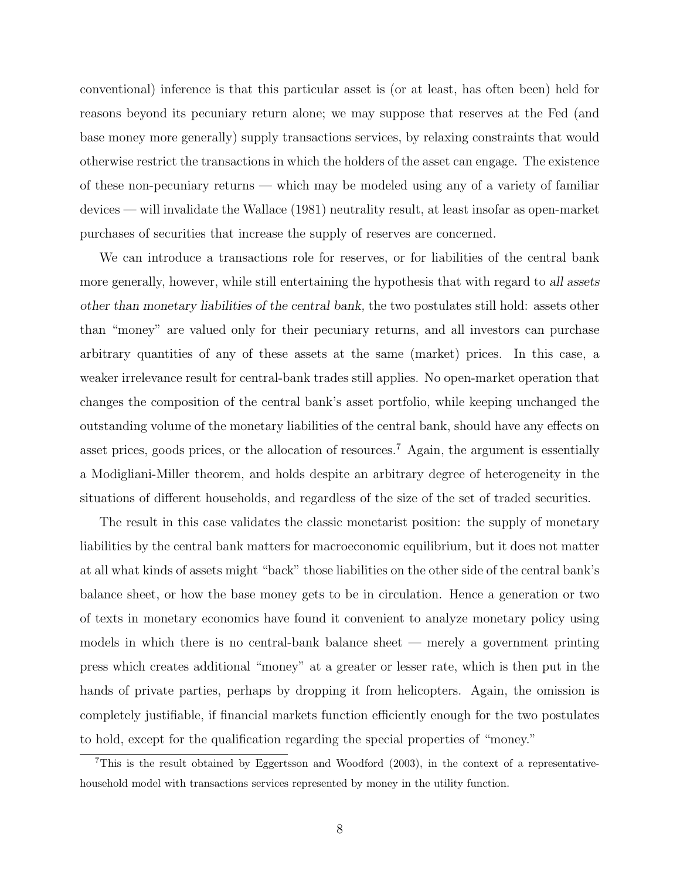conventional) inference is that this particular asset is (or at least, has often been) held for reasons beyond its pecuniary return alone; we may suppose that reserves at the Fed (and base money more generally) supply transactions services, by relaxing constraints that would otherwise restrict the transactions in which the holders of the asset can engage. The existence of these non-pecuniary returns — which may be modeled using any of a variety of familiar devices — will invalidate the Wallace (1981) neutrality result, at least insofar as open-market purchases of securities that increase the supply of reserves are concerned.

We can introduce a transactions role for reserves, or for liabilities of the central bank more generally, however, while still entertaining the hypothesis that with regard to *all assets other than monetary liabilities of the central bank,* the two postulates still hold: assets other than "money" are valued only for their pecuniary returns, and all investors can purchase arbitrary quantities of any of these assets at the same (market) prices. In this case, a weaker irrelevance result for central-bank trades still applies. No open-market operation that changes the composition of the central bank's asset portfolio, while keeping unchanged the outstanding volume of the monetary liabilities of the central bank, should have any effects on asset prices, goods prices, or the allocation of resources.[7] Again, the argument is essentially a Modigliani-Miller theorem, and holds despite an arbitrary degree of heterogeneity in the situations of different households, and regardless of the size of the set of traded securities.

The result in this case validates the classic monetarist position: the supply of monetary liabilities by the central bank matters for macroeconomic equilibrium, but it does not matter at all what kinds of assets might "back" those liabilities on the other side of the central bank's balance sheet, or how the base money gets to be in circulation. Hence a generation or two of texts in monetary economics have found it convenient to analyze monetary policy using models in which there is no central-bank balance sheet — merely a government printing press which creates additional "money" at a greater or lesser rate, which is then put in the hands of private parties, perhaps by dropping it from helicopters. Again, the omission is completely justifiable, if financial markets function efficiently enough for the two postulates to hold, except for the qualification regarding the special properties of "money."

[7]This is the result obtained by Eggertsson and Woodford (2003), in the context of a representative-household model with transactions services represented by money in the utility function.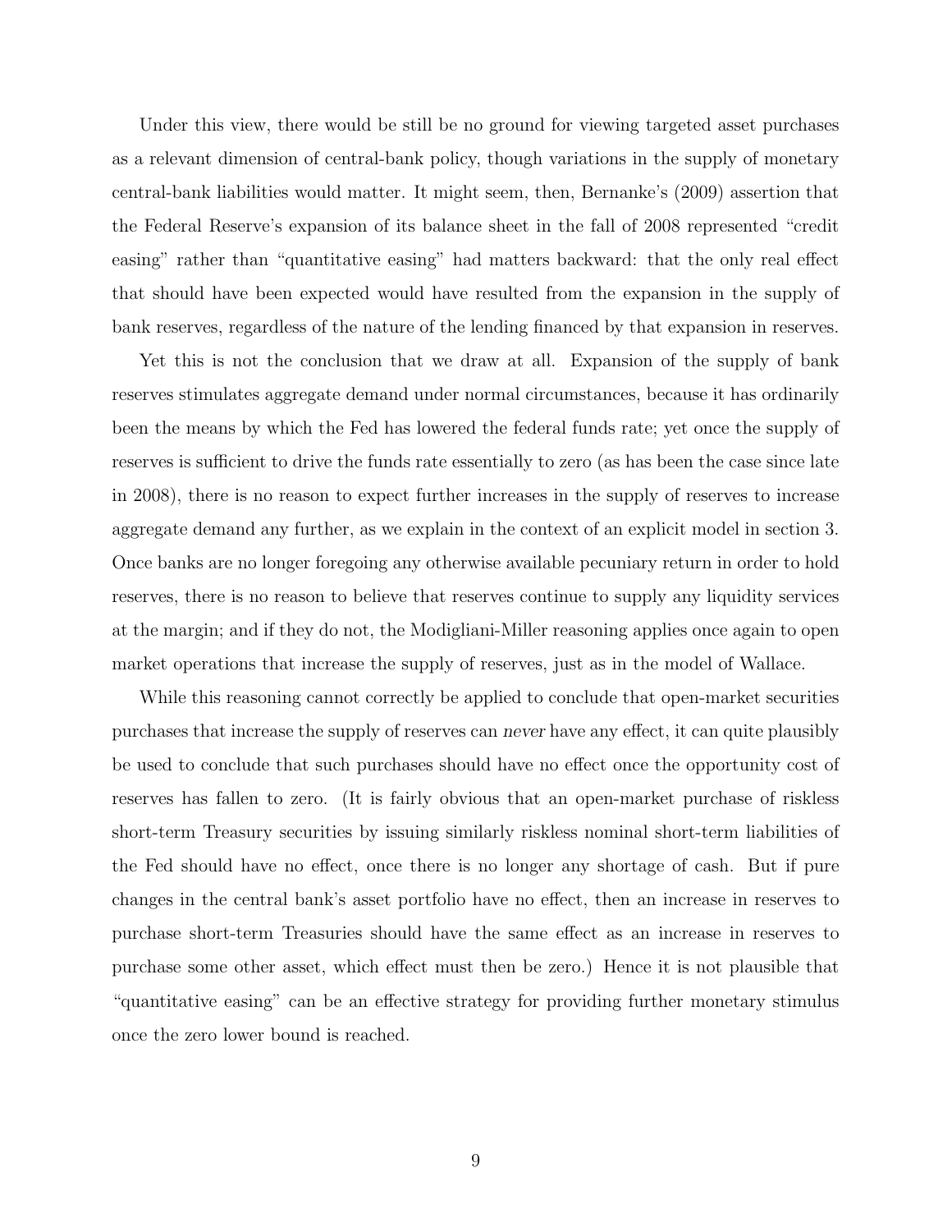Under this view, there would be still be no ground for viewing targeted asset purchases as a relevant dimension of central-bank policy, though variations in the supply of monetary central-bank liabilities would matter. It might seem, then, Bernanke's (2009) assertion that the Federal Reserve's expansion of its balance sheet in the fall of 2008 represented "credit easing" rather than "quantitative easing" had matters backward: that the only real effect that should have been expected would have resulted from the expansion in the supply of bank reserves, regardless of the nature of the lending financed by that expansion in reserves.

Yet this is not the conclusion that we draw at all. Expansion of the supply of bank reserves stimulates aggregate demand under normal circumstances, because it has ordinarily been the means by which the Fed has lowered the federal funds rate; yet once the supply of reserves is sufficient to drive the funds rate essentially to zero (as has been the case since late in 2008), there is no reason to expect further increases in the supply of reserves to increase aggregate demand any further, as we explain in the context of an explicit model in section 3. Once banks are no longer foregoing any otherwise available pecuniary return in order to hold reserves, there is no reason to believe that reserves continue to supply any liquidity services at the margin; and if they do not, the Modigliani-Miller reasoning applies once again to open market operations that increase the supply of reserves, just as in the model of Wallace.

While this reasoning cannot correctly be applied to conclude that open-market securities purchases that increase the supply of reserves can *never* have any effect, it can quite plausibly be used to conclude that such purchases should have no effect once the opportunity cost of reserves has fallen to zero. (It is fairly obvious that an open-market purchase of riskless short-term Treasury securities by issuing similarly riskless nominal short-term liabilities of the Fed should have no effect, once there is no longer any shortage of cash. But if pure changes in the central bank's asset portfolio have no effect, then an increase in reserves to purchase short-term Treasuries should have the same effect as an increase in reserves to purchase some other asset, which effect must then be zero.) Hence it is not plausible that "quantitative easing" can be an effective strategy for providing further monetary stimulus once the zero lower bound is reached.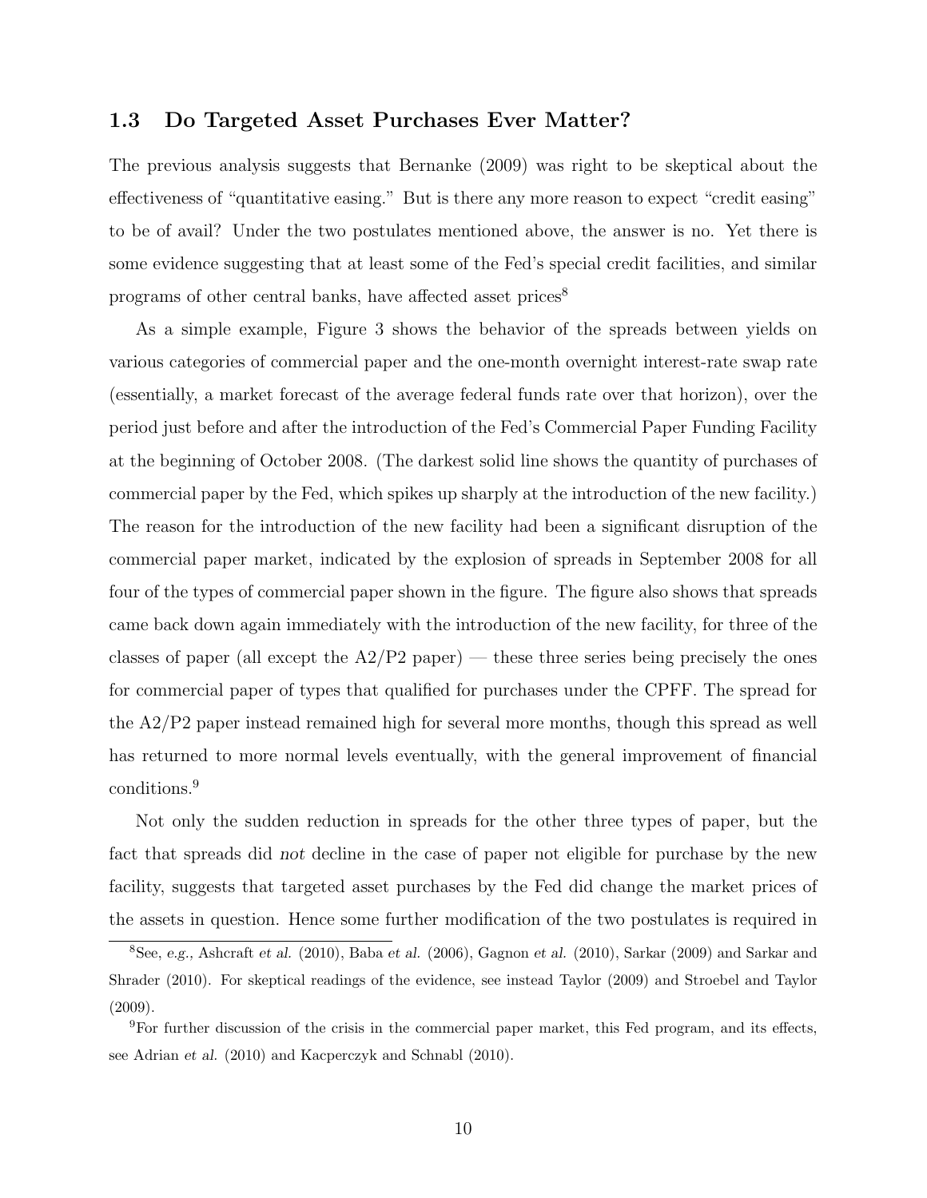### 1.3 Do Targeted Asset Purchases Ever Matter?

The previous analysis suggests that Bernanke (2009) was right to be skeptical about the effectiveness of "quantitative easing." But is there any more reason to expect "credit easing" to be of avail? Under the two postulates mentioned above, the answer is no. Yet there is some evidence suggesting that at least some of the Fed's special credit facilities, and similar programs of other central banks, have affected asset prices[8]

As a simple example, Figure 3 shows the behavior of the spreads between yields on various categories of commercial paper and the one-month overnight interest-rate swap rate (essentially, a market forecast of the average federal funds rate over that horizon), over the period just before and after the introduction of the Fed's Commercial Paper Funding Facility at the beginning of October 2008. (The darkest solid line shows the quantity of purchases of commercial paper by the Fed, which spikes up sharply at the introduction of the new facility.) The reason for the introduction of the new facility had been a significant disruption of the commercial paper market, indicated by the explosion of spreads in September 2008 for all four of the types of commercial paper shown in the figure. The figure also shows that spreads came back down again immediately with the introduction of the new facility, for three of the classes of paper (all except the A2/P2 paper) — these three series being precisely the ones for commercial paper of types that qualified for purchases under the CPFF. The spread for the A2/P2 paper instead remained high for several more months, though this spread as well has returned to more normal levels eventually, with the general improvement of financial conditions.[9]

Not only the sudden reduction in spreads for the other three types of paper, but the fact that spreads did *not* decline in the case of paper not eligible for purchase by the new facility, suggests that targeted asset purchases by the Fed did change the market prices of the assets in question. Hence some further modification of the two postulates is required in

[8]See, *e.g.,* Ashcraft *et al.* (2010), Baba *et al.* (2006), Gagnon *et al.* (2010), Sarkar (2009) and Sarkar and Shrader (2010). For skeptical readings of the evidence, see instead Taylor (2009) and Stroebel and Taylor (2009).

[9]For further discussion of the crisis in the commercial paper market, this Fed program, and its effects, see Adrian *et al.* (2010) and Kacperczyk and Schnabl (2010).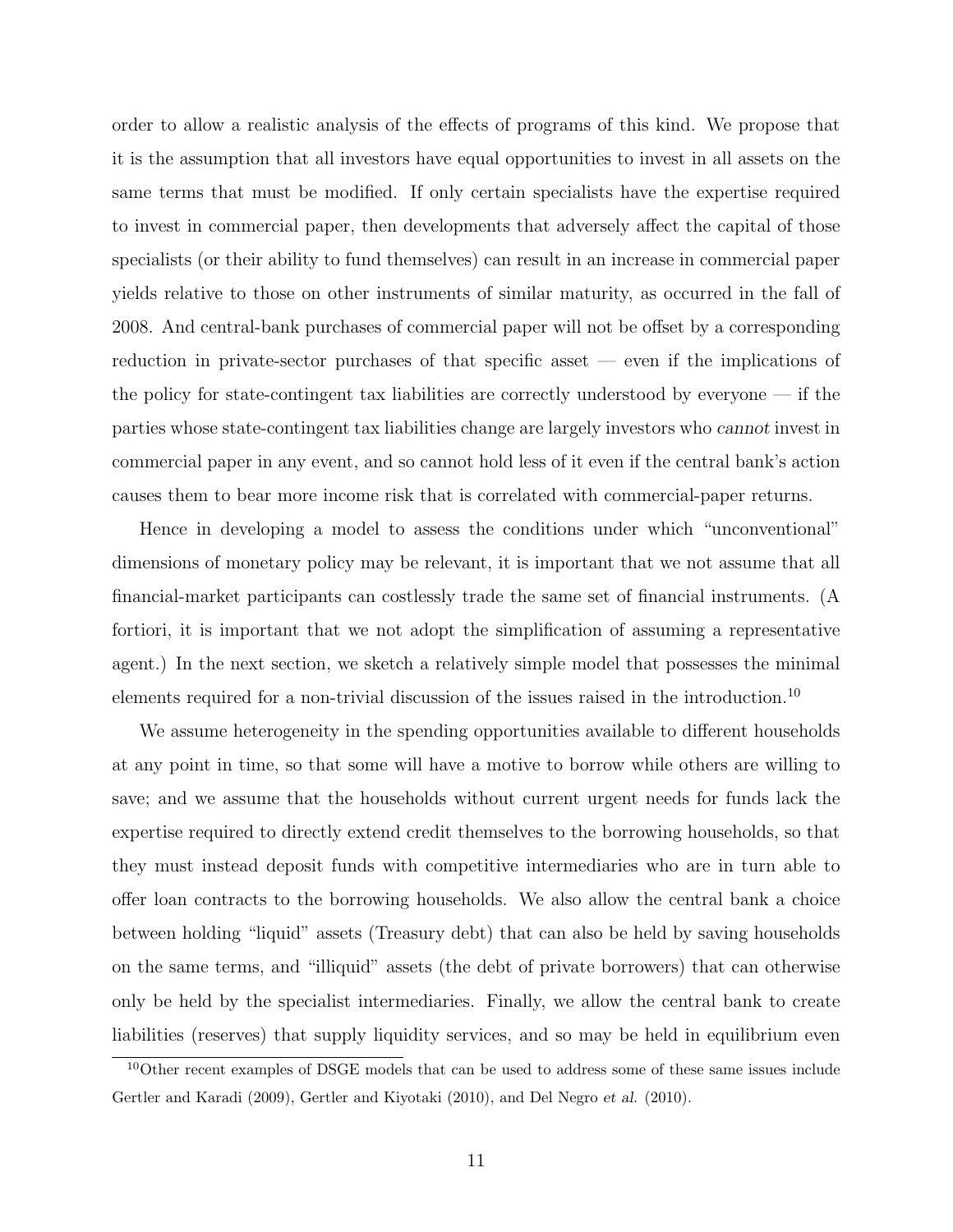order to allow a realistic analysis of the effects of programs of this kind. We propose that it is the assumption that all investors have equal opportunities to invest in all assets on the same terms that must be modified. If only certain specialists have the expertise required to invest in commercial paper, then developments that adversely affect the capital of those specialists (or their ability to fund themselves) can result in an increase in commercial paper yields relative to those on other instruments of similar maturity, as occurred in the fall of 2008. And central-bank purchases of commercial paper will not be offset by a corresponding reduction in private-sector purchases of that specific asset — even if the implications of the policy for state-contingent tax liabilities are correctly understood by everyone — if the parties whose state-contingent tax liabilities change are largely investors who *cannot* invest in commercial paper in any event, and so cannot hold less of it even if the central bank's action causes them to bear more income risk that is correlated with commercial-paper returns.

Hence in developing a model to assess the conditions under which "unconventional" dimensions of monetary policy may be relevant, it is important that we not assume that all financial-market participants can costlessly trade the same set of financial instruments. (A fortiori, it is important that we not adopt the simplification of assuming a representative agent.) In the next section, we sketch a relatively simple model that possesses the minimal elements required for a non-trivial discussion of the issues raised in the introduction.[10]

We assume heterogeneity in the spending opportunities available to different households at any point in time, so that some will have a motive to borrow while others are willing to save; and we assume that the households without current urgent needs for funds lack the expertise required to directly extend credit themselves to the borrowing households, so that they must instead deposit funds with competitive intermediaries who are in turn able to offer loan contracts to the borrowing households. We also allow the central bank a choice between holding "liquid" assets (Treasury debt) that can also be held by saving households on the same terms, and "illiquid" assets (the debt of private borrowers) that can otherwise only be held by the specialist intermediaries. Finally, we allow the central bank to create liabilities (reserves) that supply liquidity services, and so may be held in equilibrium even

[10]Other recent examples of DSGE models that can be used to address some of these same issues include Gertler and Karadi (2009), Gertler and Kiyotaki (2010), and Del Negro *et al.* (2010).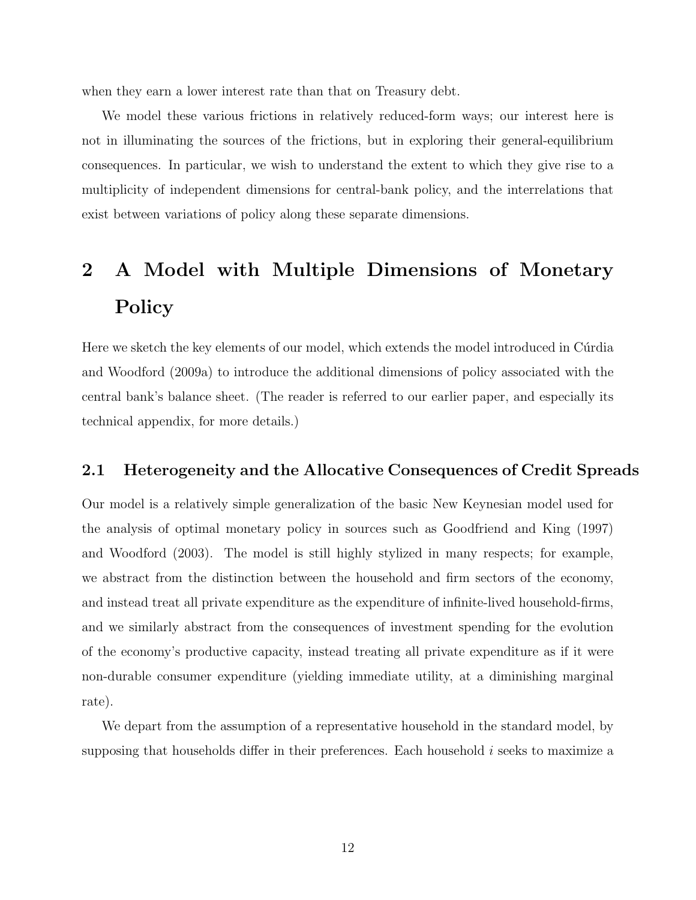when they earn a lower interest rate than that on Treasury debt.

We model these various frictions in relatively reduced-form ways; our interest here is not in illuminating the sources of the frictions, but in exploring their general-equilibrium consequences. In particular, we wish to understand the extent to which they give rise to a multiplicity of independent dimensions for central-bank policy, and the interrelations that exist between variations of policy along these separate dimensions.

# 2 A Model with Multiple Dimensions of Monetary Policy

Here we sketch the key elements of our model, which extends the model introduced in Cúrdia and Woodford (2009a) to introduce the additional dimensions of policy associated with the central bank's balance sheet. (The reader is referred to our earlier paper, and especially its technical appendix, for more details.)

## 2.1 Heterogeneity and the Allocative Consequences of Credit Spreads

Our model is a relatively simple generalization of the basic New Keynesian model used for the analysis of optimal monetary policy in sources such as Goodfriend and King (1997) and Woodford (2003). The model is still highly stylized in many respects; for example, we abstract from the distinction between the household and firm sectors of the economy, and instead treat all private expenditure as the expenditure of infinite-lived household-firms, and we similarly abstract from the consequences of investment spending for the evolution of the economy's productive capacity, instead treating all private expenditure as if it were non-durable consumer expenditure (yielding immediate utility, at a diminishing marginal rate).

We depart from the assumption of a representative household in the standard model, by supposing that households differ in their preferences. Each household $i$ seeks to maximize a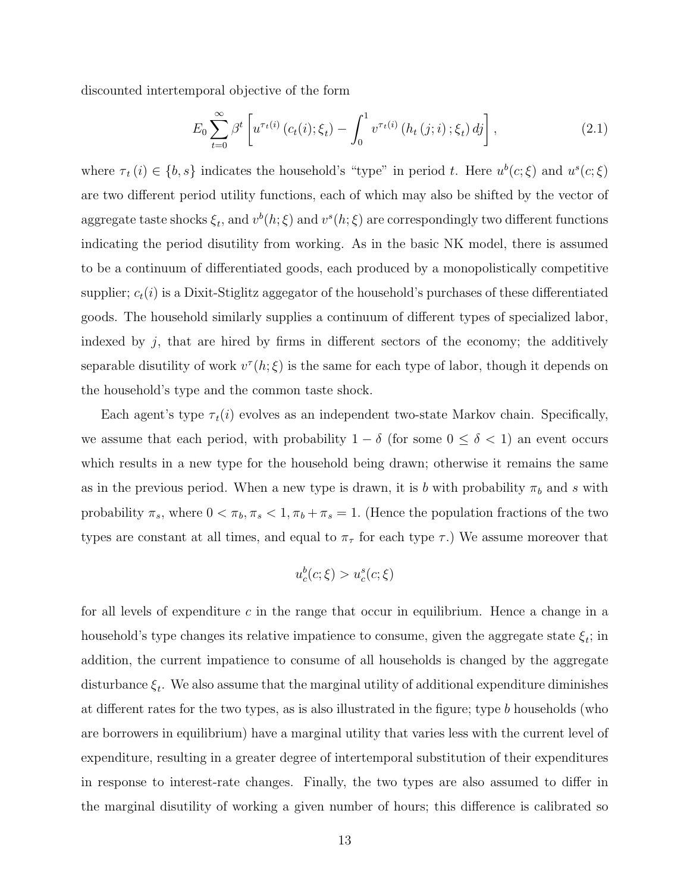discounted intertemporal objective of the form

$$E_0 \sum_{t=0}^{\infty} \beta^t \left[ u^{\tau_t(i)} \left( c_t(i); \xi_t \right) - \int_0^1 v^{\tau_t(i)} \left( h_t \left( j; i \right); \xi_t \right) dj \right], \tag{2.1}$$

where $\tau_t(i) \in \{b, s\}$ indicates the household's "type" in period $t$. Here $u^b(c; \xi)$ and $u^s(c; \xi)$ are two different period utility functions, each of which may also be shifted by the vector of aggregate taste shocks $\xi_t$, and $v^b(h; \xi)$ and $v^s(h; \xi)$ are correspondingly two different functions indicating the period disutility from working. As in the basic NK model, there is assumed to be a continuum of differentiated goods, each produced by a monopolistically competitive supplier; $c_t(i)$ is a Dixit-Stiglitz aggegator of the household's purchases of these differentiated goods. The household similarly supplies a continuum of different types of specialized labor, indexed by $j$, that are hired by firms in different sectors of the economy; the additively separable disutility of work $v^\tau(h; \xi)$ is the same for each type of labor, though it depends on the household's type and the common taste shock.

Each agent's type $\tau_t(i)$ evolves as an independent two-state Markov chain. Specifically, we assume that each period, with probability $1 - \delta$ (for some $0 \leq \delta < 1$) an event occurs which results in a new type for the household being drawn; otherwise it remains the same as in the previous period. When a new type is drawn, it is $b$ with probability $\pi_b$ and $s$ with probability $\pi_s$, where $0 < \pi_b, \pi_s < 1, \pi_b + \pi_s = 1$. (Hence the population fractions of the two types are constant at all times, and equal to $\pi_\tau$ for each type $\tau$.) We assume moreover that

$$u_c^b(c; \xi) > u_c^s(c; \xi)$$

for all levels of expenditure $c$ in the range that occur in equilibrium. Hence a change in a household's type changes its relative impatience to consume, given the aggregate state $\xi_t$; in addition, the current impatience to consume of all households is changed by the aggregate disturbance $\xi_t$. We also assume that the marginal utility of additional expenditure diminishes at different rates for the two types, as is also illustrated in the figure; type $b$ households (who are borrowers in equilibrium) have a marginal utility that varies less with the current level of expenditure, resulting in a greater degree of intertemporal substitution of their expenditures in response to interest-rate changes. Finally, the two types are also assumed to differ in the marginal disutility of working a given number of hours; this difference is calibrated so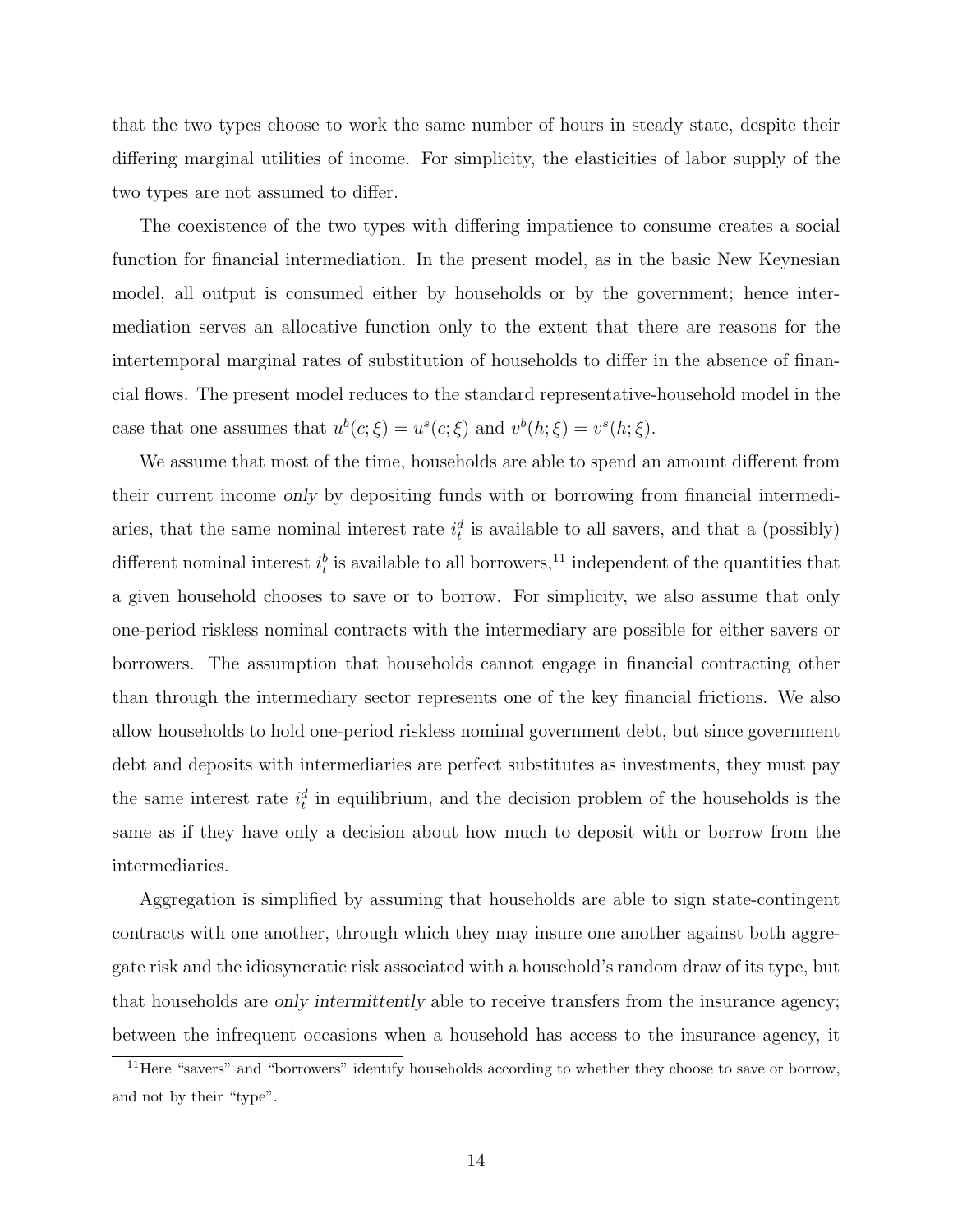that the two types choose to work the same number of hours in steady state, despite their differing marginal utilities of income. For simplicity, the elasticities of labor supply of the two types are not assumed to differ.

The coexistence of the two types with differing impatience to consume creates a social function for financial intermediation. In the present model, as in the basic New Keynesian model, all output is consumed either by households or by the government; hence intermediation serves an allocative function only to the extent that there are reasons for the intertemporal marginal rates of substitution of households to differ in the absence of financial flows. The present model reduces to the standard representative-household model in the case that one assumes that $u^b(c;\xi) = u^s(c;\xi)$ and $v^b(h;\xi) = v^s(h;\xi)$.

We assume that most of the time, households are able to spend an amount different from their current income *only* by depositing funds with or borrowing from financial intermediaries, that the same nominal interest rate $i_t^d$ is available to all savers, and that a (possibly) different nominal interest $i_t^b$ is available to all borrowers,[11] independent of the quantities that a given household chooses to save or to borrow. For simplicity, we also assume that only one-period riskless nominal contracts with the intermediary are possible for either savers or borrowers. The assumption that households cannot engage in financial contracting other than through the intermediary sector represents one of the key financial frictions. We also allow households to hold one-period riskless nominal government debt, but since government debt and deposits with intermediaries are perfect substitutes as investments, they must pay the same interest rate $i_t^d$ in equilibrium, and the decision problem of the households is the same as if they have only a decision about how much to deposit with or borrow from the intermediaries.

Aggregation is simplified by assuming that households are able to sign state-contingent contracts with one another, through which they may insure one another against both aggregate risk and the idiosyncratic risk associated with a household's random draw of its type, but that households are *only intermittently* able to receive transfers from the insurance agency; between the infrequent occasions when a household has access to the insurance agency, it

[11] Here "savers" and "borrowers" identify households according to whether they choose to save or borrow, and not by their "type".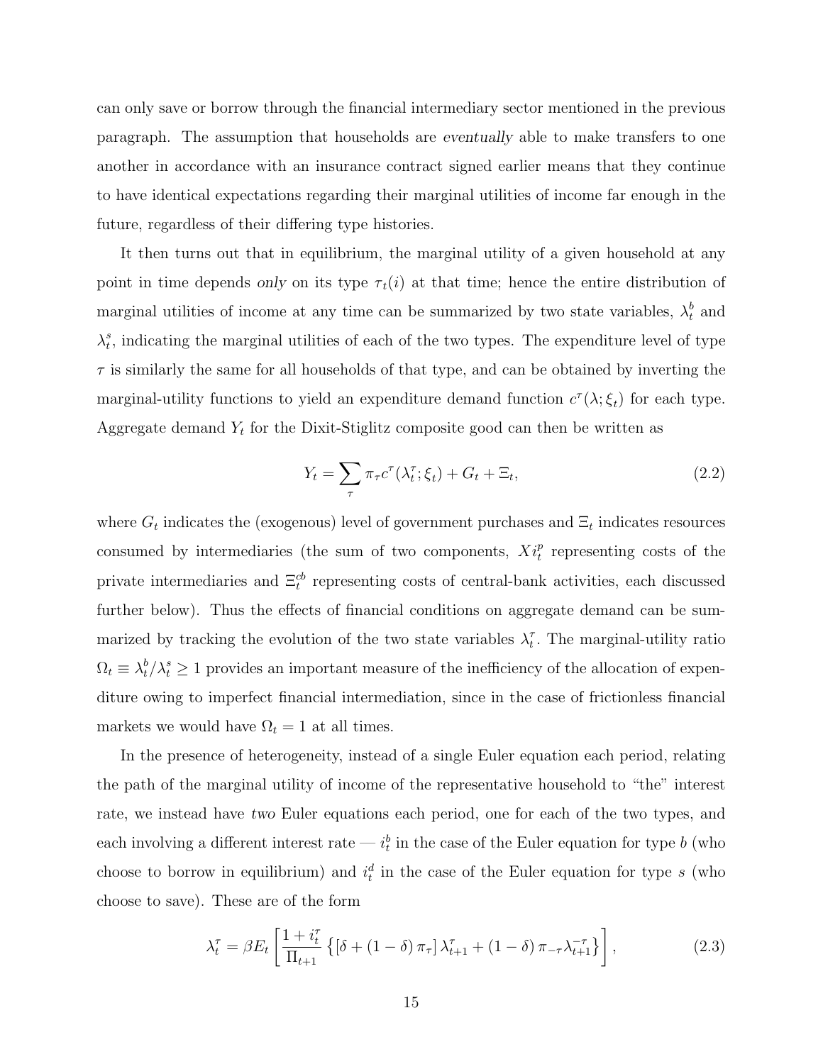can only save or borrow through the financial intermediary sector mentioned in the previous paragraph. The assumption that households are *eventually* able to make transfers to one another in accordance with an insurance contract signed earlier means that they continue to have identical expectations regarding their marginal utilities of income far enough in the future, regardless of their differing type histories.

It then turns out that in equilibrium, the marginal utility of a given household at any point in time depends *only* on its type $\tau_t(i)$ at that time; hence the entire distribution of marginal utilities of income at any time can be summarized by two state variables, $\lambda_t^b$ and $\lambda_t^s$, indicating the marginal utilities of each of the two types. The expenditure level of type $\tau$ is similarly the same for all households of that type, and can be obtained by inverting the marginal-utility functions to yield an expenditure demand function $c^\tau(\lambda; \xi_t)$ for each type. Aggregate demand $Y_t$ for the Dixit-Stiglitz composite good can then be written as

$$Y_t = \sum_\tau \pi_\tau c^\tau(\lambda_t^\tau; \xi_t) + G_t + \Xi_t, \tag{2.2}$$

where $G_t$ indicates the (exogenous) level of government purchases and $\Xi_t$ indicates resources consumed by intermediaries (the sum of two components, $Xi_t^p$ representing costs of the private intermediaries and $\Xi_t^{cb}$ representing costs of central-bank activities, each discussed further below). Thus the effects of financial conditions on aggregate demand can be summarized by tracking the evolution of the two state variables $\lambda_t^\tau$. The marginal-utility ratio $\Omega_t \equiv \lambda_t^b/\lambda_t^s \geq 1$ provides an important measure of the inefficiency of the allocation of expenditure owing to imperfect financial intermediation, since in the case of frictionless financial markets we would have $\Omega_t = 1$ at all times.

In the presence of heterogeneity, instead of a single Euler equation each period, relating the path of the marginal utility of income of the representative household to "the" interest rate, we instead have *two* Euler equations each period, one for each of the two types, and each involving a different interest rate — $i_t^b$ in the case of the Euler equation for type $b$ (who choose to borrow in equilibrium) and $i_t^d$ in the case of the Euler equation for type $s$ (who choose to save). These are of the form

$$\lambda_t^\tau = \beta E_t \left[ \frac{1 + i_t^\tau}{\Pi_{t+1}} \left\{ \left[ \delta + (1 - \delta) \pi_\tau \right] \lambda_{t+1}^\tau + (1 - \delta) \pi_{-\tau} \lambda_{t+1}^{-\tau} \right\} \right], \tag{2.3}$$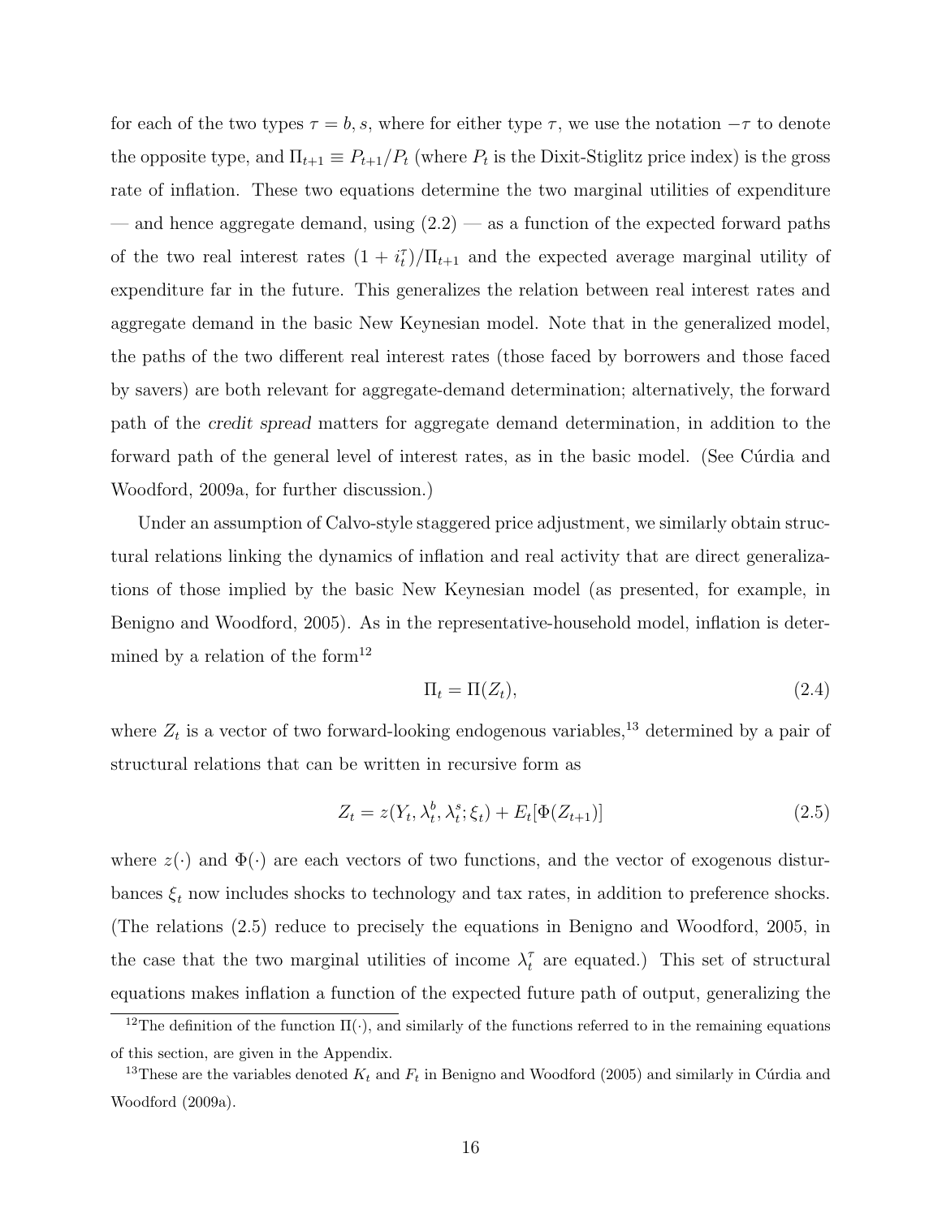for each of the two types $\tau = b, s$, where for either type $\tau$, we use the notation $-\tau$ to denote the opposite type, and $\Pi_{t+1} \equiv P_{t+1}/P_t$ (where $P_t$ is the Dixit-Stiglitz price index) is the gross rate of inflation. These two equations determine the two marginal utilities of expenditure — and hence aggregate demand, using (2.2) — as a function of the expected forward paths of the two real interest rates $(1 + i_t^\tau)/\Pi_{t+1}$ and the expected average marginal utility of expenditure far in the future. This generalizes the relation between real interest rates and aggregate demand in the basic New Keynesian model. Note that in the generalized model, the paths of the two different real interest rates (those faced by borrowers and those faced by savers) are both relevant for aggregate-demand determination; alternatively, the forward path of the *credit spread* matters for aggregate demand determination, in addition to the forward path of the general level of interest rates, as in the basic model. (See Cúrdia and Woodford, 2009a, for further discussion.)

Under an assumption of Calvo-style staggered price adjustment, we similarly obtain structural relations linking the dynamics of inflation and real activity that are direct generalizations of those implied by the basic New Keynesian model (as presented, for example, in Benigno and Woodford, 2005). As in the representative-household model, inflation is determined by a relation of the form[12]

$$\Pi_t = \Pi(Z_t), \tag{2.4}$$

where $Z_t$ is a vector of two forward-looking endogenous variables,[13] determined by a pair of structural relations that can be written in recursive form as

$$Z_t = z(Y_t, \lambda_t^b, \lambda_t^s; \xi_t) + E_t[\Phi(Z_{t+1})] \tag{2.5}$$

where $z(\cdot)$ and $\Phi(\cdot)$ are each vectors of two functions, and the vector of exogenous disturbances $\xi_t$ now includes shocks to technology and tax rates, in addition to preference shocks. (The relations (2.5) reduce to precisely the equations in Benigno and Woodford, 2005, in the case that the two marginal utilities of income $\lambda_t^\tau$ are equated.) This set of structural equations makes inflation a function of the expected future path of output, generalizing the

[12] The definition of the function $\Pi(\cdot)$, and similarly of the functions referred to in the remaining equations of this section, are given in the Appendix.

[13] These are the variables denoted $K_t$ and $F_t$ in Benigno and Woodford (2005) and similarly in Cúrdia and Woodford (2009a).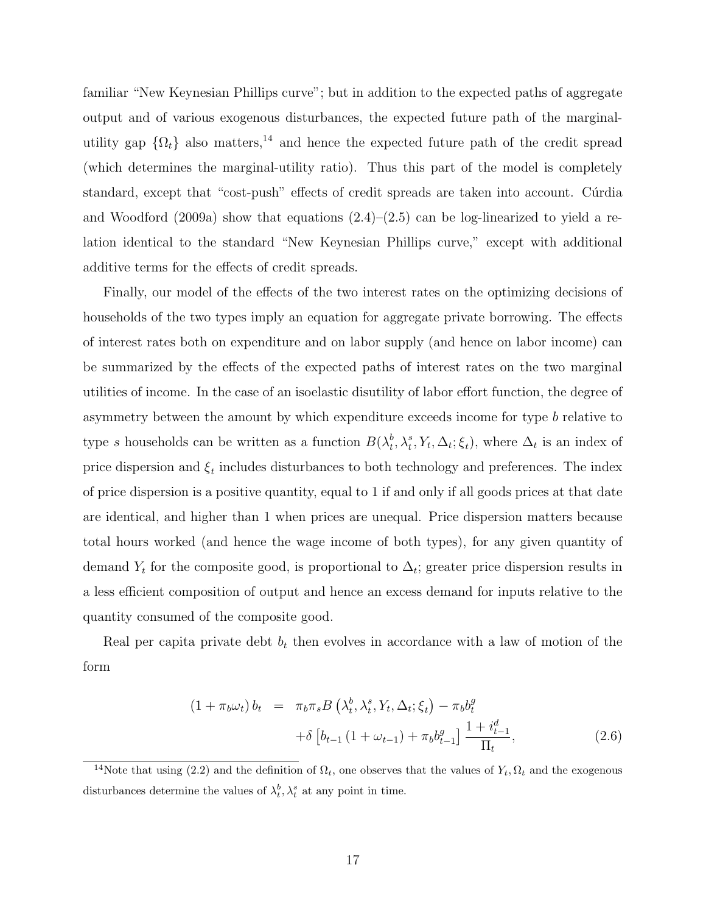familiar "New Keynesian Phillips curve"; but in addition to the expected paths of aggregate output and of various exogenous disturbances, the expected future path of the marginal-utility gap $\{\Omega_t\}$ also matters,[14] and hence the expected future path of the credit spread (which determines the marginal-utility ratio). Thus this part of the model is completely standard, except that "cost-push" effects of credit spreads are taken into account. Cúrdia and Woodford (2009a) show that equations (2.4)–(2.5) can be log-linearized to yield a relation identical to the standard "New Keynesian Phillips curve," except with additional additive terms for the effects of credit spreads.

Finally, our model of the effects of the two interest rates on the optimizing decisions of households of the two types imply an equation for aggregate private borrowing. The effects of interest rates both on expenditure and on labor supply (and hence on labor income) can be summarized by the effects of the expected paths of interest rates on the two marginal utilities of income. In the case of an isoelastic disutility of labor effort function, the degree of asymmetry between the amount by which expenditure exceeds income for type $b$ relative to type $s$ households can be written as a function $B(\lambda_t^b, \lambda_t^s, Y_t, \Delta_t; \xi_t)$, where $\Delta_t$ is an index of price dispersion and $\xi_t$ includes disturbances to both technology and preferences. The index of price dispersion is a positive quantity, equal to 1 if and only if all goods prices at that date are identical, and higher than 1 when prices are unequal. Price dispersion matters because total hours worked (and hence the wage income of both types), for any given quantity of demand $Y_t$ for the composite good, is proportional to $\Delta_t$; greater price dispersion results in a less efficient composition of output and hence an excess demand for inputs relative to the quantity consumed of the composite good.

Real per capita private debt $b_t$ then evolves in accordance with a law of motion of the form

$$
\begin{aligned}
(1 + \pi_b \omega_t)\, b_t &= \pi_b \pi_s B\left(\lambda_t^b, \lambda_t^s, Y_t, \Delta_t; \xi_t\right) - \pi_b b_t^g \\
&\quad + \delta \left[ b_{t-1} \left(1 + \omega_{t-1}\right) + \pi_b b_{t-1}^g \right] \frac{1 + i_{t-1}^d}{\Pi_t},
\end{aligned}
\tag{2.6}
$$

[14] Note that using (2.2) and the definition of $\Omega_t$, one observes that the values of $Y_t, \Omega_t$ and the exogenous disturbances determine the values of $\lambda_t^b, \lambda_t^s$ at any point in time.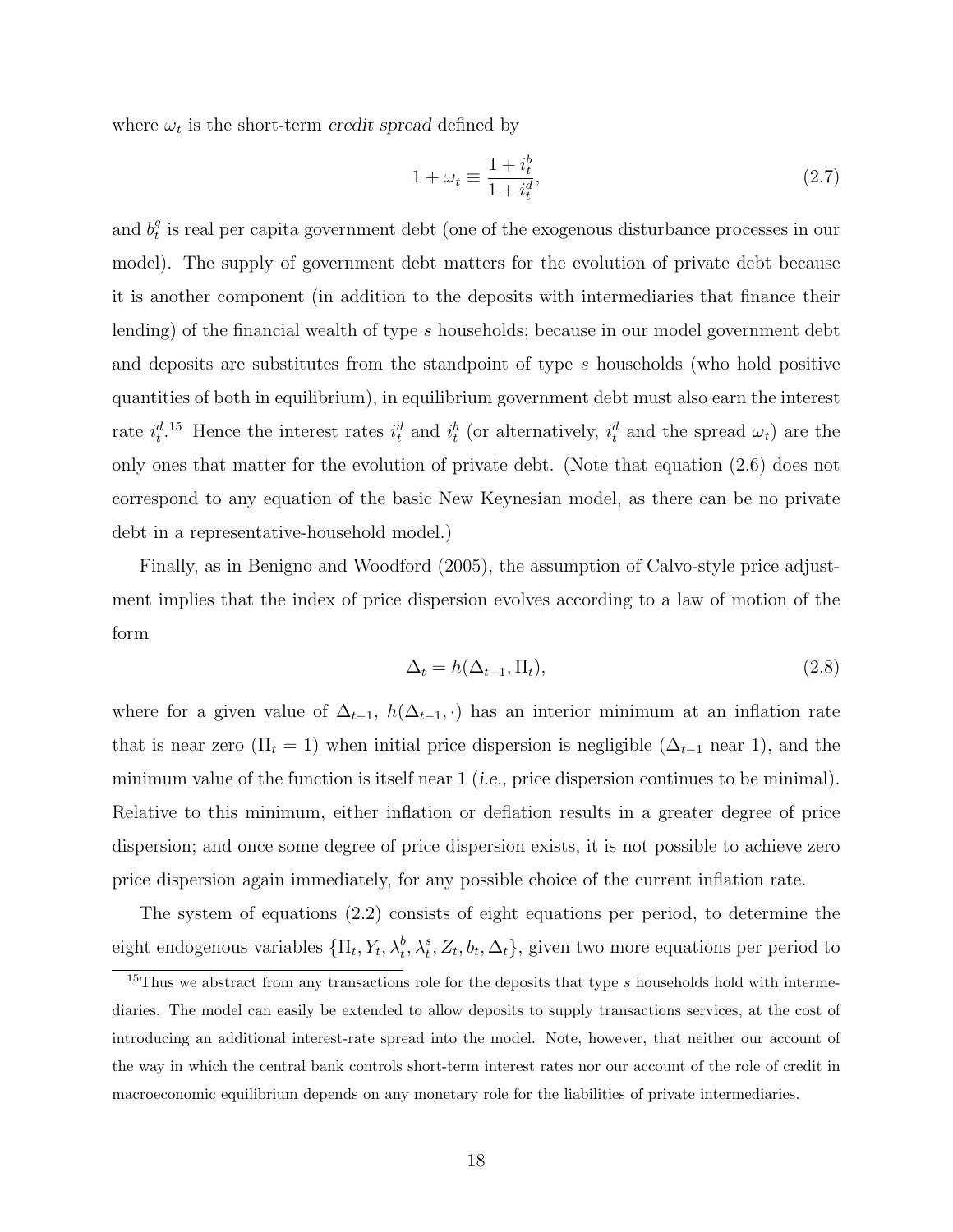where $\omega_t$ is the short-term *credit spread* defined by

$$1 + \omega_t \equiv \frac{1 + i_t^b}{1 + i_t^d}, \tag{2.7}$$

and $b_t^g$ is real per capita government debt (one of the exogenous disturbance processes in our model). The supply of government debt matters for the evolution of private debt because it is another component (in addition to the deposits with intermediaries that finance their lending) of the financial wealth of type $s$ households; because in our model government debt and deposits are substitutes from the standpoint of type $s$ households (who hold positive quantities of both in equilibrium), in equilibrium government debt must also earn the interest rate $i_t^d$.[15] Hence the interest rates $i_t^d$ and $i_t^b$ (or alternatively, $i_t^d$ and the spread $\omega_t$) are the only ones that matter for the evolution of private debt. (Note that equation (2.6) does not correspond to any equation of the basic New Keynesian model, as there can be no private debt in a representative-household model.)

Finally, as in Benigno and Woodford (2005), the assumption of Calvo-style price adjustment implies that the index of price dispersion evolves according to a law of motion of the form

$$\Delta_t = h(\Delta_{t-1}, \Pi_t), \tag{2.8}$$

where for a given value of $\Delta_{t-1}$, $h(\Delta_{t-1}, \cdot)$ has an interior minimum at an inflation rate that is near zero ($\Pi_t = 1$) when initial price dispersion is negligible ($\Delta_{t-1}$ near 1), and the minimum value of the function is itself near 1 (*i.e.*, price dispersion continues to be minimal). Relative to this minimum, either inflation or deflation results in a greater degree of price dispersion; and once some degree of price dispersion exists, it is not possible to achieve zero price dispersion again immediately, for any possible choice of the current inflation rate.

The system of equations (2.2) consists of eight equations per period, to determine the eight endogenous variables $\{\Pi_t, Y_t, \lambda_t^b, \lambda_t^s, Z_t, b_t, \Delta_t\}$, given two more equations per period to

[15] Thus we abstract from any transactions role for the deposits that type $s$ households hold with intermediaries. The model can easily be extended to allow deposits to supply transactions services, at the cost of introducing an additional interest-rate spread into the model. Note, however, that neither our account of the way in which the central bank controls short-term interest rates nor our account of the role of credit in macroeconomic equilibrium depends on any monetary role for the liabilities of private intermediaries.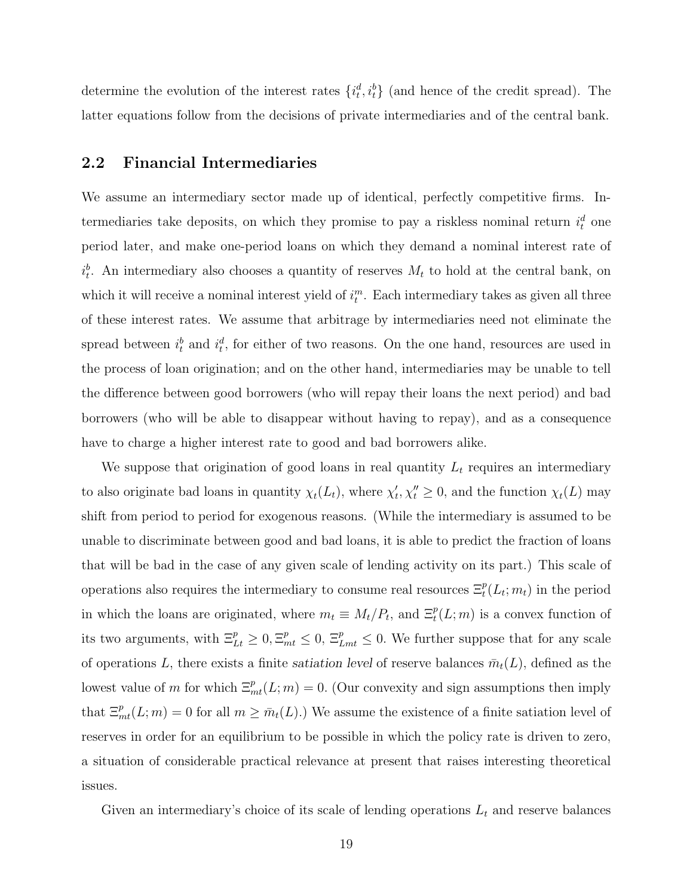determine the evolution of the interest rates $\{i_t^d, i_t^b\}$ (and hence of the credit spread). The latter equations follow from the decisions of private intermediaries and of the central bank.

## 2.2 Financial Intermediaries

We assume an intermediary sector made up of identical, perfectly competitive firms. Intermediaries take deposits, on which they promise to pay a riskless nominal return $i_t^d$ one period later, and make one-period loans on which they demand a nominal interest rate of $i_t^b$. An intermediary also chooses a quantity of reserves $M_t$ to hold at the central bank, on which it will receive a nominal interest yield of $i_t^m$. Each intermediary takes as given all three of these interest rates. We assume that arbitrage by intermediaries need not eliminate the spread between $i_t^b$ and $i_t^d$, for either of two reasons. On the one hand, resources are used in the process of loan origination; and on the other hand, intermediaries may be unable to tell the difference between good borrowers (who will repay their loans the next period) and bad borrowers (who will be able to disappear without having to repay), and as a consequence have to charge a higher interest rate to good and bad borrowers alike.

We suppose that origination of good loans in real quantity $L_t$ requires an intermediary to also originate bad loans in quantity $\chi_t(L_t)$, where $\chi_t', \chi_t'' \geq 0$, and the function $\chi_t(L)$ may shift from period to period for exogenous reasons. (While the intermediary is assumed to be unable to discriminate between good and bad loans, it is able to predict the fraction of loans that will be bad in the case of any given scale of lending activity on its part.) This scale of operations also requires the intermediary to consume real resources $\Xi_t^p(L_t; m_t)$ in the period in which the loans are originated, where $m_t \equiv M_t/P_t$, and $\Xi_t^p(L; m)$ is a convex function of its two arguments, with $\Xi_{Lt}^p \geq 0, \Xi_{mt}^p \leq 0$, $\Xi_{Lmt}^p \leq 0$. We further suppose that for any scale of operations $L$, there exists a finite *satiation level* of reserve balances $\bar{m}_t(L)$, defined as the lowest value of $m$ for which $\Xi_{mt}^p(L; m) = 0$. (Our convexity and sign assumptions then imply that $\Xi_{mt}^p(L; m) = 0$ for all $m \geq \bar{m}_t(L)$.) We assume the existence of a finite satiation level of reserves in order for an equilibrium to be possible in which the policy rate is driven to zero, a situation of considerable practical relevance at present that raises interesting theoretical issues.

Given an intermediary's choice of its scale of lending operations $L_t$ and reserve balances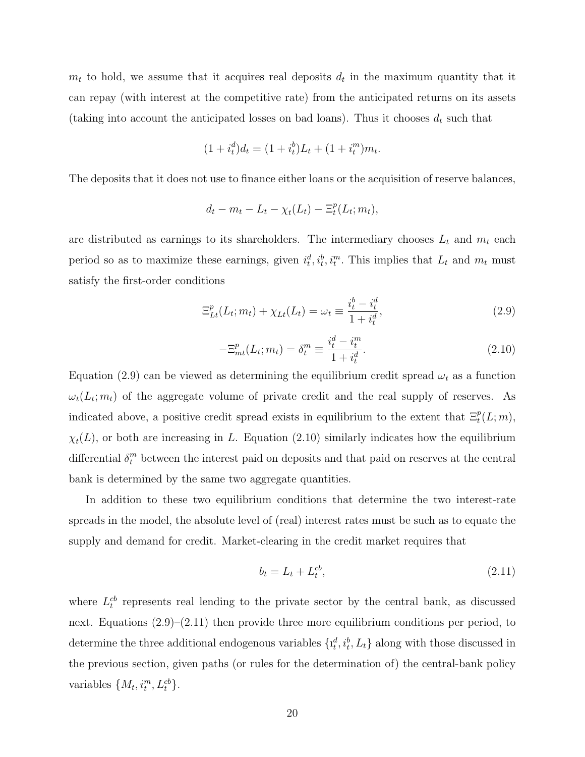$m_t$ to hold, we assume that it acquires real deposits $d_t$ in the maximum quantity that it can repay (with interest at the competitive rate) from the anticipated returns on its assets (taking into account the anticipated losses on bad loans). Thus it chooses $d_t$ such that

$$(1 + i_t^d)d_t = (1 + i_t^b)L_t + (1 + i_t^m)m_t.$$

The deposits that it does not use to finance either loans or the acquisition of reserve balances,

$$d_t - m_t - L_t - \chi_t(L_t) - \Xi_t^p(L_t; m_t),$$

are distributed as earnings to its shareholders. The intermediary chooses $L_t$ and $m_t$ each period so as to maximize these earnings, given $i_t^d, i_t^b, i_t^m$. This implies that $L_t$ and $m_t$ must satisfy the first-order conditions

$$\Xi_{Lt}^p(L_t; m_t) + \chi_{Lt}(L_t) = \omega_t \equiv \frac{i_t^b - i_t^d}{1 + i_t^d}, \tag{2.9}$$

$$-\Xi_{mt}^p(L_t; m_t) = \delta_t^m \equiv \frac{i_t^d - i_t^m}{1 + i_t^d}. \tag{2.10}$$

Equation (2.9) can be viewed as determining the equilibrium credit spread $\omega_t$ as a function $\omega_t(L_t; m_t)$ of the aggregate volume of private credit and the real supply of reserves. As indicated above, a positive credit spread exists in equilibrium to the extent that $\Xi_t^p(L; m)$, $\chi_t(L)$, or both are increasing in $L$. Equation (2.10) similarly indicates how the equilibrium differential $\delta_t^m$ between the interest paid on deposits and that paid on reserves at the central bank is determined by the same two aggregate quantities.

In addition to these two equilibrium conditions that determine the two interest-rate spreads in the model, the absolute level of (real) interest rates must be such as to equate the supply and demand for credit. Market-clearing in the credit market requires that

$$b_t = L_t + L_t^{cb}, \tag{2.11}$$

where $L_t^{cb}$ represents real lending to the private sector by the central bank, as discussed next. Equations (2.9)–(2.11) then provide three more equilibrium conditions per period, to determine the three additional endogenous variables $\{\imath_t^d, i_t^b, L_t\}$ along with those discussed in the previous section, given paths (or rules for the determination of) the central-bank policy variables $\{M_t, i_t^m, L_t^{cb}\}$.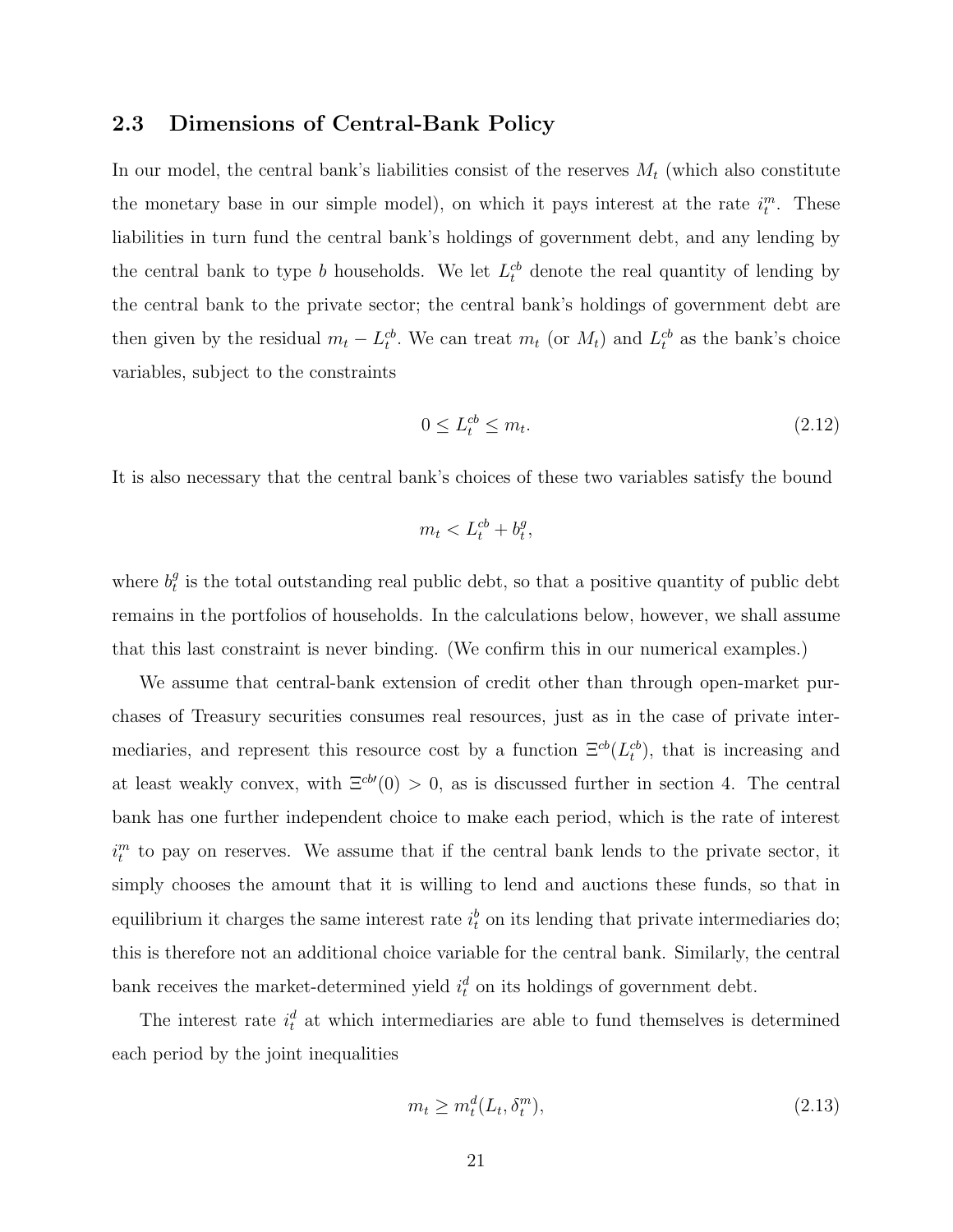### 2.3 Dimensions of Central-Bank Policy

In our model, the central bank's liabilities consist of the reserves $M_t$ (which also constitute the monetary base in our simple model), on which it pays interest at the rate $i_t^m$. These liabilities in turn fund the central bank's holdings of government debt, and any lending by the central bank to type $b$ households. We let $L_t^{cb}$ denote the real quantity of lending by the central bank to the private sector; the central bank's holdings of government debt are then given by the residual $m_t - L_t^{cb}$. We can treat $m_t$ (or $M_t$) and $L_t^{cb}$ as the bank's choice variables, subject to the constraints

$$0 \leq L_t^{cb} \leq m_t. \tag{2.12}$$

It is also necessary that the central bank's choices of these two variables satisfy the bound

$$m_t < L_t^{cb} + b_t^g,$$

where $b_t^g$ is the total outstanding real public debt, so that a positive quantity of public debt remains in the portfolios of households. In the calculations below, however, we shall assume that this last constraint is never binding. (We confirm this in our numerical examples.)

We assume that central-bank extension of credit other than through open-market purchases of Treasury securities consumes real resources, just as in the case of private intermediaries, and represent this resource cost by a function $\Xi^{cb}(L_t^{cb})$, that is increasing and at least weakly convex, with $\Xi^{cb\prime}(0) > 0$, as is discussed further in section 4. The central bank has one further independent choice to make each period, which is the rate of interest $i_t^m$ to pay on reserves. We assume that if the central bank lends to the private sector, it simply chooses the amount that it is willing to lend and auctions these funds, so that in equilibrium it charges the same interest rate $i_t^b$ on its lending that private intermediaries do; this is therefore not an additional choice variable for the central bank. Similarly, the central bank receives the market-determined yield $i_t^d$ on its holdings of government debt.

The interest rate $i_t^d$ at which intermediaries are able to fund themselves is determined each period by the joint inequalities

$$m_t \geq m_t^d(L_t, \delta_t^m), \tag{2.13}$$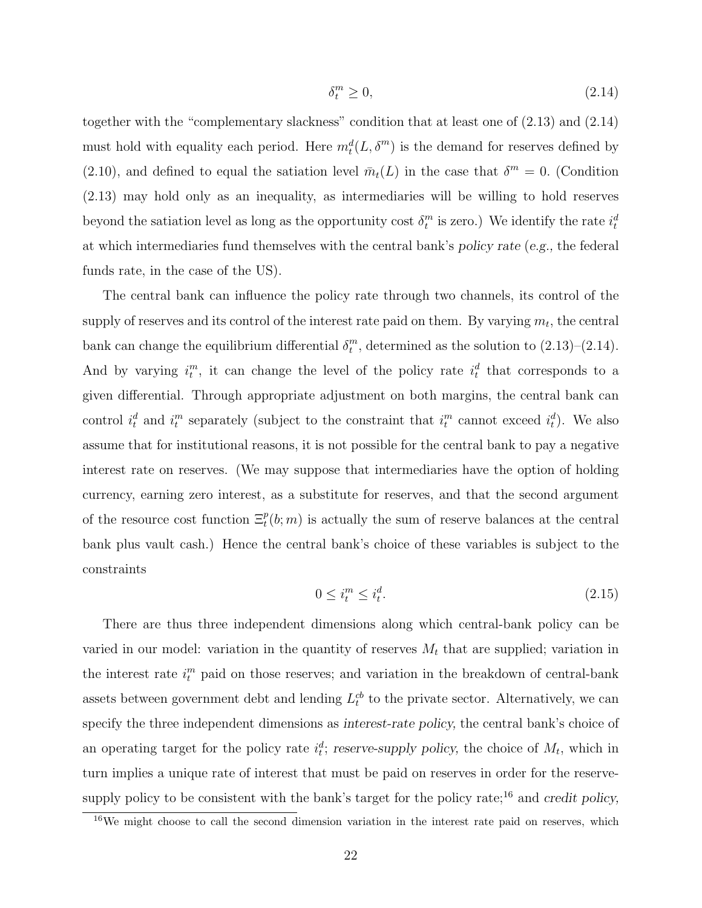$$\delta_t^m \geq 0, \tag{2.14}$$

together with the "complementary slackness" condition that at least one of (2.13) and (2.14) must hold with equality each period. Here $m_t^d(L, \delta^m)$ is the demand for reserves defined by (2.10), and defined to equal the satiation level $\bar{m}_t(L)$ in the case that $\delta^m = 0$. (Condition (2.13) may hold only as an inequality, as intermediaries will be willing to hold reserves beyond the satiation level as long as the opportunity cost $\delta_t^m$ is zero.) We identify the rate $i_t^d$ at which intermediaries fund themselves with the central bank's *policy rate* (*e.g.,* the federal funds rate, in the case of the US).

The central bank can influence the policy rate through two channels, its control of the supply of reserves and its control of the interest rate paid on them. By varying $m_t$, the central bank can change the equilibrium differential $\delta_t^m$, determined as the solution to (2.13)–(2.14). And by varying $i_t^m$, it can change the level of the policy rate $i_t^d$ that corresponds to a given differential. Through appropriate adjustment on both margins, the central bank can control $i_t^d$ and $i_t^m$ separately (subject to the constraint that $i_t^m$ cannot exceed $i_t^d$). We also assume that for institutional reasons, it is not possible for the central bank to pay a negative interest rate on reserves. (We may suppose that intermediaries have the option of holding currency, earning zero interest, as a substitute for reserves, and that the second argument of the resource cost function $\Xi_t^p(b; m)$ is actually the sum of reserve balances at the central bank plus vault cash.) Hence the central bank's choice of these variables is subject to the constraints

$$0 \leq i_t^m \leq i_t^d. \tag{2.15}$$

There are thus three independent dimensions along which central-bank policy can be varied in our model: variation in the quantity of reserves $M_t$ that are supplied; variation in the interest rate $i_t^m$ paid on those reserves; and variation in the breakdown of central-bank assets between government debt and lending $L_t^{cb}$ to the private sector. Alternatively, we can specify the three independent dimensions as *interest-rate policy,* the central bank's choice of an operating target for the policy rate $i_t^d$; *reserve-supply policy,* the choice of $M_t$, which in turn implies a unique rate of interest that must be paid on reserves in order for the reserve-supply policy to be consistent with the bank's target for the policy rate;[16] and *credit policy,*

[16] We might choose to call the second dimension variation in the interest rate paid on reserves, which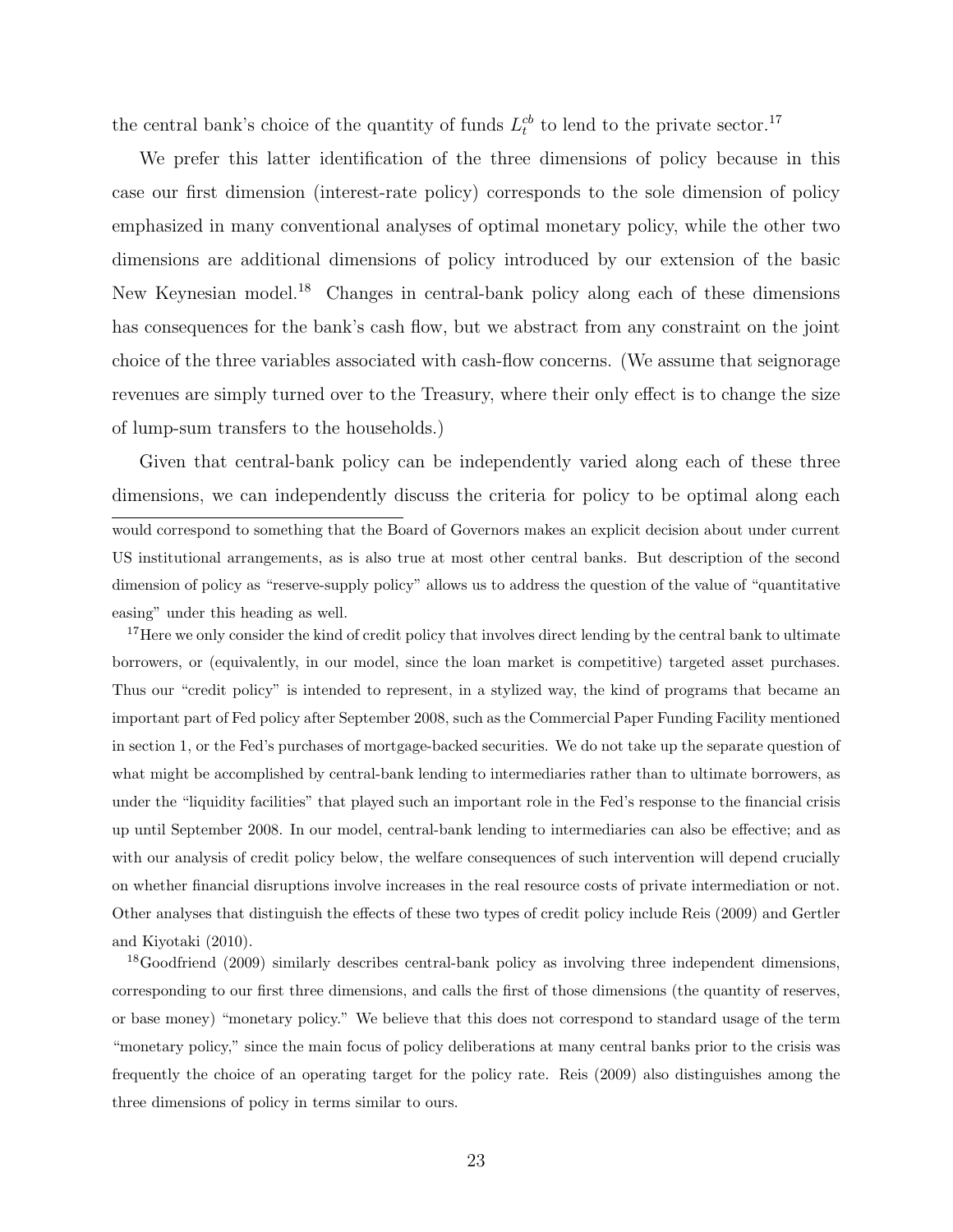the central bank's choice of the quantity of funds $L_t^{cb}$ to lend to the private sector.[17]

We prefer this latter identification of the three dimensions of policy because in this case our first dimension (interest-rate policy) corresponds to the sole dimension of policy emphasized in many conventional analyses of optimal monetary policy, while the other two dimensions are additional dimensions of policy introduced by our extension of the basic New Keynesian model.[18] Changes in central-bank policy along each of these dimensions has consequences for the bank's cash flow, but we abstract from any constraint on the joint choice of the three variables associated with cash-flow concerns. (We assume that seignorage revenues are simply turned over to the Treasury, where their only effect is to change the size of lump-sum transfers to the households.)

Given that central-bank policy can be independently varied along each of these three dimensions, we can independently discuss the criteria for policy to be optimal along each

would correspond to something that the Board of Governors makes an explicit decision about under current US institutional arrangements, as is also true at most other central banks. But description of the second dimension of policy as "reserve-supply policy" allows us to address the question of the value of "quantitative easing" under this heading as well.

[17] Here we only consider the kind of credit policy that involves direct lending by the central bank to ultimate borrowers, or (equivalently, in our model, since the loan market is competitive) targeted asset purchases. Thus our "credit policy" is intended to represent, in a stylized way, the kind of programs that became an important part of Fed policy after September 2008, such as the Commercial Paper Funding Facility mentioned in section 1, or the Fed's purchases of mortgage-backed securities. We do not take up the separate question of what might be accomplished by central-bank lending to intermediaries rather than to ultimate borrowers, as under the "liquidity facilities" that played such an important role in the Fed's response to the financial crisis up until September 2008. In our model, central-bank lending to intermediaries can also be effective; and as with our analysis of credit policy below, the welfare consequences of such intervention will depend crucially on whether financial disruptions involve increases in the real resource costs of private intermediation or not. Other analyses that distinguish the effects of these two types of credit policy include Reis (2009) and Gertler and Kiyotaki (2010).

[18] Goodfriend (2009) similarly describes central-bank policy as involving three independent dimensions, corresponding to our first three dimensions, and calls the first of those dimensions (the quantity of reserves, or base money) "monetary policy." We believe that this does not correspond to standard usage of the term "monetary policy," since the main focus of policy deliberations at many central banks prior to the crisis was frequently the choice of an operating target for the policy rate. Reis (2009) also distinguishes among the three dimensions of policy in terms similar to ours.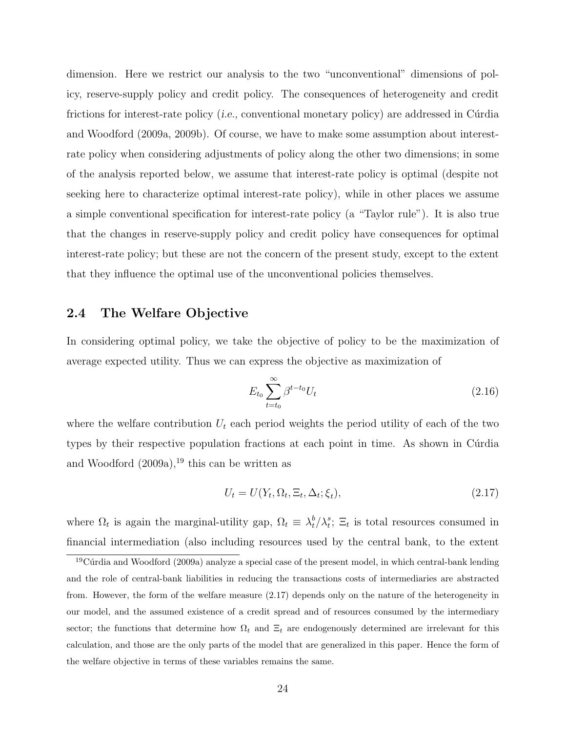dimension. Here we restrict our analysis to the two "unconventional" dimensions of policy, reserve-supply policy and credit policy. The consequences of heterogeneity and credit frictions for interest-rate policy (*i.e.,* conventional monetary policy) are addressed in Cúrdia and Woodford (2009a, 2009b). Of course, we have to make some assumption about interest-rate policy when considering adjustments of policy along the other two dimensions; in some of the analysis reported below, we assume that interest-rate policy is optimal (despite not seeking here to characterize optimal interest-rate policy), while in other places we assume a simple conventional specification for interest-rate policy (a "Taylor rule"). It is also true that the changes in reserve-supply policy and credit policy have consequences for optimal interest-rate policy; but these are not the concern of the present study, except to the extent that they influence the optimal use of the unconventional policies themselves.

## 2.4 The Welfare Objective

In considering optimal policy, we take the objective of policy to be the maximization of average expected utility. Thus we can express the objective as maximization of

$$E_{t_0} \sum_{t=t_0}^{\infty} \beta^{t-t_0} U_t \tag{2.16}$$

where the welfare contribution $U_t$ each period weights the period utility of each of the two types by their respective population fractions at each point in time. As shown in Cúrdia and Woodford (2009a),[19] this can be written as

$$U_t = U(Y_t, \Omega_t, \Xi_t, \Delta_t; \xi_t), \tag{2.17}$$

where $\Omega_t$ is again the marginal-utility gap, $\Omega_t \equiv \lambda_t^b / \lambda_t^s$; $\Xi_t$ is total resources consumed in financial intermediation (also including resources used by the central bank, to the extent

[19] Cúrdia and Woodford (2009a) analyze a special case of the present model, in which central-bank lending and the role of central-bank liabilities in reducing the transactions costs of intermediaries are abstracted from. However, the form of the welfare measure (2.17) depends only on the nature of the heterogeneity in our model, and the assumed existence of a credit spread and of resources consumed by the intermediary sector; the functions that determine how $\Omega_t$ and $\Xi_t$ are endogenously determined are irrelevant for this calculation, and those are the only parts of the model that are generalized in this paper. Hence the form of the welfare objective in terms of these variables remains the same.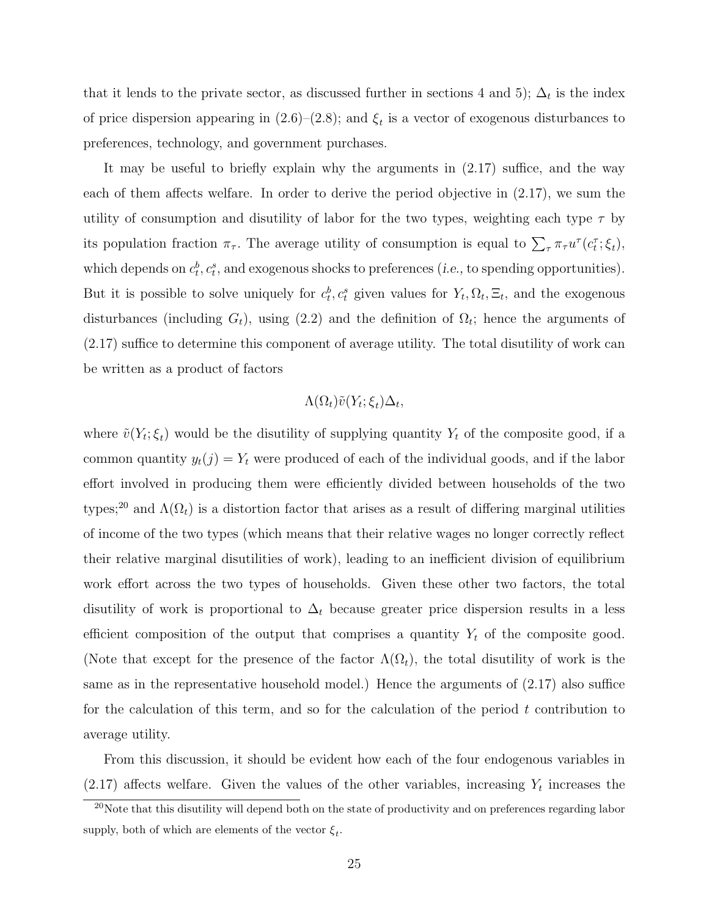that it lends to the private sector, as discussed further in sections 4 and 5); $\Delta_t$ is the index of price dispersion appearing in (2.6)–(2.8); and $\xi_t$ is a vector of exogenous disturbances to preferences, technology, and government purchases.

It may be useful to briefly explain why the arguments in (2.17) suffice, and the way each of them affects welfare. In order to derive the period objective in (2.17), we sum the utility of consumption and disutility of labor for the two types, weighting each type $\tau$ by its population fraction $\pi_\tau$. The average utility of consumption is equal to $\sum_\tau \pi_\tau u^\tau(c_t^\tau;\xi_t)$, which depends on $c_t^b, c_t^s$, and exogenous shocks to preferences (*i.e.*, to spending opportunities). But it is possible to solve uniquely for $c_t^b, c_t^s$ given values for $Y_t, \Omega_t, \Xi_t$, and the exogenous disturbances (including $G_t$), using (2.2) and the definition of $\Omega_t$; hence the arguments of (2.17) suffice to determine this component of average utility. The total disutility of work can be written as a product of factors

$$\Lambda(\Omega_t)\tilde{v}(Y_t;\xi_t)\Delta_t,$$

where $\tilde{v}(Y_t;\xi_t)$ would be the disutility of supplying quantity $Y_t$ of the composite good, if a common quantity $y_t(j) = Y_t$ were produced of each of the individual goods, and if the labor effort involved in producing them were efficiently divided between households of the two types;[20] and $\Lambda(\Omega_t)$ is a distortion factor that arises as a result of differing marginal utilities of income of the two types (which means that their relative wages no longer correctly reflect their relative marginal disutilities of work), leading to an inefficient division of equilibrium work effort across the two types of households. Given these other two factors, the total disutility of work is proportional to $\Delta_t$ because greater price dispersion results in a less efficient composition of the output that comprises a quantity $Y_t$ of the composite good. (Note that except for the presence of the factor $\Lambda(\Omega_t)$, the total disutility of work is the same as in the representative household model.) Hence the arguments of (2.17) also suffice for the calculation of this term, and so for the calculation of the period $t$ contribution to average utility.

From this discussion, it should be evident how each of the four endogenous variables in (2.17) affects welfare. Given the values of the other variables, increasing $Y_t$ increases the

[20] Note that this disutility will depend both on the state of productivity and on preferences regarding labor supply, both of which are elements of the vector $\xi_t$.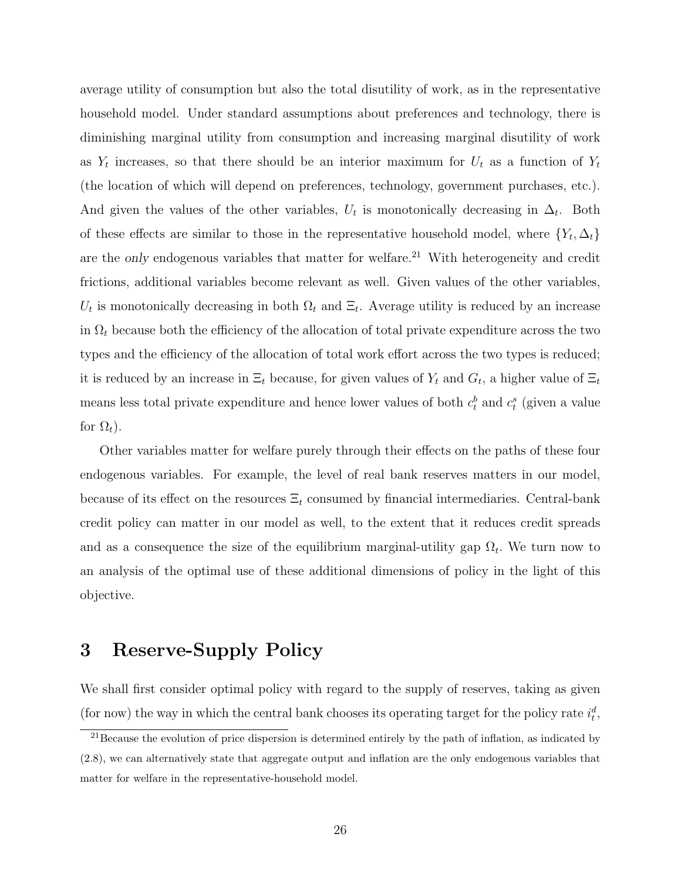average utility of consumption but also the total disutility of work, as in the representative household model. Under standard assumptions about preferences and technology, there is diminishing marginal utility from consumption and increasing marginal disutility of work as $Y_t$ increases, so that there should be an interior maximum for $U_t$ as a function of $Y_t$ (the location of which will depend on preferences, technology, government purchases, etc.). And given the values of the other variables, $U_t$ is monotonically decreasing in $\Delta_t$. Both of these effects are similar to those in the representative household model, where $\{Y_t, \Delta_t\}$ are the *only* endogenous variables that matter for welfare.[21] With heterogeneity and credit frictions, additional variables become relevant as well. Given values of the other variables, $U_t$ is monotonically decreasing in both $\Omega_t$ and $\Xi_t$. Average utility is reduced by an increase in $\Omega_t$ because both the efficiency of the allocation of total private expenditure across the two types and the efficiency of the allocation of total work effort across the two types is reduced; it is reduced by an increase in $\Xi_t$ because, for given values of $Y_t$ and $G_t$, a higher value of $\Xi_t$ means less total private expenditure and hence lower values of both $c_t^b$ and $c_t^s$ (given a value for $\Omega_t$).

Other variables matter for welfare purely through their effects on the paths of these four endogenous variables. For example, the level of real bank reserves matters in our model, because of its effect on the resources $\Xi_t$ consumed by financial intermediaries. Central-bank credit policy can matter in our model as well, to the extent that it reduces credit spreads and as a consequence the size of the equilibrium marginal-utility gap $\Omega_t$. We turn now to an analysis of the optimal use of these additional dimensions of policy in the light of this objective.

# 3 Reserve-Supply Policy

We shall first consider optimal policy with regard to the supply of reserves, taking as given (for now) the way in which the central bank chooses its operating target for the policy rate $i_t^d$,

[21] Because the evolution of price dispersion is determined entirely by the path of inflation, as indicated by (2.8), we can alternatively state that aggregate output and inflation are the only endogenous variables that matter for welfare in the representative-household model.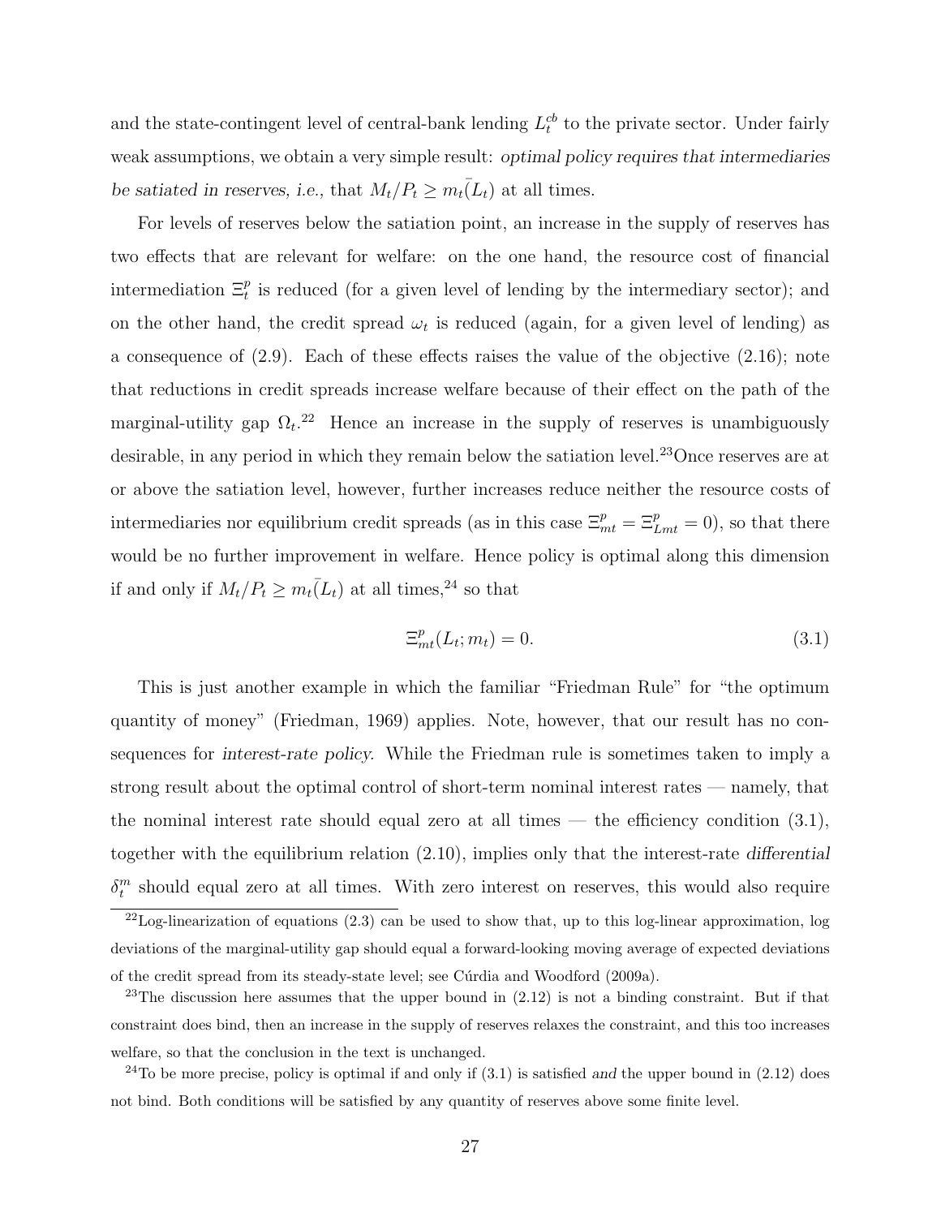and the state-contingent level of central-bank lending $L_t^{cb}$ to the private sector. Under fairly weak assumptions, we obtain a very simple result: *optimal policy requires that intermediaries be satiated in reserves, i.e.,* that $M_t/P_t \geq \bar{m_t}(L_t)$ at all times.

For levels of reserves below the satiation point, an increase in the supply of reserves has two effects that are relevant for welfare: on the one hand, the resource cost of financial intermediation $\Xi_t^p$ is reduced (for a given level of lending by the intermediary sector); and on the other hand, the credit spread $\omega_t$ is reduced (again, for a given level of lending) as a consequence of (2.9). Each of these effects raises the value of the objective (2.16); note that reductions in credit spreads increase welfare because of their effect on the path of the marginal-utility gap $\Omega_t$.[22] Hence an increase in the supply of reserves is unambiguously desirable, in any period in which they remain below the satiation level.[23] Once reserves are at or above the satiation level, however, further increases reduce neither the resource costs of intermediaries nor equilibrium credit spreads (as in this case $\Xi_{mt}^p = \Xi_{Lmt}^p = 0$), so that there would be no further improvement in welfare. Hence policy is optimal along this dimension if and only if $M_t/P_t \geq \bar{m_t}(L_t)$ at all times,[24] so that

$$\Xi_{mt}^p(L_t; m_t) = 0. \tag{3.1}$$

This is just another example in which the familiar "Friedman Rule" for "the optimum quantity of money" (Friedman, 1969) applies. Note, however, that our result has no consequences for *interest-rate policy*. While the Friedman rule is sometimes taken to imply a strong result about the optimal control of short-term nominal interest rates — namely, that the nominal interest rate should equal zero at all times — the efficiency condition (3.1), together with the equilibrium relation (2.10), implies only that the interest-rate *differential* $\delta_t^m$ should equal zero at all times. With zero interest on reserves, this would also require

[22] Log-linearization of equations (2.3) can be used to show that, up to this log-linear approximation, log deviations of the marginal-utility gap should equal a forward-looking moving average of expected deviations of the credit spread from its steady-state level; see Cúrdia and Woodford (2009a).

[23] The discussion here assumes that the upper bound in (2.12) is not a binding constraint. But if that constraint does bind, then an increase in the supply of reserves relaxes the constraint, and this too increases welfare, so that the conclusion in the text is unchanged.

[24] To be more precise, policy is optimal if and only if (3.1) is satisfied *and* the upper bound in (2.12) does not bind. Both conditions will be satisfied by any quantity of reserves above some finite level.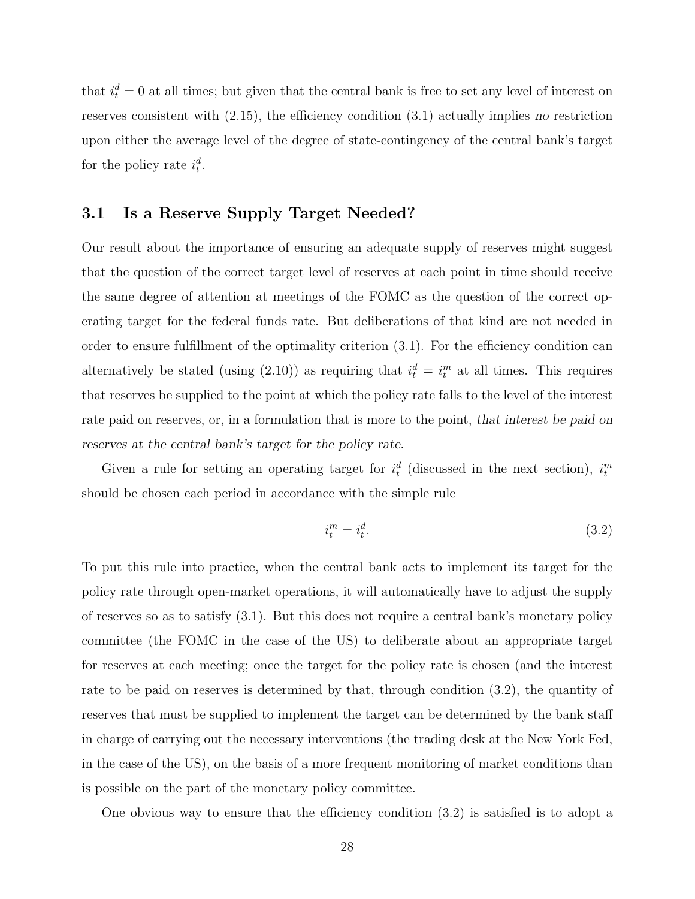that $i_t^d = 0$ at all times; but given that the central bank is free to set any level of interest on reserves consistent with (2.15), the efficiency condition (3.1) actually implies *no* restriction upon either the average level of the degree of state-contingency of the central bank's target for the policy rate $i_t^d$.

### 3.1 Is a Reserve Supply Target Needed?

Our result about the importance of ensuring an adequate supply of reserves might suggest that the question of the correct target level of reserves at each point in time should receive the same degree of attention at meetings of the FOMC as the question of the correct operating target for the federal funds rate. But deliberations of that kind are not needed in order to ensure fulfillment of the optimality criterion (3.1). For the efficiency condition can alternatively be stated (using (2.10)) as requiring that $i_t^d = i_t^m$ at all times. This requires that reserves be supplied to the point at which the policy rate falls to the level of the interest rate paid on reserves, or, in a formulation that is more to the point, *that interest be paid on reserves at the central bank's target for the policy rate.*

Given a rule for setting an operating target for $i_t^d$ (discussed in the next section), $i_t^m$ should be chosen each period in accordance with the simple rule

$$i_t^m = i_t^d. \tag{3.2}$$

To put this rule into practice, when the central bank acts to implement its target for the policy rate through open-market operations, it will automatically have to adjust the supply of reserves so as to satisfy (3.1). But this does not require a central bank's monetary policy committee (the FOMC in the case of the US) to deliberate about an appropriate target for reserves at each meeting; once the target for the policy rate is chosen (and the interest rate to be paid on reserves is determined by that, through condition (3.2), the quantity of reserves that must be supplied to implement the target can be determined by the bank staff in charge of carrying out the necessary interventions (the trading desk at the New York Fed, in the case of the US), on the basis of a more frequent monitoring of market conditions than is possible on the part of the monetary policy committee.

One obvious way to ensure that the efficiency condition (3.2) is satisfied is to adopt a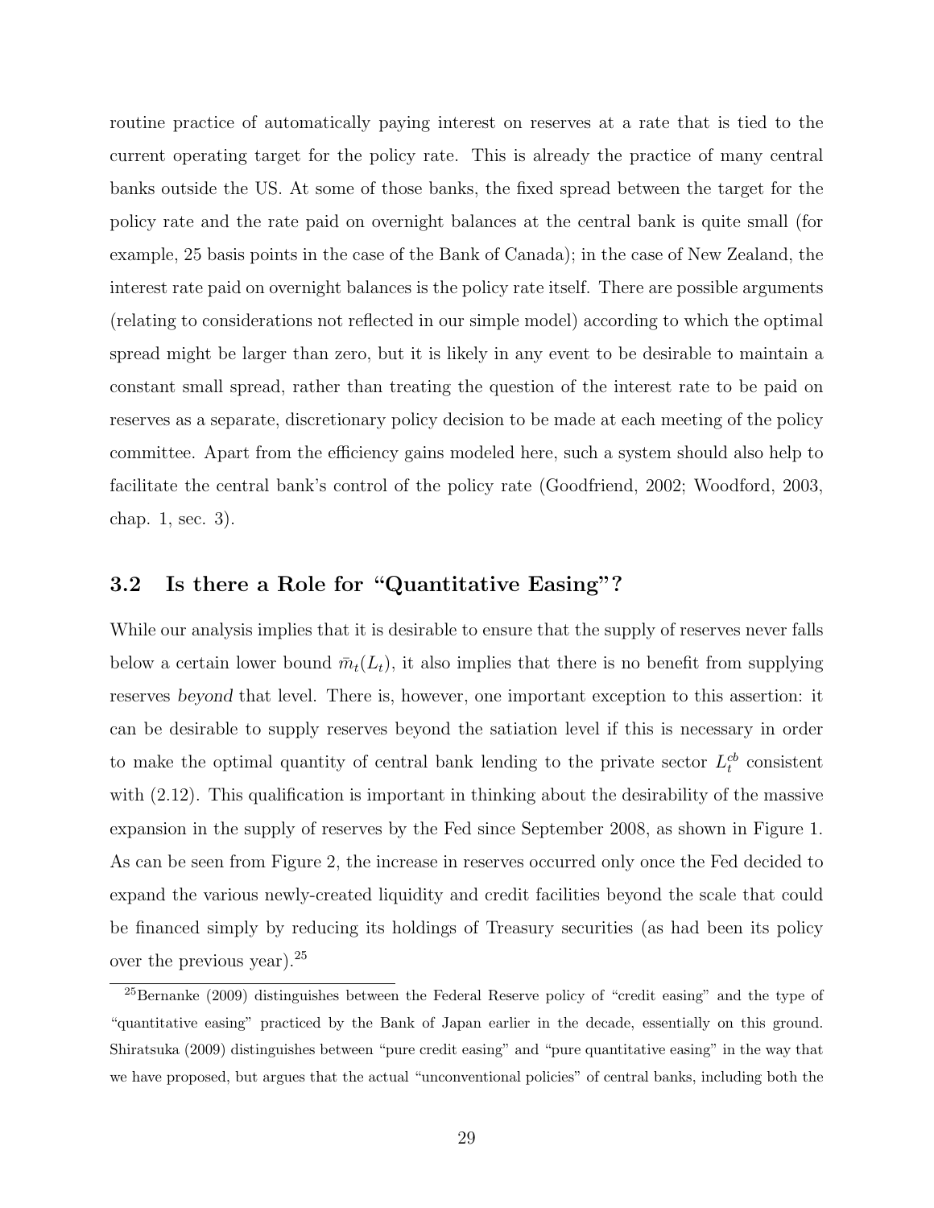routine practice of automatically paying interest on reserves at a rate that is tied to the current operating target for the policy rate. This is already the practice of many central banks outside the US. At some of those banks, the fixed spread between the target for the policy rate and the rate paid on overnight balances at the central bank is quite small (for example, 25 basis points in the case of the Bank of Canada); in the case of New Zealand, the interest rate paid on overnight balances is the policy rate itself. There are possible arguments (relating to considerations not reflected in our simple model) according to which the optimal spread might be larger than zero, but it is likely in any event to be desirable to maintain a constant small spread, rather than treating the question of the interest rate to be paid on reserves as a separate, discretionary policy decision to be made at each meeting of the policy committee. Apart from the efficiency gains modeled here, such a system should also help to facilitate the central bank's control of the policy rate (Goodfriend, 2002; Woodford, 2003, chap. 1, sec. 3).

### 3.2 Is there a Role for "Quantitative Easing"?

While our analysis implies that it is desirable to ensure that the supply of reserves never falls below a certain lower bound $\bar{m}_t(L_t)$, it also implies that there is no benefit from supplying reserves *beyond* that level. There is, however, one important exception to this assertion: it can be desirable to supply reserves beyond the satiation level if this is necessary in order to make the optimal quantity of central bank lending to the private sector $L_t^{cb}$ consistent with (2.12). This qualification is important in thinking about the desirability of the massive expansion in the supply of reserves by the Fed since September 2008, as shown in Figure 1. As can be seen from Figure 2, the increase in reserves occurred only once the Fed decided to expand the various newly-created liquidity and credit facilities beyond the scale that could be financed simply by reducing its holdings of Treasury securities (as had been its policy over the previous year).[25]

[25] Bernanke (2009) distinguishes between the Federal Reserve policy of "credit easing" and the type of "quantitative easing" practiced by the Bank of Japan earlier in the decade, essentially on this ground. Shiratsuka (2009) distinguishes between "pure credit easing" and "pure quantitative easing" in the way that we have proposed, but argues that the actual "unconventional policies" of central banks, including both the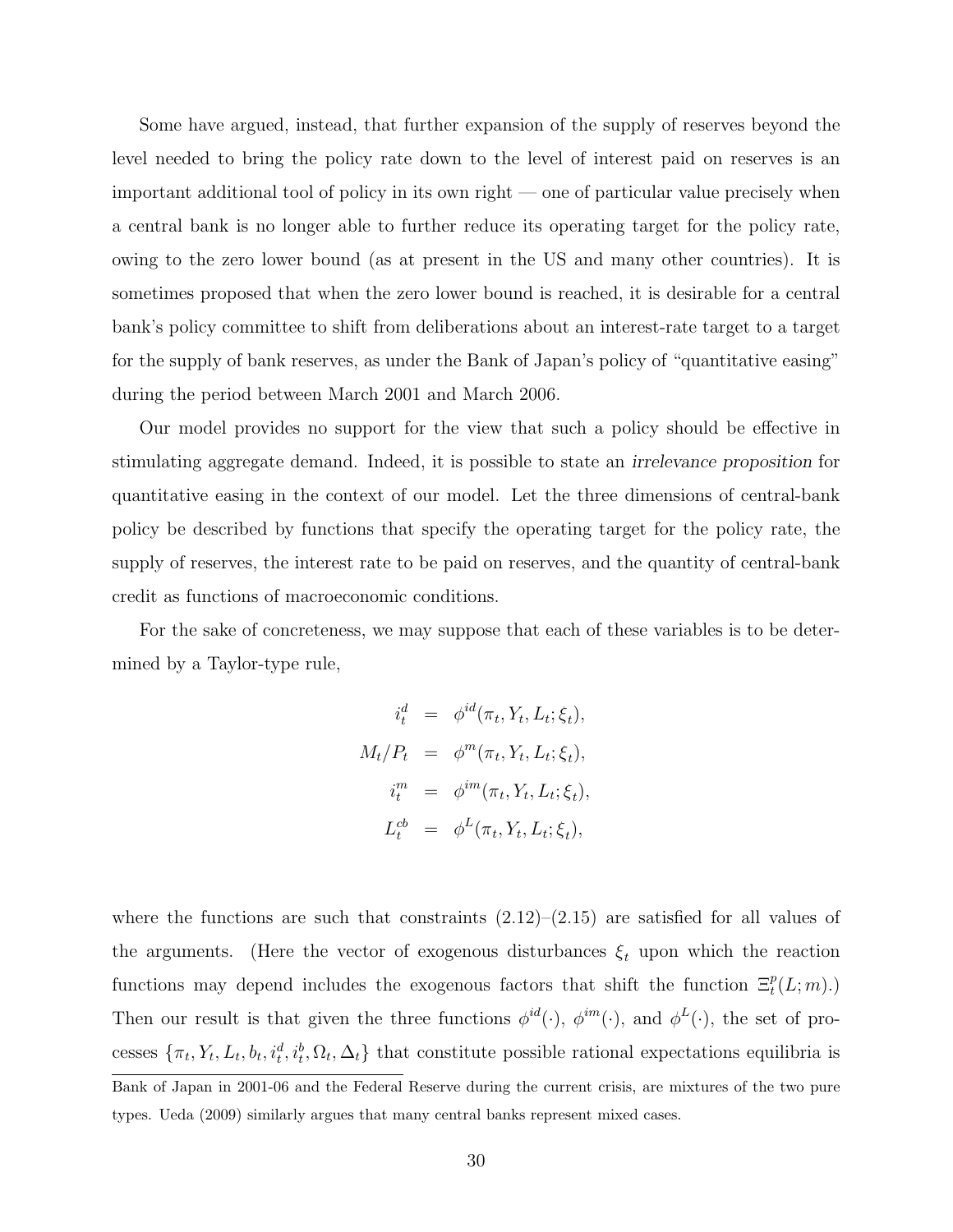Some have argued, instead, that further expansion of the supply of reserves beyond the level needed to bring the policy rate down to the level of interest paid on reserves is an important additional tool of policy in its own right — one of particular value precisely when a central bank is no longer able to further reduce its operating target for the policy rate, owing to the zero lower bound (as at present in the US and many other countries). It is sometimes proposed that when the zero lower bound is reached, it is desirable for a central bank's policy committee to shift from deliberations about an interest-rate target to a target for the supply of bank reserves, as under the Bank of Japan's policy of "quantitative easing" during the period between March 2001 and March 2006.

Our model provides no support for the view that such a policy should be effective in stimulating aggregate demand. Indeed, it is possible to state an *irrelevance proposition* for quantitative easing in the context of our model. Let the three dimensions of central-bank policy be described by functions that specify the operating target for the policy rate, the supply of reserves, the interest rate to be paid on reserves, and the quantity of central-bank credit as functions of macroeconomic conditions.

For the sake of concreteness, we may suppose that each of these variables is to be determined by a Taylor-type rule,

$$
\begin{aligned}
i_t^d &= \phi^{id}(\pi_t, Y_t, L_t; \xi_t), \\
M_t/P_t &= \phi^{m}(\pi_t, Y_t, L_t; \xi_t), \\
i_t^m &= \phi^{im}(\pi_t, Y_t, L_t; \xi_t), \\
L_t^{cb} &= \phi^{L}(\pi_t, Y_t, L_t; \xi_t),
\end{aligned}
$$

where the functions are such that constraints (2.12)–(2.15) are satisfied for all values of the arguments. (Here the vector of exogenous disturbances $\xi_t$ upon which the reaction functions may depend includes the exogenous factors that shift the function $\Xi_t^p(L; m)$.) Then our result is that given the three functions $\phi^{id}(\cdot)$, $\phi^{im}(\cdot)$, and $\phi^{L}(\cdot)$, the set of processes $\{\pi_t, Y_t, L_t, b_t, i_t^d, i_t^b, \Omega_t, \Delta_t\}$ that constitute possible rational expectations equilibria is

Bank of Japan in 2001-06 and the Federal Reserve during the current crisis, are mixtures of the two pure types. Ueda (2009) similarly argues that many central banks represent mixed cases.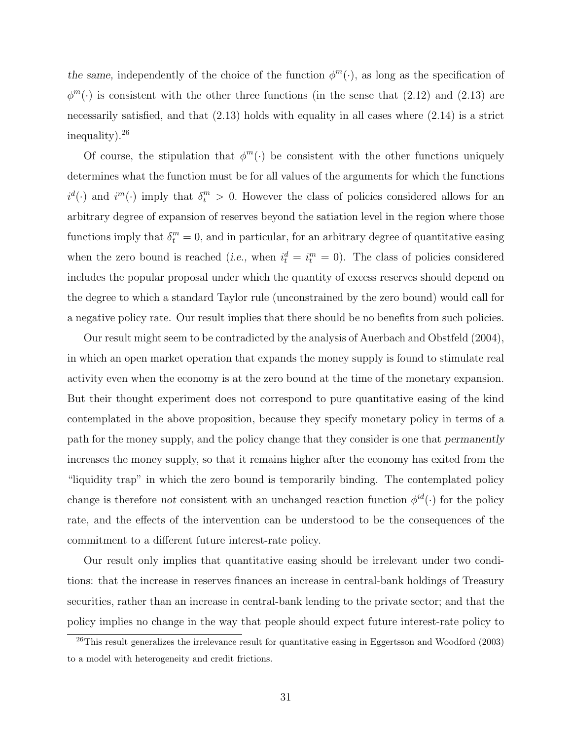*the same,* independently of the choice of the function $\phi^m(\cdot)$, as long as the specification of $\phi^m(\cdot)$ is consistent with the other three functions (in the sense that (2.12) and (2.13) are necessarily satisfied, and that (2.13) holds with equality in all cases where (2.14) is a strict inequality).[26]

Of course, the stipulation that $\phi^m(\cdot)$ be consistent with the other functions uniquely determines what the function must be for all values of the arguments for which the functions $i^d(\cdot)$ and $i^m(\cdot)$ imply that $\delta_t^m > 0$. However the class of policies considered allows for an arbitrary degree of expansion of reserves beyond the satiation level in the region where those functions imply that $\delta_t^m = 0$, and in particular, for an arbitrary degree of quantitative easing when the zero bound is reached (*i.e.,* when $i_t^d = i_t^m = 0$). The class of policies considered includes the popular proposal under which the quantity of excess reserves should depend on the degree to which a standard Taylor rule (unconstrained by the zero bound) would call for a negative policy rate. Our result implies that there should be no benefits from such policies.

Our result might seem to be contradicted by the analysis of Auerbach and Obstfeld (2004), in which an open market operation that expands the money supply is found to stimulate real activity even when the economy is at the zero bound at the time of the monetary expansion. But their thought experiment does not correspond to pure quantitative easing of the kind contemplated in the above proposition, because they specify monetary policy in terms of a path for the money supply, and the policy change that they consider is one that *permanently* increases the money supply, so that it remains higher after the economy has exited from the "liquidity trap" in which the zero bound is temporarily binding. The contemplated policy change is therefore *not* consistent with an unchanged reaction function $\phi^{id}(\cdot)$ for the policy rate, and the effects of the intervention can be understood to be the consequences of the commitment to a different future interest-rate policy.

Our result only implies that quantitative easing should be irrelevant under two conditions: that the increase in reserves finances an increase in central-bank holdings of Treasury securities, rather than an increase in central-bank lending to the private sector; and that the policy implies no change in the way that people should expect future interest-rate policy to

[26] This result generalizes the irrelevance result for quantitative easing in Eggertsson and Woodford (2003) to a model with heterogeneity and credit frictions.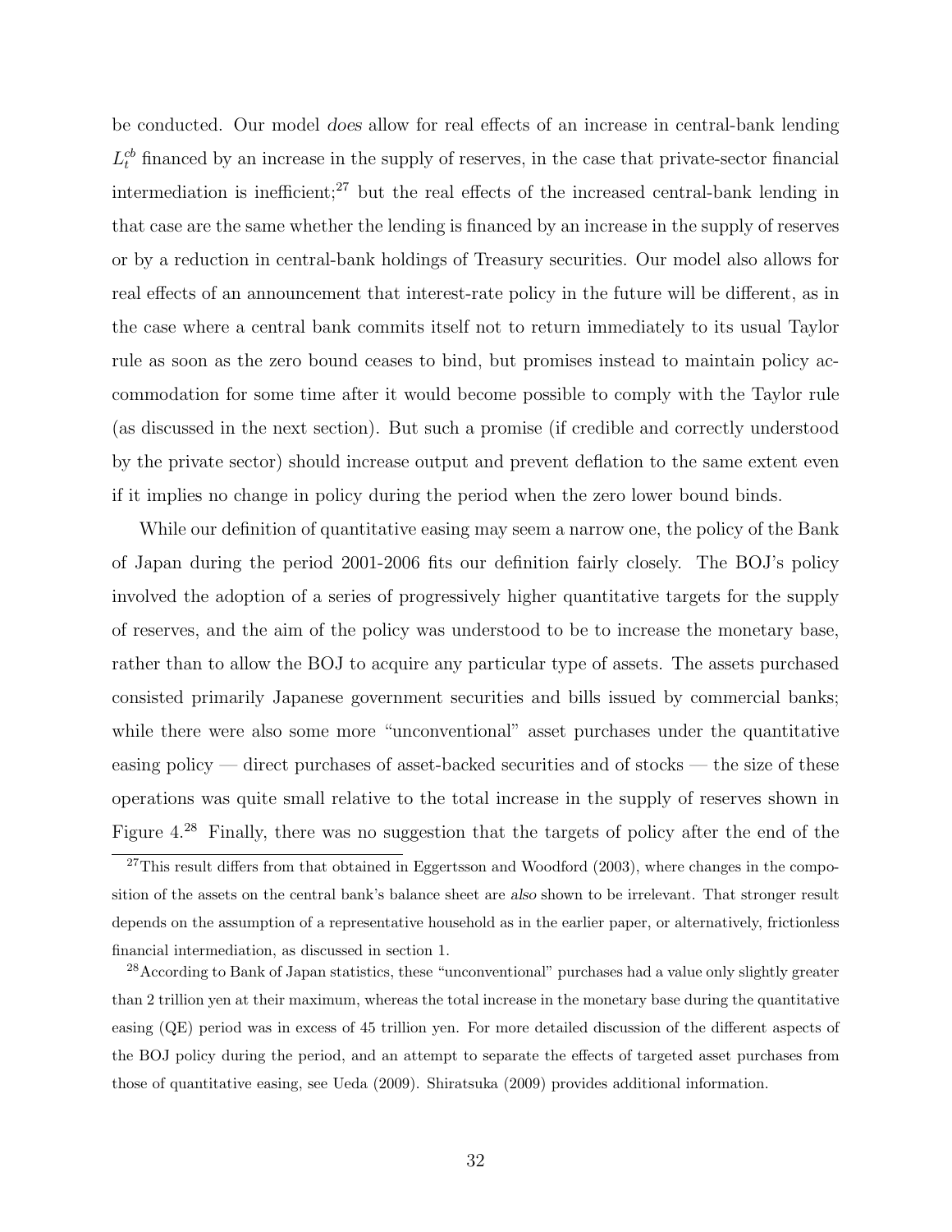be conducted. Our model *does* allow for real effects of an increase in central-bank lending $L_t^{cb}$ financed by an increase in the supply of reserves, in the case that private-sector financial intermediation is inefficient;[27] but the real effects of the increased central-bank lending in that case are the same whether the lending is financed by an increase in the supply of reserves or by a reduction in central-bank holdings of Treasury securities. Our model also allows for real effects of an announcement that interest-rate policy in the future will be different, as in the case where a central bank commits itself not to return immediately to its usual Taylor rule as soon as the zero bound ceases to bind, but promises instead to maintain policy accommodation for some time after it would become possible to comply with the Taylor rule (as discussed in the next section). But such a promise (if credible and correctly understood by the private sector) should increase output and prevent deflation to the same extent even if it implies no change in policy during the period when the zero lower bound binds.

While our definition of quantitative easing may seem a narrow one, the policy of the Bank of Japan during the period 2001-2006 fits our definition fairly closely. The BOJ's policy involved the adoption of a series of progressively higher quantitative targets for the supply of reserves, and the aim of the policy was understood to be to increase the monetary base, rather than to allow the BOJ to acquire any particular type of assets. The assets purchased consisted primarily Japanese government securities and bills issued by commercial banks; while there were also some more "unconventional" asset purchases under the quantitative easing policy — direct purchases of asset-backed securities and of stocks — the size of these operations was quite small relative to the total increase in the supply of reserves shown in Figure 4.[28] Finally, there was no suggestion that the targets of policy after the end of the

[27] This result differs from that obtained in Eggertsson and Woodford (2003), where changes in the composition of the assets on the central bank's balance sheet are *also* shown to be irrelevant. That stronger result depends on the assumption of a representative household as in the earlier paper, or alternatively, frictionless financial intermediation, as discussed in section 1.

[28] According to Bank of Japan statistics, these "unconventional" purchases had a value only slightly greater than 2 trillion yen at their maximum, whereas the total increase in the monetary base during the quantitative easing (QE) period was in excess of 45 trillion yen. For more detailed discussion of the different aspects of the BOJ policy during the period, and an attempt to separate the effects of targeted asset purchases from those of quantitative easing, see Ueda (2009). Shiratsuka (2009) provides additional information.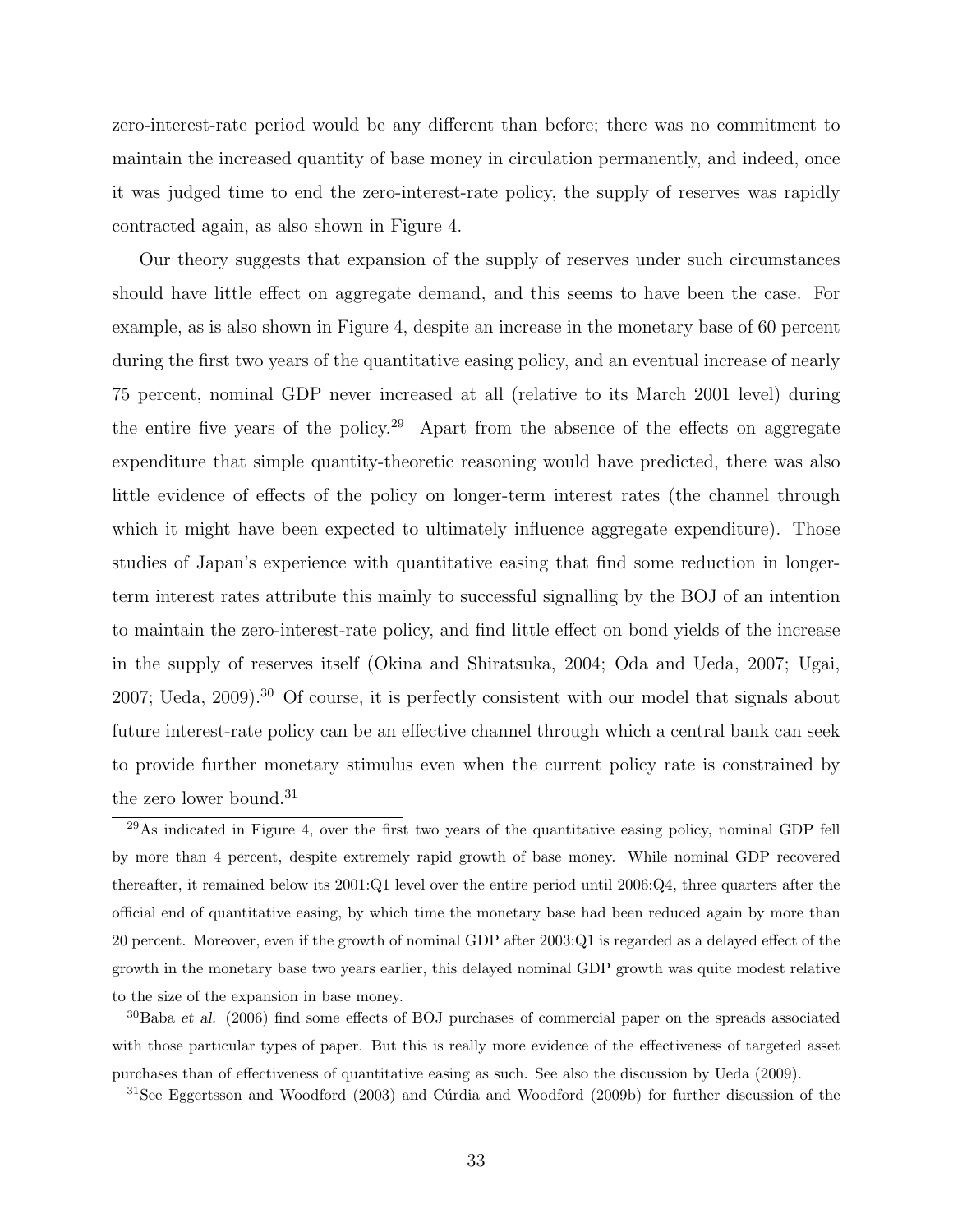zero-interest-rate period would be any different than before; there was no commitment to maintain the increased quantity of base money in circulation permanently, and indeed, once it was judged time to end the zero-interest-rate policy, the supply of reserves was rapidly contracted again, as also shown in Figure 4.

Our theory suggests that expansion of the supply of reserves under such circumstances should have little effect on aggregate demand, and this seems to have been the case. For example, as is also shown in Figure 4, despite an increase in the monetary base of 60 percent during the first two years of the quantitative easing policy, and an eventual increase of nearly 75 percent, nominal GDP never increased at all (relative to its March 2001 level) during the entire five years of the policy.[29] Apart from the absence of the effects on aggregate expenditure that simple quantity-theoretic reasoning would have predicted, there was also little evidence of effects of the policy on longer-term interest rates (the channel through which it might have been expected to ultimately influence aggregate expenditure). Those studies of Japan's experience with quantitative easing that find some reduction in longer-term interest rates attribute this mainly to successful signalling by the BOJ of an intention to maintain the zero-interest-rate policy, and find little effect on bond yields of the increase in the supply of reserves itself (Okina and Shiratsuka, 2004; Oda and Ueda, 2007; Ugai, 2007; Ueda, 2009).[30] Of course, it is perfectly consistent with our model that signals about future interest-rate policy can be an effective channel through which a central bank can seek to provide further monetary stimulus even when the current policy rate is constrained by the zero lower bound.[31]

[29]As indicated in Figure 4, over the first two years of the quantitative easing policy, nominal GDP fell by more than 4 percent, despite extremely rapid growth of base money. While nominal GDP recovered thereafter, it remained below its 2001:Q1 level over the entire period until 2006:Q4, three quarters after the official end of quantitative easing, by which time the monetary base had been reduced again by more than 20 percent. Moreover, even if the growth of nominal GDP after 2003:Q1 is regarded as a delayed effect of the growth in the monetary base two years earlier, this delayed nominal GDP growth was quite modest relative to the size of the expansion in base money.

[30]Baba *et al.* (2006) find some effects of BOJ purchases of commercial paper on the spreads associated with those particular types of paper. But this is really more evidence of the effectiveness of targeted asset purchases than of effectiveness of quantitative easing as such. See also the discussion by Ueda (2009).

[31]See Eggertsson and Woodford (2003) and Cúrdia and Woodford (2009b) for further discussion of the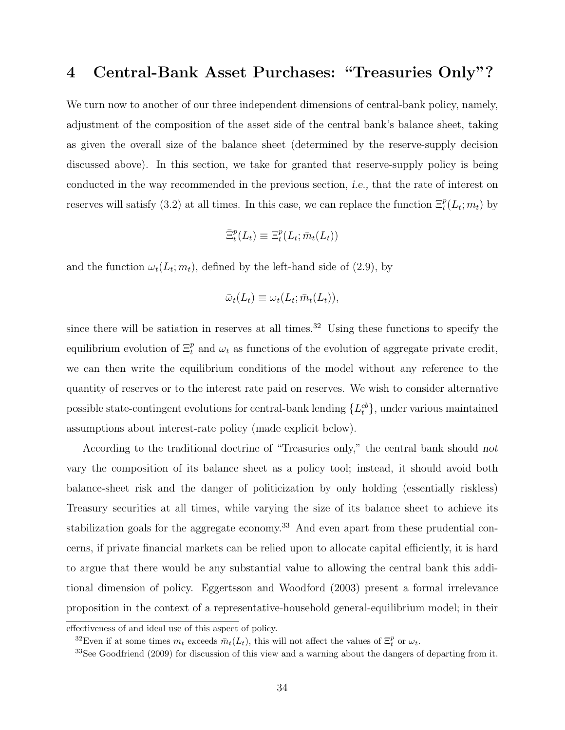# 4 Central-Bank Asset Purchases: "Treasuries Only"?

We turn now to another of our three independent dimensions of central-bank policy, namely, adjustment of the composition of the asset side of the central bank's balance sheet, taking as given the overall size of the balance sheet (determined by the reserve-supply decision discussed above). In this section, we take for granted that reserve-supply policy is being conducted in the way recommended in the previous section, *i.e.*, that the rate of interest on reserves will satisfy (3.2) at all times. In this case, we can replace the function $\Xi_t^p(L_t; m_t)$ by

$$\bar{\Xi}_t^p(L_t) \equiv \Xi_t^p(L_t; \bar{m}_t(L_t))$$

and the function $\omega_t(L_t; m_t)$, defined by the left-hand side of (2.9), by

$$\bar{\omega}_t(L_t) \equiv \omega_t(L_t; \bar{m}_t(L_t)),$$

since there will be satiation in reserves at all times.[32] Using these functions to specify the equilibrium evolution of $\Xi_t^p$ and $\omega_t$ as functions of the evolution of aggregate private credit, we can then write the equilibrium conditions of the model without any reference to the quantity of reserves or to the interest rate paid on reserves. We wish to consider alternative possible state-contingent evolutions for central-bank lending $\{L_t^{cb}\}$, under various maintained assumptions about interest-rate policy (made explicit below).

According to the traditional doctrine of "Treasuries only," the central bank should *not* vary the composition of its balance sheet as a policy tool; instead, it should avoid both balance-sheet risk and the danger of politicization by only holding (essentially riskless) Treasury securities at all times, while varying the size of its balance sheet to achieve its stabilization goals for the aggregate economy.[33] And even apart from these prudential concerns, if private financial markets can be relied upon to allocate capital efficiently, it is hard to argue that there would be any substantial value to allowing the central bank this additional dimension of policy. Eggertsson and Woodford (2003) present a formal irrelevance proposition in the context of a representative-household general-equilibrium model; in their

effectiveness of and ideal use of this aspect of policy.

[32] Even if at some times $m_t$ exceeds $\bar{m}_t(L_t)$, this will not affect the values of $\Xi_t^p$ or $\omega_t$.

[33] See Goodfriend (2009) for discussion of this view and a warning about the dangers of departing from it.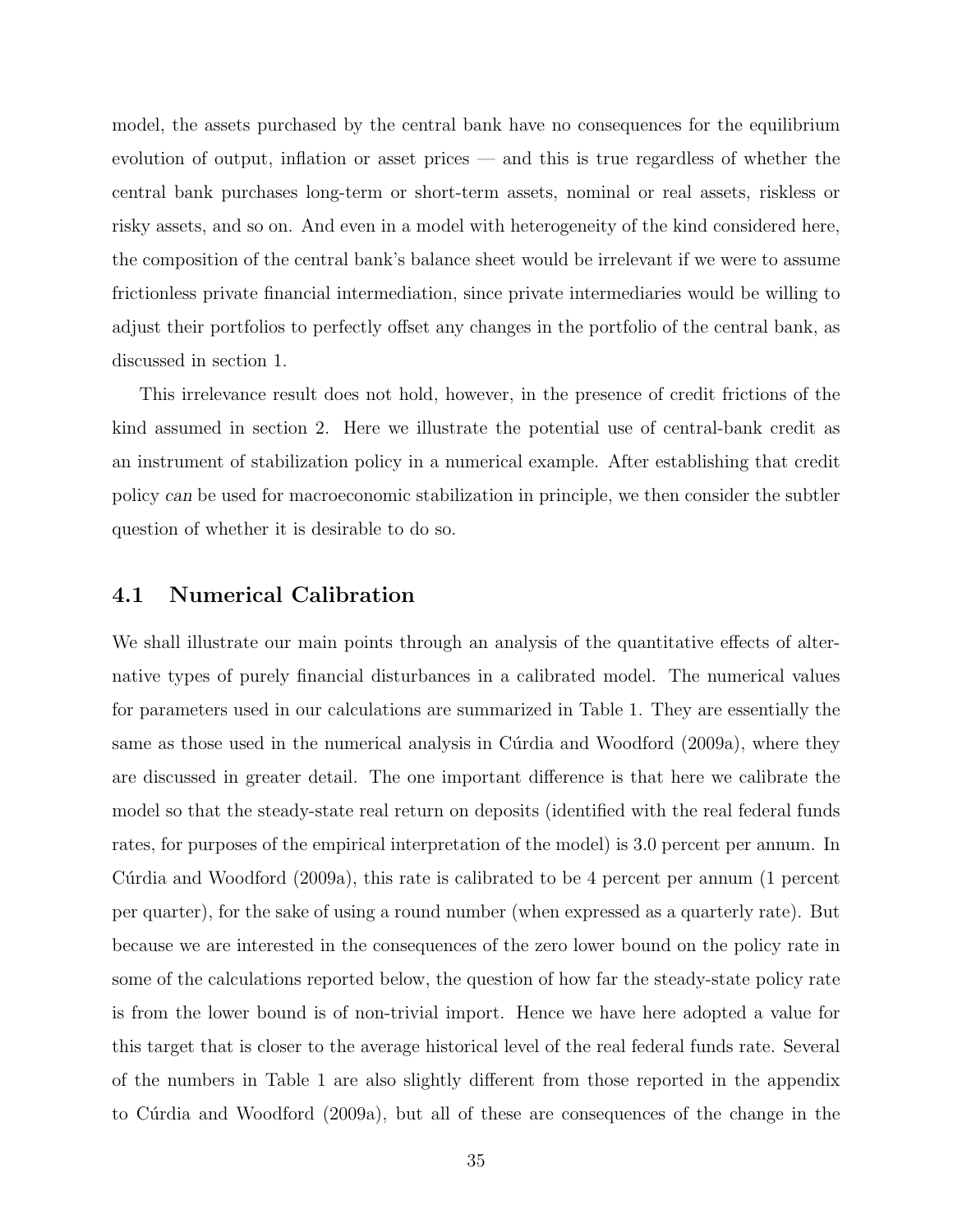model, the assets purchased by the central bank have no consequences for the equilibrium evolution of output, inflation or asset prices — and this is true regardless of whether the central bank purchases long-term or short-term assets, nominal or real assets, riskless or risky assets, and so on. And even in a model with heterogeneity of the kind considered here, the composition of the central bank's balance sheet would be irrelevant if we were to assume frictionless private financial intermediation, since private intermediaries would be willing to adjust their portfolios to perfectly offset any changes in the portfolio of the central bank, as discussed in section 1.

This irrelevance result does not hold, however, in the presence of credit frictions of the kind assumed in section 2. Here we illustrate the potential use of central-bank credit as an instrument of stabilization policy in a numerical example. After establishing that credit policy *can* be used for macroeconomic stabilization in principle, we then consider the subtler question of whether it is desirable to do so.

## 4.1 Numerical Calibration

We shall illustrate our main points through an analysis of the quantitative effects of alternative types of purely financial disturbances in a calibrated model. The numerical values for parameters used in our calculations are summarized in Table 1. They are essentially the same as those used in the numerical analysis in Cúrdia and Woodford (2009a), where they are discussed in greater detail. The one important difference is that here we calibrate the model so that the steady-state real return on deposits (identified with the real federal funds rates, for purposes of the empirical interpretation of the model) is 3.0 percent per annum. In Cúrdia and Woodford (2009a), this rate is calibrated to be 4 percent per annum (1 percent per quarter), for the sake of using a round number (when expressed as a quarterly rate). But because we are interested in the consequences of the zero lower bound on the policy rate in some of the calculations reported below, the question of how far the steady-state policy rate is from the lower bound is of non-trivial import. Hence we have here adopted a value for this target that is closer to the average historical level of the real federal funds rate. Several of the numbers in Table 1 are also slightly different from those reported in the appendix to Cúrdia and Woodford (2009a), but all of these are consequences of the change in the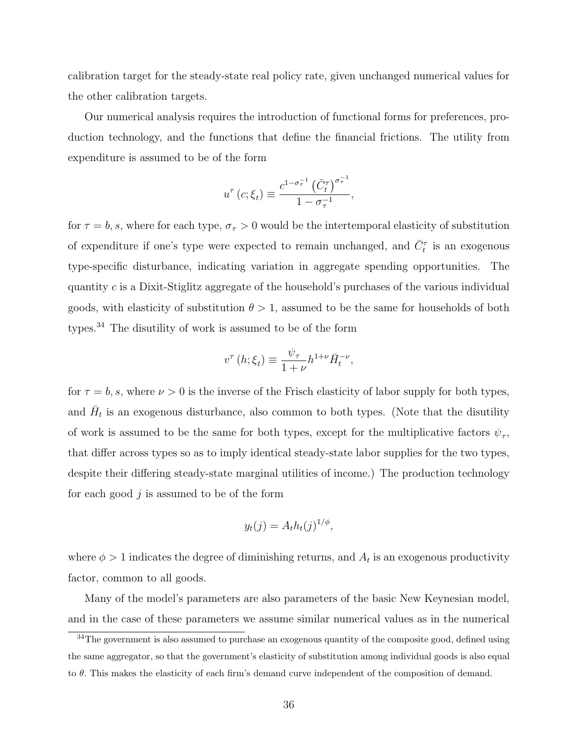calibration target for the steady-state real policy rate, given unchanged numerical values for the other calibration targets.

Our numerical analysis requires the introduction of functional forms for preferences, production technology, and the functions that define the financial frictions. The utility from expenditure is assumed to be of the form

$$u^{\tau}(c;\xi_t) \equiv \frac{c^{1-\sigma_{\tau}^{-1}}\left(\bar{C}_t^{\tau}\right)^{\sigma_{\tau}^{-1}}}{1-\sigma_{\tau}^{-1}},$$

for $\tau = b, s$, where for each type, $\sigma_{\tau} > 0$ would be the intertemporal elasticity of substitution of expenditure if one's type were expected to remain unchanged, and $\bar{C}_t^{\tau}$ is an exogenous type-specific disturbance, indicating variation in aggregate spending opportunities. The quantity $c$ is a Dixit-Stiglitz aggregate of the household's purchases of the various individual goods, with elasticity of substitution $\theta > 1$, assumed to be the same for households of both types.[34] The disutility of work is assumed to be of the form

$$v^{\tau}(h;\xi_t) \equiv \frac{\psi_{\tau}}{1+\nu} h^{1+\nu} \bar{H}_t^{-\nu},$$

for $\tau = b, s$, where $\nu > 0$ is the inverse of the Frisch elasticity of labor supply for both types, and $\bar{H}_t$ is an exogenous disturbance, also common to both types. (Note that the disutility of work is assumed to be the same for both types, except for the multiplicative factors $\psi_{\tau}$, that differ across types so as to imply identical steady-state labor supplies for the two types, despite their differing steady-state marginal utilities of income.) The production technology for each good $j$ is assumed to be of the form

$$y_t(j) = A_t h_t(j)^{1/\phi},$$

where $\phi > 1$ indicates the degree of diminishing returns, and $A_t$ is an exogenous productivity factor, common to all goods.

Many of the model's parameters are also parameters of the basic New Keynesian model, and in the case of these parameters we assume similar numerical values as in the numerical

[34] The government is also assumed to purchase an exogenous quantity of the composite good, defined using the same aggregator, so that the government's elasticity of substitution among individual goods is also equal to $\theta$. This makes the elasticity of each firm's demand curve independent of the composition of demand.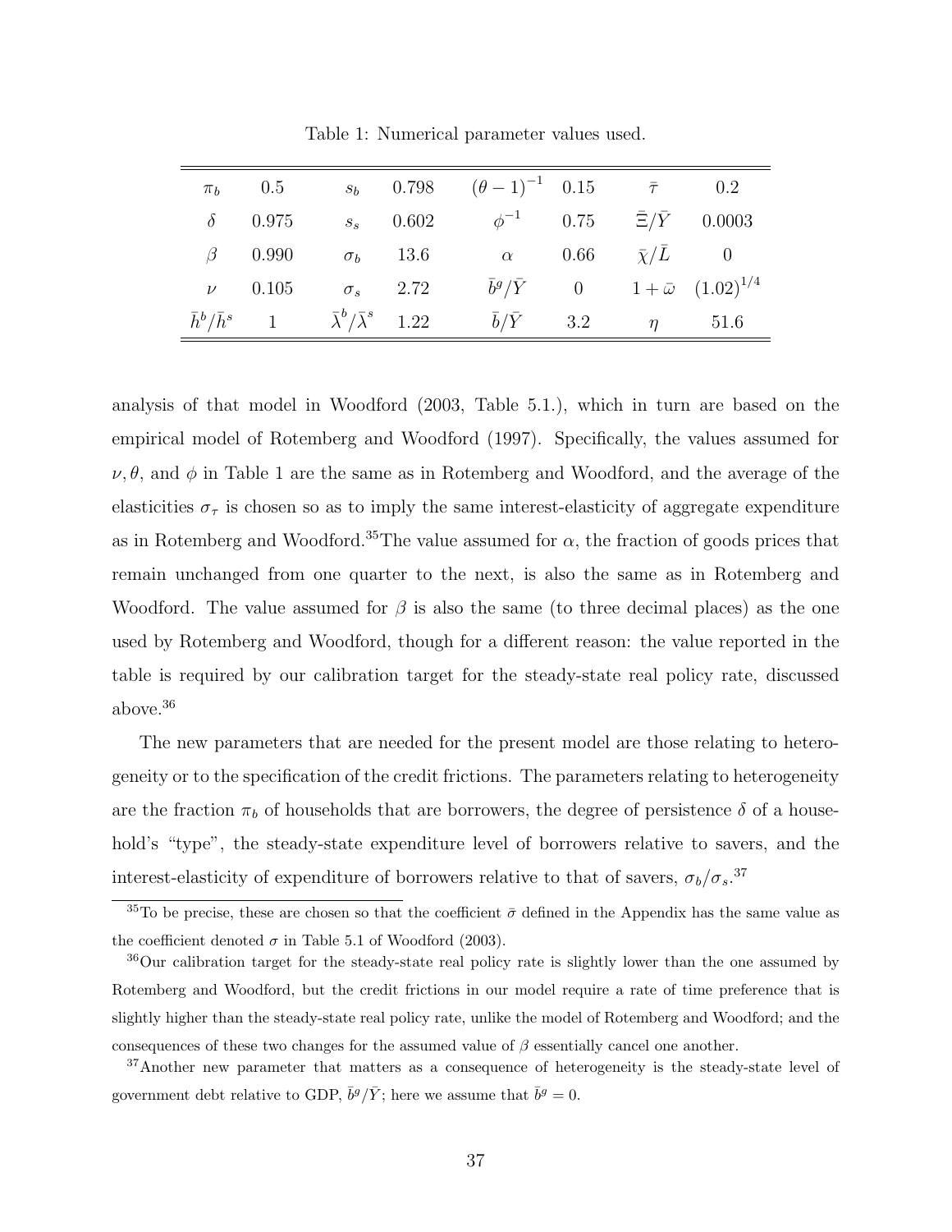Table 1: Numerical parameter values used.

| | | | | | | | |
|---|---|---|---|---|---|---|---|
| $\pi_b$ | 0.5 | $s_b$ | 0.798 | $(\theta-1)^{-1}$ | 0.15 | $\bar{\tau}$ | 0.2 |
| $\delta$ | 0.975 | $s_s$ | 0.602 | $\phi^{-1}$ | 0.75 | $\bar{\Xi}/\bar{Y}$ | 0.0003 |
| $\beta$ | 0.990 | $\sigma_b$ | 13.6 | $\alpha$ | 0.66 | $\bar{\chi}/\bar{L}$ | 0 |
| $\nu$ | 0.105 | $\sigma_s$ | 2.72 | $\bar{b}^g/\bar{Y}$ | 0 | $1+\bar{\omega}$ | $(1.02)^{1/4}$ |
| $\bar{h}^b/\bar{h}^s$ | 1 | $\bar{\lambda}^b/\bar{\lambda}^s$ | 1.22 | $\bar{b}/\bar{Y}$ | 3.2 | $\eta$ | 51.6 |

analysis of that model in Woodford (2003, Table 5.1.), which in turn are based on the empirical model of Rotemberg and Woodford (1997). Specifically, the values assumed for $\nu, \theta$, and $\phi$ in Table 1 are the same as in Rotemberg and Woodford, and the average of the elasticities $\sigma_\tau$ is chosen so as to imply the same interest-elasticity of aggregate expenditure as in Rotemberg and Woodford.[35] The value assumed for $\alpha$, the fraction of goods prices that remain unchanged from one quarter to the next, is also the same as in Rotemberg and Woodford. The value assumed for $\beta$ is also the same (to three decimal places) as the one used by Rotemberg and Woodford, though for a different reason: the value reported in the table is required by our calibration target for the steady-state real policy rate, discussed above.[36]

The new parameters that are needed for the present model are those relating to heterogeneity or to the specification of the credit frictions. The parameters relating to heterogeneity are the fraction $\pi_b$ of households that are borrowers, the degree of persistence $\delta$ of a household's "type", the steady-state expenditure level of borrowers relative to savers, and the interest-elasticity of expenditure of borrowers relative to that of savers, $\sigma_b/\sigma_s$.[37]

[35] To be precise, these are chosen so that the coefficient $\bar{\sigma}$ defined in the Appendix has the same value as the coefficient denoted $\sigma$ in Table 5.1 of Woodford (2003).

[36] Our calibration target for the steady-state real policy rate is slightly lower than the one assumed by Rotemberg and Woodford, but the credit frictions in our model require a rate of time preference that is slightly higher than the steady-state real policy rate, unlike the model of Rotemberg and Woodford; and the consequences of these two changes for the assumed value of $\beta$ essentially cancel one another.

[37] Another new parameter that matters as a consequence of heterogeneity is the steady-state level of government debt relative to GDP, $\bar{b}^g/\bar{Y}$; here we assume that $\bar{b}^g = 0$.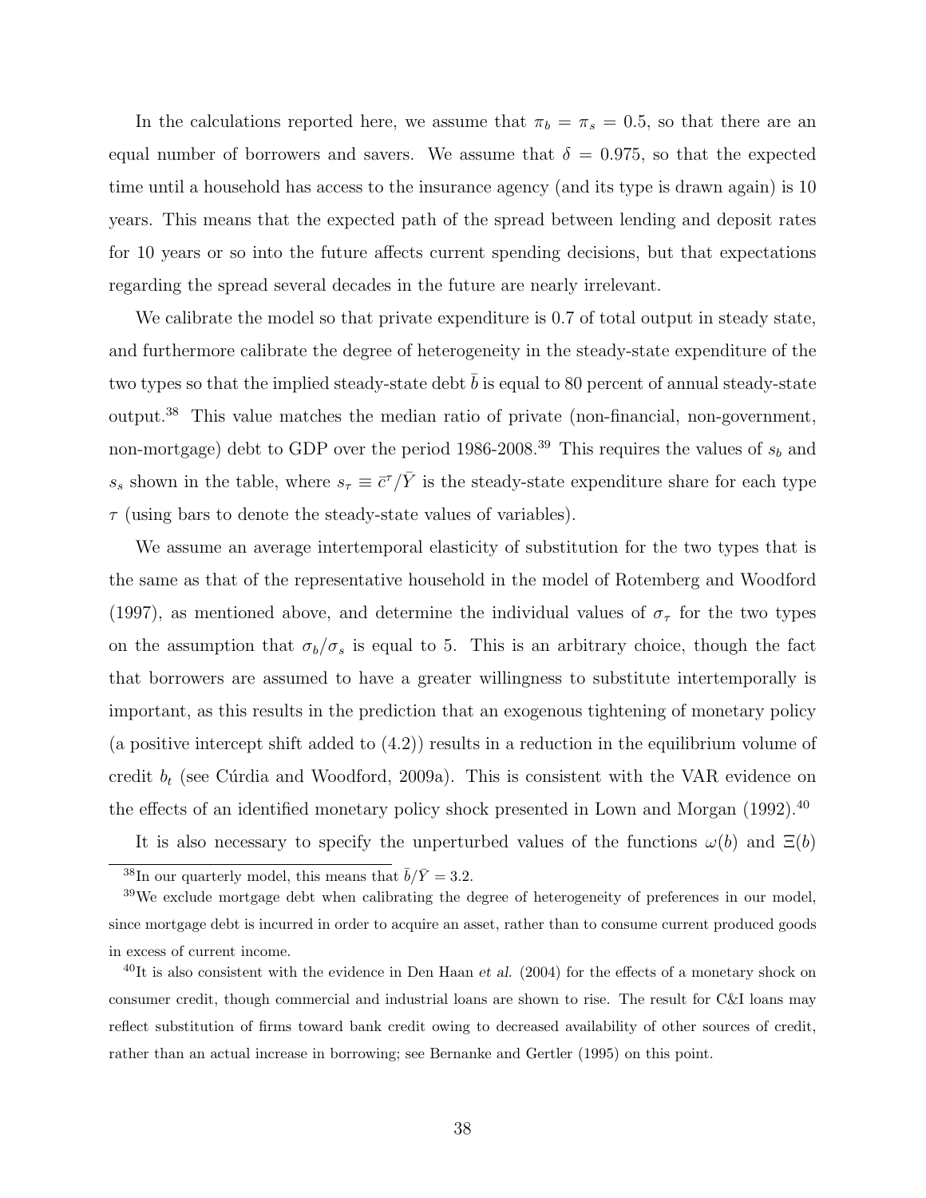In the calculations reported here, we assume that $\pi_b = \pi_s = 0.5$, so that there are an equal number of borrowers and savers. We assume that $\delta = 0.975$, so that the expected time until a household has access to the insurance agency (and its type is drawn again) is 10 years. This means that the expected path of the spread between lending and deposit rates for 10 years or so into the future affects current spending decisions, but that expectations regarding the spread several decades in the future are nearly irrelevant.

We calibrate the model so that private expenditure is 0.7 of total output in steady state, and furthermore calibrate the degree of heterogeneity in the steady-state expenditure of the two types so that the implied steady-state debt $\bar{b}$ is equal to 80 percent of annual steady-state output.[38] This value matches the median ratio of private (non-financial, non-government, non-mortgage) debt to GDP over the period 1986-2008.[39] This requires the values of $s_b$ and $s_s$ shown in the table, where $s_\tau \equiv \bar{c}^\tau / \bar{Y}$ is the steady-state expenditure share for each type $\tau$ (using bars to denote the steady-state values of variables).

We assume an average intertemporal elasticity of substitution for the two types that is the same as that of the representative household in the model of Rotemberg and Woodford (1997), as mentioned above, and determine the individual values of $\sigma_\tau$ for the two types on the assumption that $\sigma_b/\sigma_s$ is equal to 5. This is an arbitrary choice, though the fact that borrowers are assumed to have a greater willingness to substitute intertemporally is important, as this results in the prediction that an exogenous tightening of monetary policy (a positive intercept shift added to (4.2)) results in a reduction in the equilibrium volume of credit $b_t$ (see Cúrdia and Woodford, 2009a). This is consistent with the VAR evidence on the effects of an identified monetary policy shock presented in Lown and Morgan (1992).[40]

It is also necessary to specify the unperturbed values of the functions $\omega(b)$ and $\Xi(b)$

[38] In our quarterly model, this means that $\bar{b}/\bar{Y} = 3.2$.

[39] We exclude mortgage debt when calibrating the degree of heterogeneity of preferences in our model, since mortgage debt is incurred in order to acquire an asset, rather than to consume current produced goods in excess of current income.

[40] It is also consistent with the evidence in Den Haan *et al.* (2004) for the effects of a monetary shock on consumer credit, though commercial and industrial loans are shown to rise. The result for C&I loans may reflect substitution of firms toward bank credit owing to decreased availability of other sources of credit, rather than an actual increase in borrowing; see Bernanke and Gertler (1995) on this point.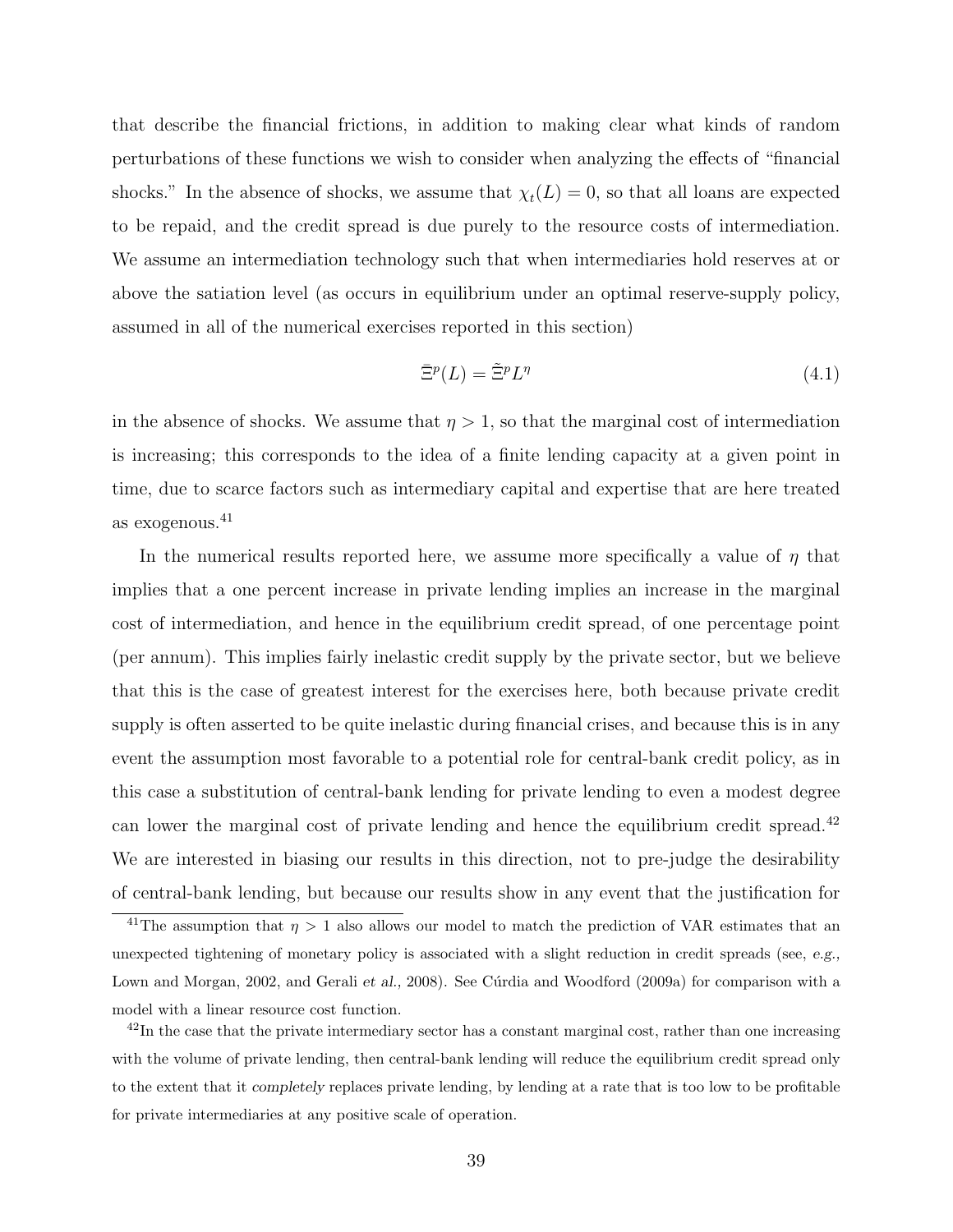that describe the financial frictions, in addition to making clear what kinds of random perturbations of these functions we wish to consider when analyzing the effects of "financial shocks." In the absence of shocks, we assume that $\chi_t(L) = 0$, so that all loans are expected to be repaid, and the credit spread is due purely to the resource costs of intermediation. We assume an intermediation technology such that when intermediaries hold reserves at or above the satiation level (as occurs in equilibrium under an optimal reserve-supply policy, assumed in all of the numerical exercises reported in this section)

$$\bar{\Xi}^p(L) = \tilde{\Xi}^p L^\eta \tag{4.1}$$

in the absence of shocks. We assume that $\eta > 1$, so that the marginal cost of intermediation is increasing; this corresponds to the idea of a finite lending capacity at a given point in time, due to scarce factors such as intermediary capital and expertise that are here treated as exogenous.[41]

In the numerical results reported here, we assume more specifically a value of $\eta$ that implies that a one percent increase in private lending implies an increase in the marginal cost of intermediation, and hence in the equilibrium credit spread, of one percentage point (per annum). This implies fairly inelastic credit supply by the private sector, but we believe that this is the case of greatest interest for the exercises here, both because private credit supply is often asserted to be quite inelastic during financial crises, and because this is in any event the assumption most favorable to a potential role for central-bank credit policy, as in this case a substitution of central-bank lending for private lending to even a modest degree can lower the marginal cost of private lending and hence the equilibrium credit spread.[42] We are interested in biasing our results in this direction, not to pre-judge the desirability of central-bank lending, but because our results show in any event that the justification for

[41]The assumption that $\eta > 1$ also allows our model to match the prediction of VAR estimates that an unexpected tightening of monetary policy is associated with a slight reduction in credit spreads (see, *e.g.*, Lown and Morgan, 2002, and Gerali *et al.*, 2008). See Cúrdia and Woodford (2009a) for comparison with a model with a linear resource cost function.

[42]In the case that the private intermediary sector has a constant marginal cost, rather than one increasing with the volume of private lending, then central-bank lending will reduce the equilibrium credit spread only to the extent that it *completely* replaces private lending, by lending at a rate that is too low to be profitable for private intermediaries at any positive scale of operation.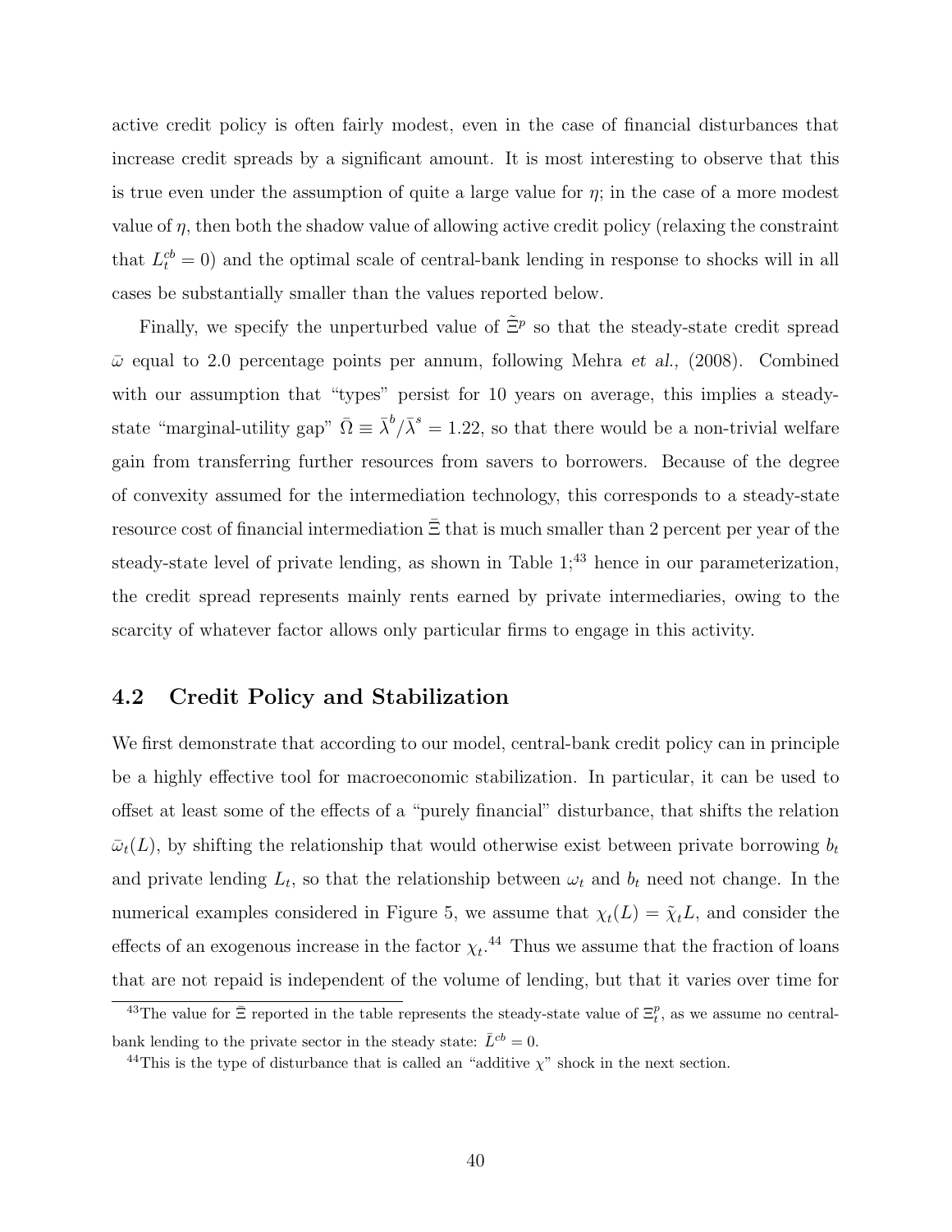active credit policy is often fairly modest, even in the case of financial disturbances that increase credit spreads by a significant amount. It is most interesting to observe that this is true even under the assumption of quite a large value for $\eta$; in the case of a more modest value of $\eta$, then both the shadow value of allowing active credit policy (relaxing the constraint that $L_t^{cb} = 0$) and the optimal scale of central-bank lending in response to shocks will in all cases be substantially smaller than the values reported below.

Finally, we specify the unperturbed value of $\tilde{\Xi}^p$ so that the steady-state credit spread $\bar{\omega}$ equal to 2.0 percentage points per annum, following Mehra *et al.*, (2008). Combined with our assumption that "types" persist for 10 years on average, this implies a steady-state "marginal-utility gap" $\bar{\Omega} \equiv \bar{\lambda}^b / \bar{\lambda}^s = 1.22$, so that there would be a non-trivial welfare gain from transferring further resources from savers to borrowers. Because of the degree of convexity assumed for the intermediation technology, this corresponds to a steady-state resource cost of financial intermediation $\bar{\Xi}$ that is much smaller than 2 percent per year of the steady-state level of private lending, as shown in Table 1;[43] hence in our parameterization, the credit spread represents mainly rents earned by private intermediaries, owing to the scarcity of whatever factor allows only particular firms to engage in this activity.

## 4.2 Credit Policy and Stabilization

We first demonstrate that according to our model, central-bank credit policy can in principle be a highly effective tool for macroeconomic stabilization. In particular, it can be used to offset at least some of the effects of a "purely financial" disturbance, that shifts the relation $\bar{\omega}_t(L)$, by shifting the relationship that would otherwise exist between private borrowing $b_t$ and private lending $L_t$, so that the relationship between $\omega_t$ and $b_t$ need not change. In the numerical examples considered in Figure 5, we assume that $\chi_t(L) = \tilde{\chi}_t L$, and consider the effects of an exogenous increase in the factor $\chi_t$.[44] Thus we assume that the fraction of loans that are not repaid is independent of the volume of lending, but that it varies over time for

[43] The value for $\bar{\Xi}$ reported in the table represents the steady-state value of $\Xi_t^p$, as we assume no central-bank lending to the private sector in the steady state: $\bar{L}^{cb} = 0$.

[44] This is the type of disturbance that is called an "additive $\chi$" shock in the next section.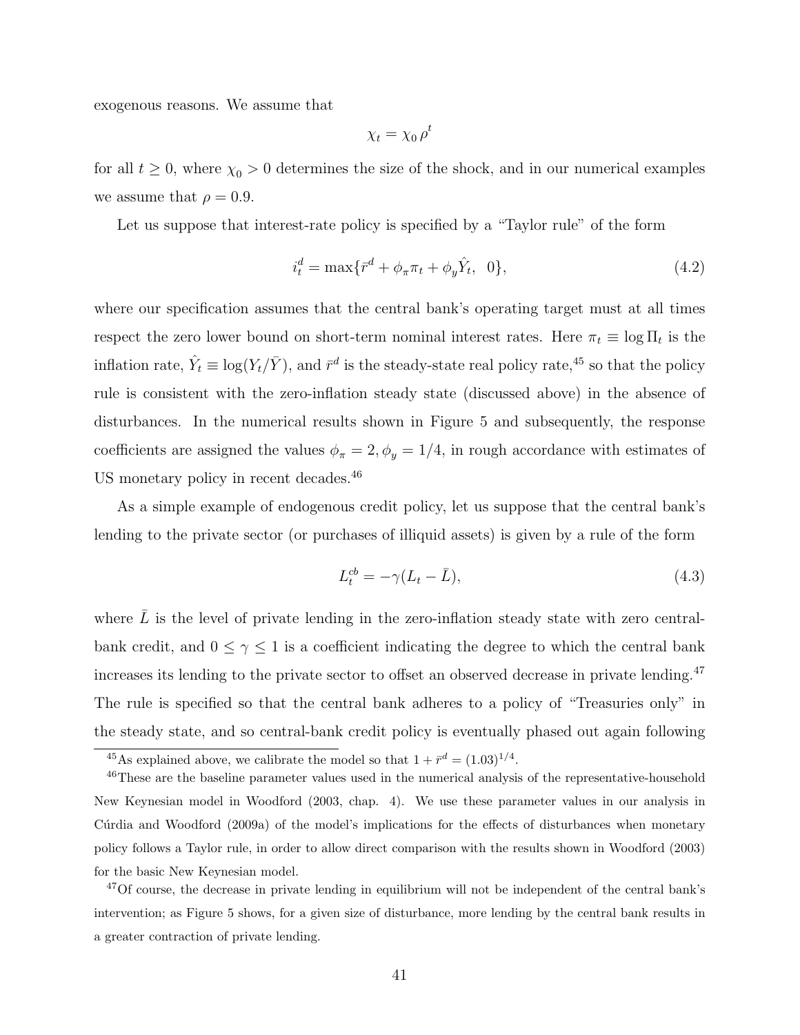exogenous reasons. We assume that

$$\chi_t = \chi_0 \, \rho^t$$

for all $t \geq 0$, where $\chi_0 > 0$ determines the size of the shock, and in our numerical examples we assume that $\rho = 0.9$.

Let us suppose that interest-rate policy is specified by a "Taylor rule" of the form

$$i_t^d = \max\{\bar{r}^d + \phi_\pi \pi_t + \phi_y \hat{Y}_t, \;\; 0\}, \tag{4.2}$$

where our specification assumes that the central bank's operating target must at all times respect the zero lower bound on short-term nominal interest rates. Here $\pi_t \equiv \log \Pi_t$ is the inflation rate, $\hat{Y}_t \equiv \log(Y_t/\bar{Y})$, and $\bar{r}^d$ is the steady-state real policy rate,[45] so that the policy rule is consistent with the zero-inflation steady state (discussed above) in the absence of disturbances. In the numerical results shown in Figure 5 and subsequently, the response coefficients are assigned the values $\phi_\pi = 2, \phi_y = 1/4$, in rough accordance with estimates of US monetary policy in recent decades.[46]

As a simple example of endogenous credit policy, let us suppose that the central bank's lending to the private sector (or purchases of illiquid assets) is given by a rule of the form

$$L_t^{cb} = -\gamma(L_t - \bar{L}), \tag{4.3}$$

where $\bar{L}$ is the level of private lending in the zero-inflation steady state with zero central-bank credit, and $0 \leq \gamma \leq 1$ is a coefficient indicating the degree to which the central bank increases its lending to the private sector to offset an observed decrease in private lending.[47] The rule is specified so that the central bank adheres to a policy of "Treasuries only" in the steady state, and so central-bank credit policy is eventually phased out again following

[45] As explained above, we calibrate the model so that $1 + \bar{r}^d = (1.03)^{1/4}$.

[46] These are the baseline parameter values used in the numerical analysis of the representative-household New Keynesian model in Woodford (2003, chap. 4). We use these parameter values in our analysis in Cúrdia and Woodford (2009a) of the model's implications for the effects of disturbances when monetary policy follows a Taylor rule, in order to allow direct comparison with the results shown in Woodford (2003) for the basic New Keynesian model.

[47] Of course, the decrease in private lending in equilibrium will not be independent of the central bank's intervention; as Figure 5 shows, for a given size of disturbance, more lending by the central bank results in a greater contraction of private lending.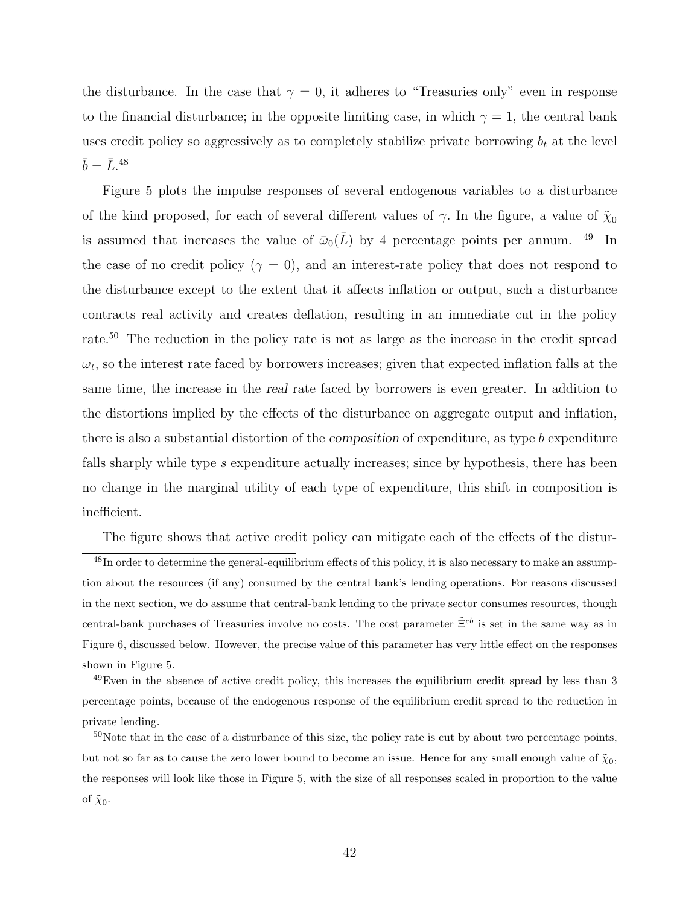the disturbance. In the case that $\gamma = 0$, it adheres to "Treasuries only" even in response to the financial disturbance; in the opposite limiting case, in which $\gamma = 1$, the central bank uses credit policy so aggressively as to completely stabilize private borrowing $b_t$ at the level $\bar{b} = \bar{L}$.[48]

Figure 5 plots the impulse responses of several endogenous variables to a disturbance of the kind proposed, for each of several different values of $\gamma$. In the figure, a value of $\tilde{\chi}_0$ is assumed that increases the value of $\bar{\omega}_0(\bar{L})$ by 4 percentage points per annum. [49] In the case of no credit policy ($\gamma = 0$), and an interest-rate policy that does not respond to the disturbance except to the extent that it affects inflation or output, such a disturbance contracts real activity and creates deflation, resulting in an immediate cut in the policy rate.[50] The reduction in the policy rate is not as large as the increase in the credit spread $\omega_t$, so the interest rate faced by borrowers increases; given that expected inflation falls at the same time, the increase in the *real* rate faced by borrowers is even greater. In addition to the distortions implied by the effects of the disturbance on aggregate output and inflation, there is also a substantial distortion of the *composition* of expenditure, as type $b$ expenditure falls sharply while type $s$ expenditure actually increases; since by hypothesis, there has been no change in the marginal utility of each type of expenditure, this shift in composition is inefficient.

The figure shows that active credit policy can mitigate each of the effects of the distur-

[48] In order to determine the general-equilibrium effects of this policy, it is also necessary to make an assumption about the resources (if any) consumed by the central bank's lending operations. For reasons discussed in the next section, we do assume that central-bank lending to the private sector consumes resources, though central-bank purchases of Treasuries involve no costs. The cost parameter $\tilde{\Xi}^{cb}$ is set in the same way as in Figure 6, discussed below. However, the precise value of this parameter has very little effect on the responses shown in Figure 5.

[49] Even in the absence of active credit policy, this increases the equilibrium credit spread by less than 3 percentage points, because of the endogenous response of the equilibrium credit spread to the reduction in private lending.

[50] Note that in the case of a disturbance of this size, the policy rate is cut by about two percentage points, but not so far as to cause the zero lower bound to become an issue. Hence for any small enough value of $\tilde{\chi}_0$, the responses will look like those in Figure 5, with the size of all responses scaled in proportion to the value of $\tilde{\chi}_0$.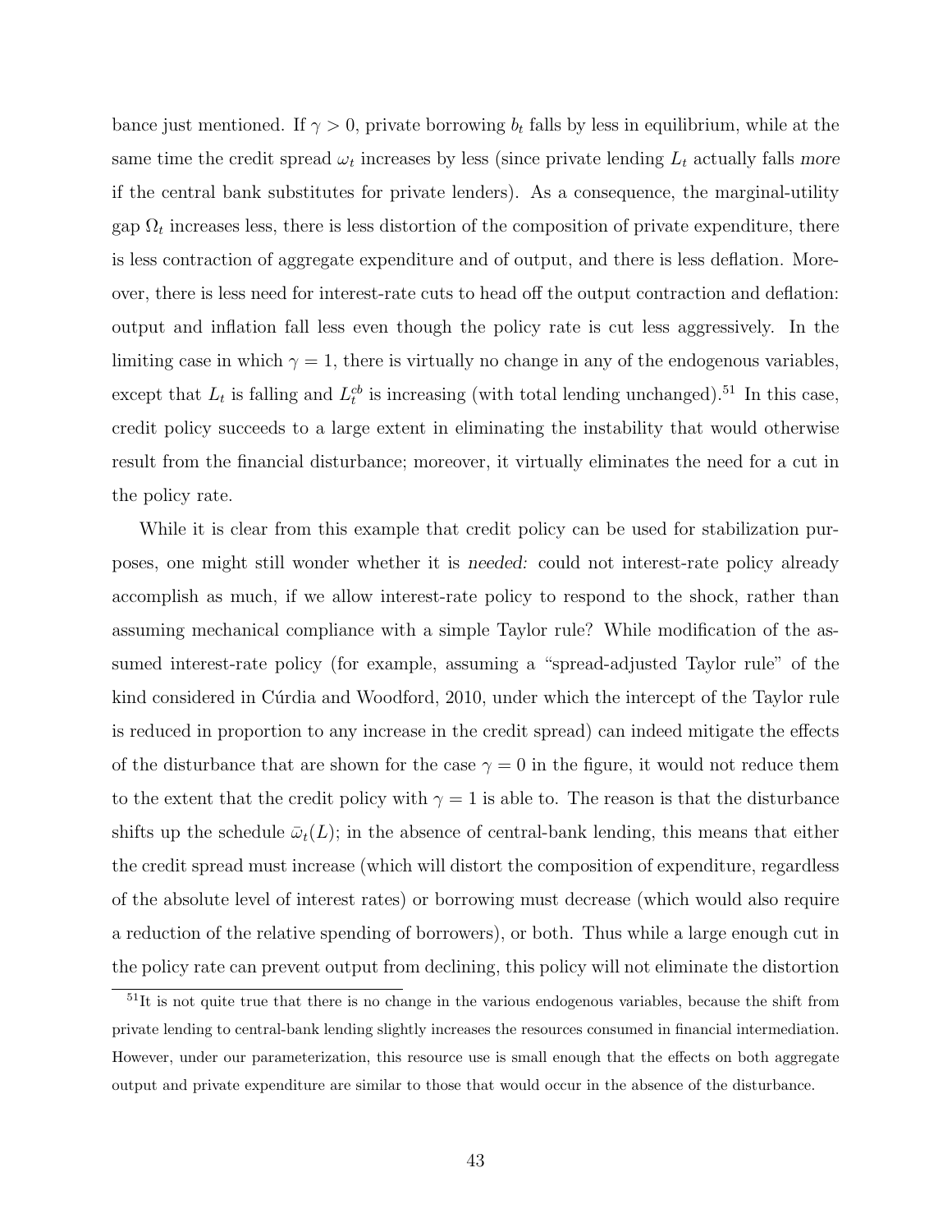bance just mentioned. If $\gamma > 0$, private borrowing $b_t$ falls by less in equilibrium, while at the same time the credit spread $\omega_t$ increases by less (since private lending $L_t$ actually falls *more* if the central bank substitutes for private lenders). As a consequence, the marginal-utility gap $\Omega_t$ increases less, there is less distortion of the composition of private expenditure, there is less contraction of aggregate expenditure and of output, and there is less deflation. Moreover, there is less need for interest-rate cuts to head off the output contraction and deflation: output and inflation fall less even though the policy rate is cut less aggressively. In the limiting case in which $\gamma = 1$, there is virtually no change in any of the endogenous variables, except that $L_t$ is falling and $L_t^{cb}$ is increasing (with total lending unchanged).[51] In this case, credit policy succeeds to a large extent in eliminating the instability that would otherwise result from the financial disturbance; moreover, it virtually eliminates the need for a cut in the policy rate.

While it is clear from this example that credit policy can be used for stabilization purposes, one might still wonder whether it is *needed:* could not interest-rate policy already accomplish as much, if we allow interest-rate policy to respond to the shock, rather than assuming mechanical compliance with a simple Taylor rule? While modification of the assumed interest-rate policy (for example, assuming a "spread-adjusted Taylor rule" of the kind considered in Cúrdia and Woodford, 2010, under which the intercept of the Taylor rule is reduced in proportion to any increase in the credit spread) can indeed mitigate the effects of the disturbance that are shown for the case $\gamma = 0$ in the figure, it would not reduce them to the extent that the credit policy with $\gamma = 1$ is able to. The reason is that the disturbance shifts up the schedule $\bar{\omega}_t(L)$; in the absence of central-bank lending, this means that either the credit spread must increase (which will distort the composition of expenditure, regardless of the absolute level of interest rates) or borrowing must decrease (which would also require a reduction of the relative spending of borrowers), or both. Thus while a large enough cut in the policy rate can prevent output from declining, this policy will not eliminate the distortion

[51]It is not quite true that there is no change in the various endogenous variables, because the shift from private lending to central-bank lending slightly increases the resources consumed in financial intermediation. However, under our parameterization, this resource use is small enough that the effects on both aggregate output and private expenditure are similar to those that would occur in the absence of the disturbance.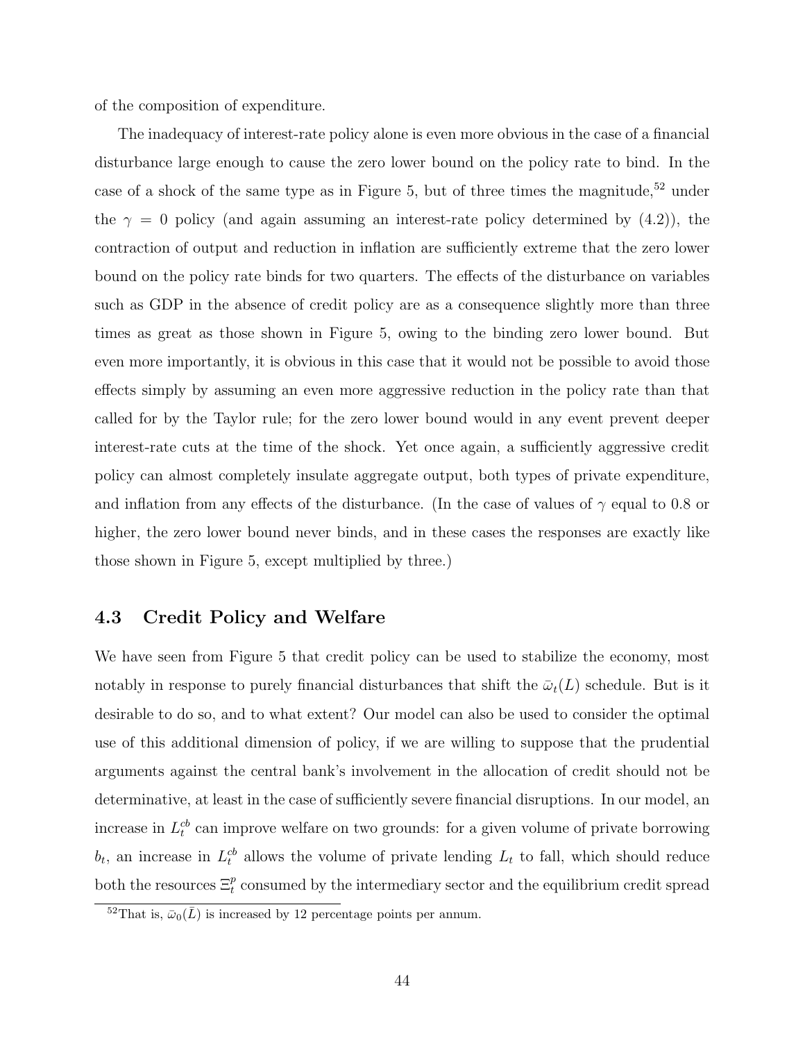of the composition of expenditure.

The inadequacy of interest-rate policy alone is even more obvious in the case of a financial disturbance large enough to cause the zero lower bound on the policy rate to bind. In the case of a shock of the same type as in Figure 5, but of three times the magnitude,[52] under the $\gamma = 0$ policy (and again assuming an interest-rate policy determined by (4.2)), the contraction of output and reduction in inflation are sufficiently extreme that the zero lower bound on the policy rate binds for two quarters. The effects of the disturbance on variables such as GDP in the absence of credit policy are as a consequence slightly more than three times as great as those shown in Figure 5, owing to the binding zero lower bound. But even more importantly, it is obvious in this case that it would not be possible to avoid those effects simply by assuming an even more aggressive reduction in the policy rate than that called for by the Taylor rule; for the zero lower bound would in any event prevent deeper interest-rate cuts at the time of the shock. Yet once again, a sufficiently aggressive credit policy can almost completely insulate aggregate output, both types of private expenditure, and inflation from any effects of the disturbance. (In the case of values of $\gamma$ equal to 0.8 or higher, the zero lower bound never binds, and in these cases the responses are exactly like those shown in Figure 5, except multiplied by three.)

### 4.3 Credit Policy and Welfare

We have seen from Figure 5 that credit policy can be used to stabilize the economy, most notably in response to purely financial disturbances that shift the $\bar{\omega}_t(L)$ schedule. But is it desirable to do so, and to what extent? Our model can also be used to consider the optimal use of this additional dimension of policy, if we are willing to suppose that the prudential arguments against the central bank's involvement in the allocation of credit should not be determinative, at least in the case of sufficiently severe financial disruptions. In our model, an increase in $L_t^{cb}$ can improve welfare on two grounds: for a given volume of private borrowing $b_t$, an increase in $L_t^{cb}$ allows the volume of private lending $L_t$ to fall, which should reduce both the resources $\Xi_t^p$ consumed by the intermediary sector and the equilibrium credit spread

[52] That is, $\bar{\omega}_0(\bar{L})$ is increased by 12 percentage points per annum.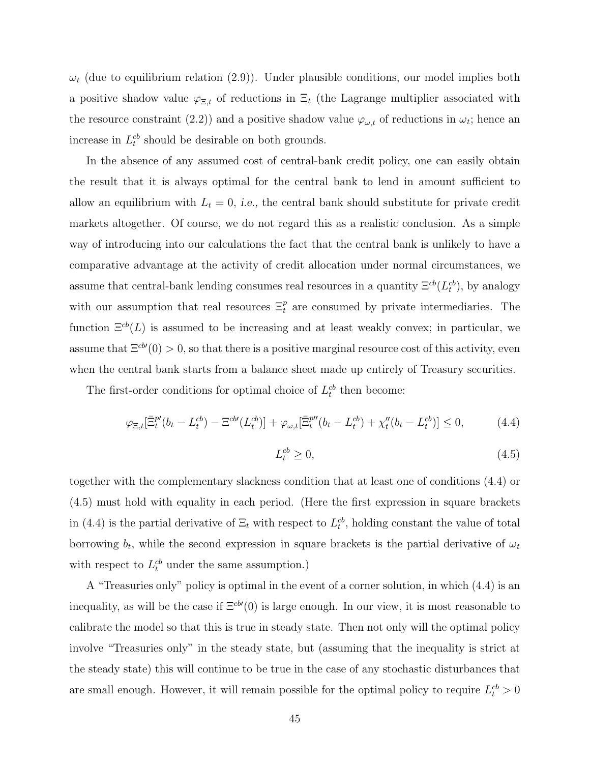$\omega_t$ (due to equilibrium relation (2.9)). Under plausible conditions, our model implies both a positive shadow value $\varphi_{\Xi,t}$ of reductions in $\Xi_t$ (the Lagrange multiplier associated with the resource constraint (2.2)) and a positive shadow value $\varphi_{\omega,t}$ of reductions in $\omega_t$; hence an increase in $L_t^{cb}$ should be desirable on both grounds.

In the absence of any assumed cost of central-bank credit policy, one can easily obtain the result that it is always optimal for the central bank to lend in amount sufficient to allow an equilibrium with $L_t = 0$, *i.e.*, the central bank should substitute for private credit markets altogether. Of course, we do not regard this as a realistic conclusion. As a simple way of introducing into our calculations the fact that the central bank is unlikely to have a comparative advantage at the activity of credit allocation under normal circumstances, we assume that central-bank lending consumes real resources in a quantity $\Xi^{cb}(L_t^{cb})$, by analogy with our assumption that real resources $\Xi_t^p$ are consumed by private intermediaries. The function $\Xi^{cb}(L)$ is assumed to be increasing and at least weakly convex; in particular, we assume that $\Xi^{cb\prime}(0) > 0$, so that there is a positive marginal resource cost of this activity, even when the central bank starts from a balance sheet made up entirely of Treasury securities.

The first-order conditions for optimal choice of $L_t^{cb}$ then become:

$$\varphi_{\Xi,t}[\bar{\Xi}_t^{p\prime}(b_t - L_t^{cb}) - \Xi^{cb\prime}(L_t^{cb})] + \varphi_{\omega,t}[\bar{\Xi}_t^{p\prime\prime}(b_t - L_t^{cb}) + \chi_t^{\prime\prime}(b_t - L_t^{cb})] \leq 0, \tag{4.4}$$

$$L_t^{cb} \geq 0, \tag{4.5}$$

together with the complementary slackness condition that at least one of conditions (4.4) or (4.5) must hold with equality in each period. (Here the first expression in square brackets in (4.4) is the partial derivative of $\Xi_t$ with respect to $L_t^{cb}$, holding constant the value of total borrowing $b_t$, while the second expression in square brackets is the partial derivative of $\omega_t$ with respect to $L_t^{cb}$ under the same assumption.)

A "Treasuries only" policy is optimal in the event of a corner solution, in which (4.4) is an inequality, as will be the case if $\Xi^{cb\prime}(0)$ is large enough. In our view, it is most reasonable to calibrate the model so that this is true in steady state. Then not only will the optimal policy involve "Treasuries only" in the steady state, but (assuming that the inequality is strict at the steady state) this will continue to be true in the case of any stochastic disturbances that are small enough. However, it will remain possible for the optimal policy to require $L_t^{cb} > 0$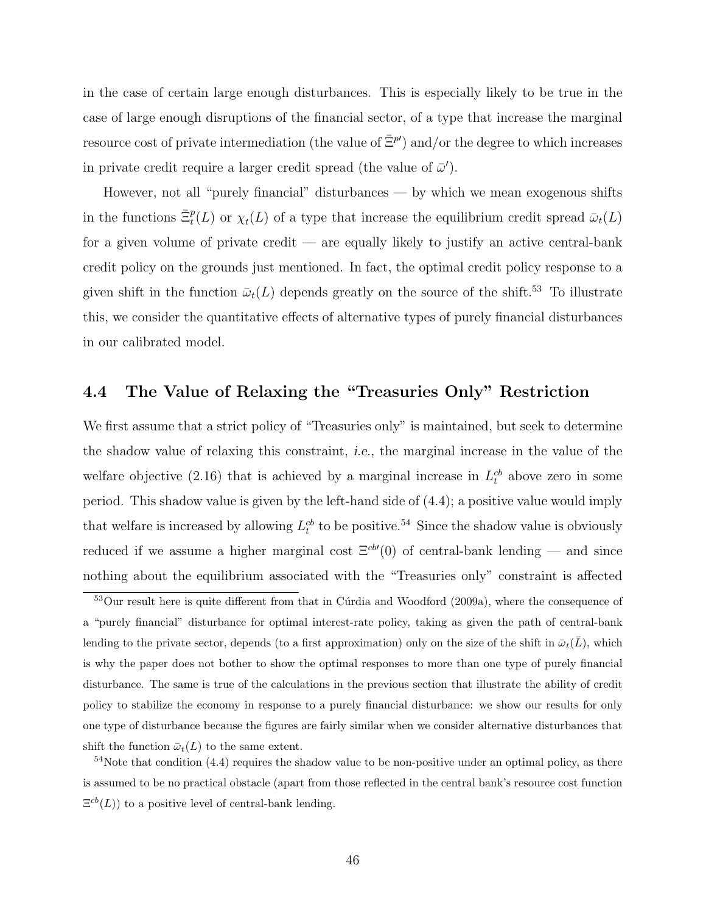in the case of certain large enough disturbances. This is especially likely to be true in the case of large enough disruptions of the financial sector, of a type that increase the marginal resource cost of private intermediation (the value of $\bar{\Xi}^{p\prime}$) and/or the degree to which increases in private credit require a larger credit spread (the value of $\bar{\omega}'$).

However, not all "purely financial" disturbances — by which we mean exogenous shifts in the functions $\bar{\Xi}^p_t(L)$ or $\chi_t(L)$ of a type that increase the equilibrium credit spread $\bar{\omega}_t(L)$ for a given volume of private credit — are equally likely to justify an active central-bank credit policy on the grounds just mentioned. In fact, the optimal credit policy response to a given shift in the function $\bar{\omega}_t(L)$ depends greatly on the source of the shift.[53] To illustrate this, we consider the quantitative effects of alternative types of purely financial disturbances in our calibrated model.

## 4.4 The Value of Relaxing the "Treasuries Only" Restriction

We first assume that a strict policy of "Treasuries only" is maintained, but seek to determine the shadow value of relaxing this constraint, *i.e.,* the marginal increase in the value of the welfare objective (2.16) that is achieved by a marginal increase in $L^{cb}_t$ above zero in some period. This shadow value is given by the left-hand side of (4.4); a positive value would imply that welfare is increased by allowing $L^{cb}_t$ to be positive.[54] Since the shadow value is obviously reduced if we assume a higher marginal cost $\Xi^{cb\prime}(0)$ of central-bank lending — and since nothing about the equilibrium associated with the "Treasuries only" constraint is affected

[53] Our result here is quite different from that in Cúrdia and Woodford (2009a), where the consequence of a "purely financial" disturbance for optimal interest-rate policy, taking as given the path of central-bank lending to the private sector, depends (to a first approximation) only on the size of the shift in $\bar{\omega}_t(\bar{L})$, which is why the paper does not bother to show the optimal responses to more than one type of purely financial disturbance. The same is true of the calculations in the previous section that illustrate the ability of credit policy to stabilize the economy in response to a purely financial disturbance: we show our results for only one type of disturbance because the figures are fairly similar when we consider alternative disturbances that shift the function $\bar{\omega}_t(L)$ to the same extent.

[54] Note that condition (4.4) requires the shadow value to be non-positive under an optimal policy, as there is assumed to be no practical obstacle (apart from those reflected in the central bank's resource cost function $\Xi^{cb}(L)$) to a positive level of central-bank lending.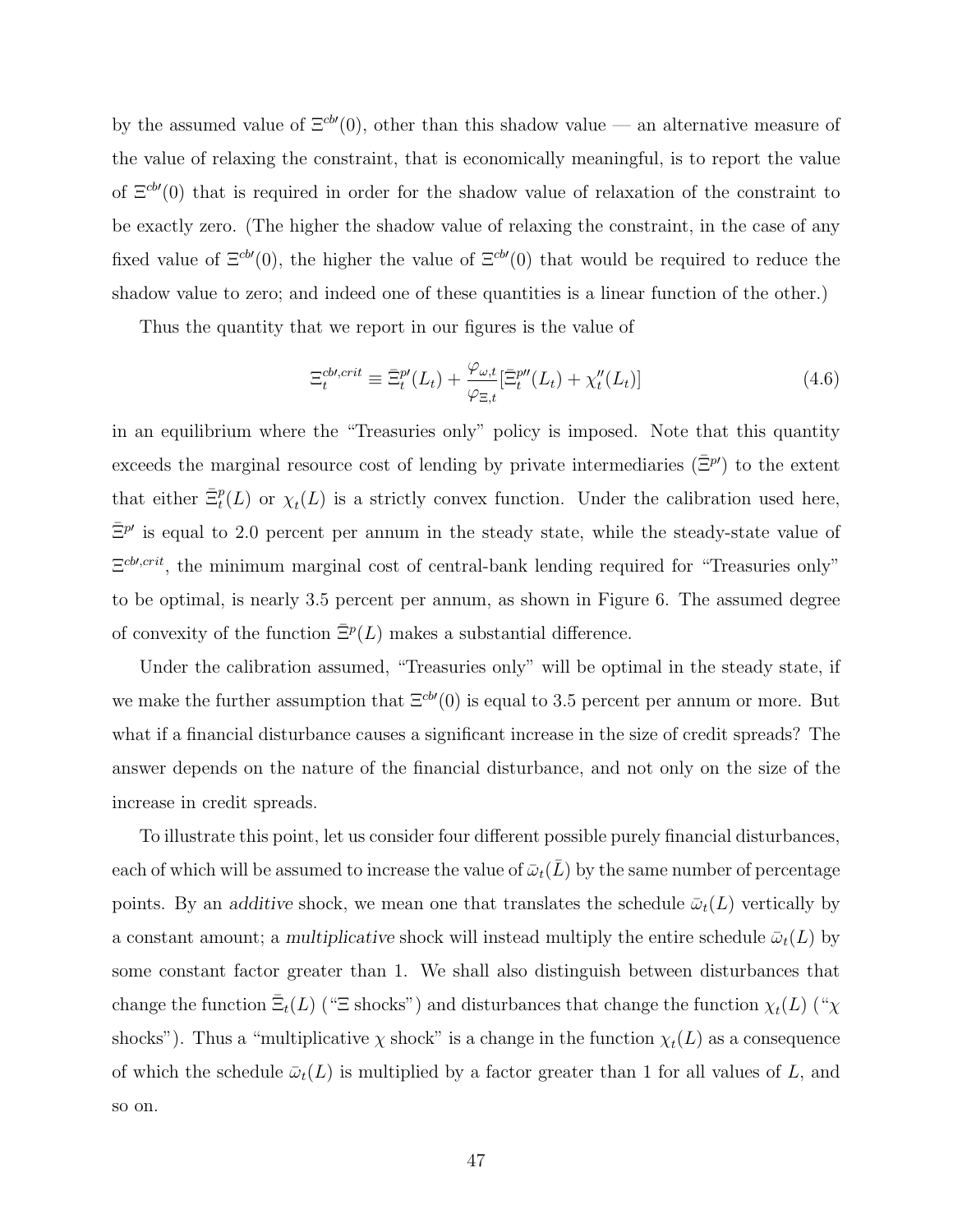by the assumed value of $\Xi^{cb\prime}(0)$, other than this shadow value — an alternative measure of the value of relaxing the constraint, that is economically meaningful, is to report the value of $\Xi^{cb\prime}(0)$ that is required in order for the shadow value of relaxation of the constraint to be exactly zero. (The higher the shadow value of relaxing the constraint, in the case of any fixed value of $\Xi^{cb\prime}(0)$, the higher the value of $\Xi^{cb\prime}(0)$ that would be required to reduce the shadow value to zero; and indeed one of these quantities is a linear function of the other.)

Thus the quantity that we report in our figures is the value of

$$\Xi_t^{cb\prime,crit} \equiv \bar{\Xi}_t^{p\prime}(L_t) + \frac{\varphi_{\omega,t}}{\varphi_{\Xi,t}}[\bar{\Xi}_t^{p\prime\prime}(L_t) + \chi_t^{\prime\prime}(L_t)] \tag{4.6}$$

in an equilibrium where the "Treasuries only" policy is imposed. Note that this quantity exceeds the marginal resource cost of lending by private intermediaries ($\bar{\Xi}^{p\prime}$) to the extent that either $\bar{\Xi}_t^p(L)$ or $\chi_t(L)$ is a strictly convex function. Under the calibration used here, $\bar{\Xi}^{p\prime}$ is equal to 2.0 percent per annum in the steady state, while the steady-state value of $\Xi^{cb\prime,crit}$, the minimum marginal cost of central-bank lending required for "Treasuries only" to be optimal, is nearly 3.5 percent per annum, as shown in Figure 6. The assumed degree of convexity of the function $\bar{\Xi}^p(L)$ makes a substantial difference.

Under the calibration assumed, "Treasuries only" will be optimal in the steady state, if we make the further assumption that $\Xi^{cb\prime}(0)$ is equal to 3.5 percent per annum or more. But what if a financial disturbance causes a significant increase in the size of credit spreads? The answer depends on the nature of the financial disturbance, and not only on the size of the increase in credit spreads.

To illustrate this point, let us consider four different possible purely financial disturbances, each of which will be assumed to increase the value of $\bar{\omega}_t(\bar{L})$ by the same number of percentage points. By an *additive* shock, we mean one that translates the schedule $\bar{\omega}_t(L)$ vertically by a constant amount; a *multiplicative* shock will instead multiply the entire schedule $\bar{\omega}_t(L)$ by some constant factor greater than 1. We shall also distinguish between disturbances that change the function $\bar{\Xi}_t(L)$ ("$\Xi$ shocks") and disturbances that change the function $\chi_t(L)$ ("$\chi$ shocks"). Thus a "multiplicative $\chi$ shock" is a change in the function $\chi_t(L)$ as a consequence of which the schedule $\bar{\omega}_t(L)$ is multiplied by a factor greater than 1 for all values of $L$, and so on.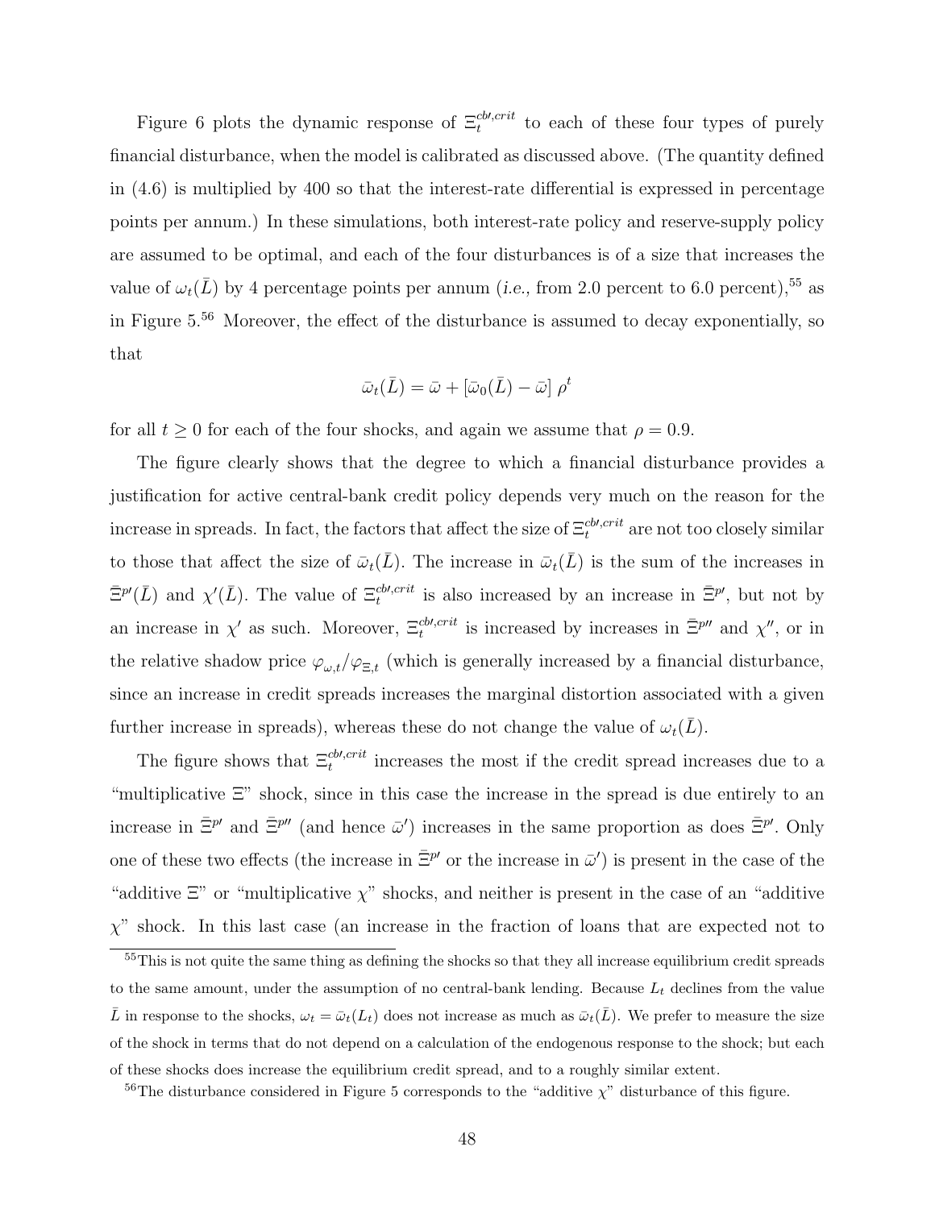Figure 6 plots the dynamic response of $\Xi_t^{cb\prime,crit}$ to each of these four types of purely financial disturbance, when the model is calibrated as discussed above. (The quantity defined in (4.6) is multiplied by 400 so that the interest-rate differential is expressed in percentage points per annum.) In these simulations, both interest-rate policy and reserve-supply policy are assumed to be optimal, and each of the four disturbances is of a size that increases the value of $\omega_t(\bar{L})$ by 4 percentage points per annum (*i.e.,* from 2.0 percent to 6.0 percent),[55] as in Figure 5.[56] Moreover, the effect of the disturbance is assumed to decay exponentially, so that

$$\bar{\omega}_t(\bar{L}) = \bar{\omega} + [\bar{\omega}_0(\bar{L}) - \bar{\omega}]\,\rho^t$$

for all $t \geq 0$ for each of the four shocks, and again we assume that $\rho = 0.9$.

The figure clearly shows that the degree to which a financial disturbance provides a justification for active central-bank credit policy depends very much on the reason for the increase in spreads. In fact, the factors that affect the size of $\Xi_t^{cb\prime,crit}$ are not too closely similar to those that affect the size of $\bar{\omega}_t(\bar{L})$. The increase in $\bar{\omega}_t(\bar{L})$ is the sum of the increases in $\bar{\Xi}^{p\prime}(\bar{L})$ and $\chi'(\bar{L})$. The value of $\Xi_t^{cb\prime,crit}$ is also increased by an increase in $\bar{\Xi}^{p\prime}$, but not by an increase in $\chi'$ as such. Moreover, $\Xi_t^{cb\prime,crit}$ is increased by increases in $\bar{\Xi}^{p\prime\prime}$ and $\chi''$, or in the relative shadow price $\varphi_{\omega,t}/\varphi_{\Xi,t}$ (which is generally increased by a financial disturbance, since an increase in credit spreads increases the marginal distortion associated with a given further increase in spreads), whereas these do not change the value of $\omega_t(\bar{L})$.

The figure shows that $\Xi_t^{cb\prime,crit}$ increases the most if the credit spread increases due to a "multiplicative $\Xi$" shock, since in this case the increase in the spread is due entirely to an increase in $\bar{\Xi}^{p\prime}$ and $\bar{\Xi}^{p\prime\prime}$ (and hence $\bar{\omega}'$) increases in the same proportion as does $\bar{\Xi}^{p\prime}$. Only one of these two effects (the increase in $\bar{\Xi}^{p\prime}$ or the increase in $\bar{\omega}'$) is present in the case of the "additive $\Xi$" or "multiplicative $\chi$" shocks, and neither is present in the case of an "additive $\chi$" shock. In this last case (an increase in the fraction of loans that are expected not to

[55] This is not quite the same thing as defining the shocks so that they all increase equilibrium credit spreads to the same amount, under the assumption of no central-bank lending. Because $L_t$ declines from the value $\bar{L}$ in response to the shocks, $\omega_t = \bar{\omega}_t(L_t)$ does not increase as much as $\bar{\omega}_t(\bar{L})$. We prefer to measure the size of the shock in terms that do not depend on a calculation of the endogenous response to the shock; but each of these shocks does increase the equilibrium credit spread, and to a roughly similar extent.

[56] The disturbance considered in Figure 5 corresponds to the "additive $\chi$" disturbance of this figure.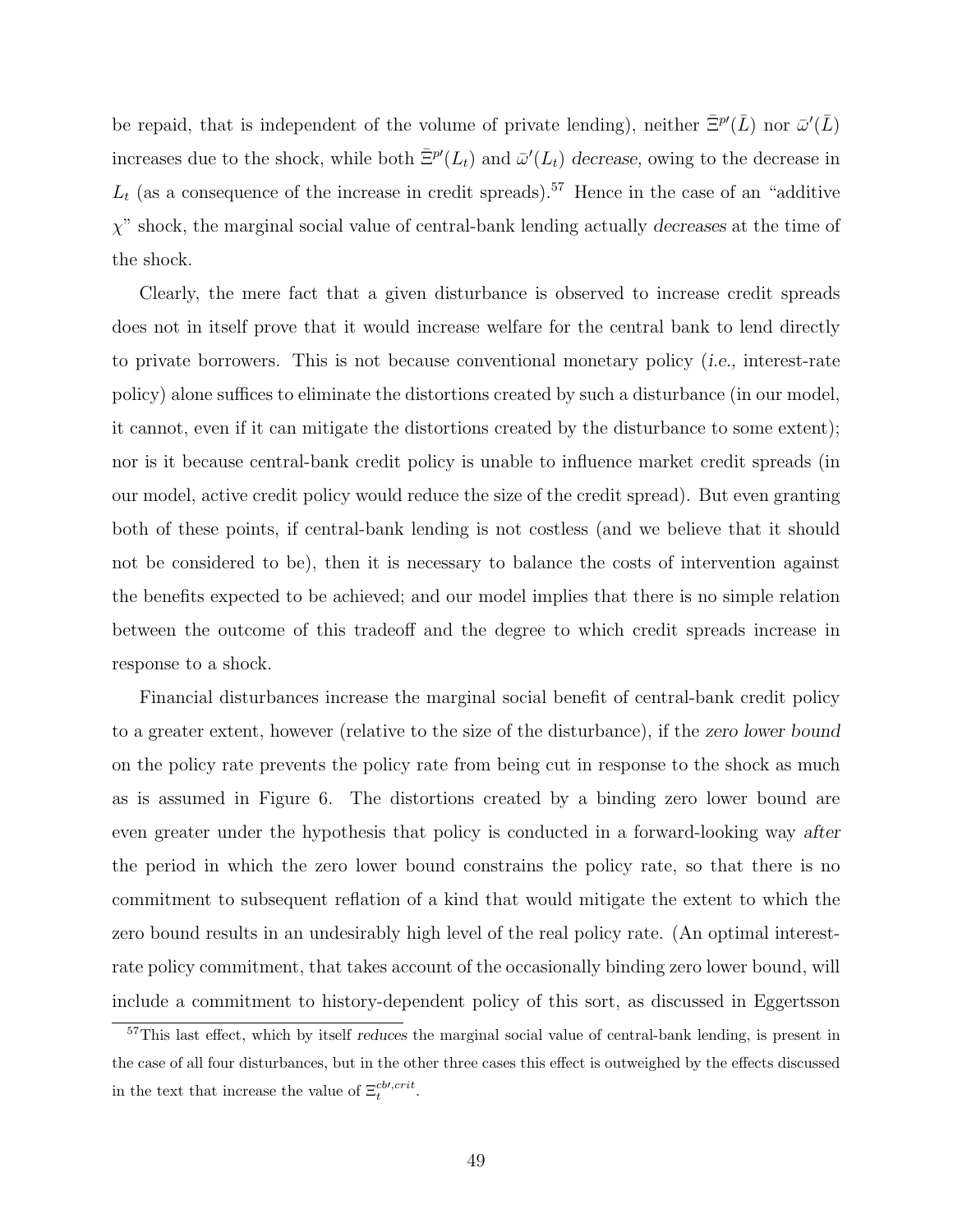be repaid, that is independent of the volume of private lending), neither $\bar{\Xi}^{p\prime}(\bar{L})$ nor $\bar{\omega}'(\bar{L})$ increases due to the shock, while both $\bar{\Xi}^{p\prime}(L_t)$ and $\bar{\omega}'(L_t)$ *decrease*, owing to the decrease in $L_t$ (as a consequence of the increase in credit spreads).[57] Hence in the case of an "additive $\chi$" shock, the marginal social value of central-bank lending actually *decreases* at the time of the shock.

Clearly, the mere fact that a given disturbance is observed to increase credit spreads does not in itself prove that it would increase welfare for the central bank to lend directly to private borrowers. This is not because conventional monetary policy (*i.e.,* interest-rate policy) alone suffices to eliminate the distortions created by such a disturbance (in our model, it cannot, even if it can mitigate the distortions created by the disturbance to some extent); nor is it because central-bank credit policy is unable to influence market credit spreads (in our model, active credit policy would reduce the size of the credit spread). But even granting both of these points, if central-bank lending is not costless (and we believe that it should not be considered to be), then it is necessary to balance the costs of intervention against the benefits expected to be achieved; and our model implies that there is no simple relation between the outcome of this tradeoff and the degree to which credit spreads increase in response to a shock.

Financial disturbances increase the marginal social benefit of central-bank credit policy to a greater extent, however (relative to the size of the disturbance), if the *zero lower bound* on the policy rate prevents the policy rate from being cut in response to the shock as much as is assumed in Figure 6. The distortions created by a binding zero lower bound are even greater under the hypothesis that policy is conducted in a forward-looking way *after* the period in which the zero lower bound constrains the policy rate, so that there is no commitment to subsequent reflation of a kind that would mitigate the extent to which the zero bound results in an undesirably high level of the real policy rate. (An optimal interest-rate policy commitment, that takes account of the occasionally binding zero lower bound, will include a commitment to history-dependent policy of this sort, as discussed in Eggertsson

[57] This last effect, which by itself *reduces* the marginal social value of central-bank lending, is present in the case of all four disturbances, but in the other three cases this effect is outweighed by the effects discussed in the text that increase the value of $\Xi_t^{cb\prime,crit}$.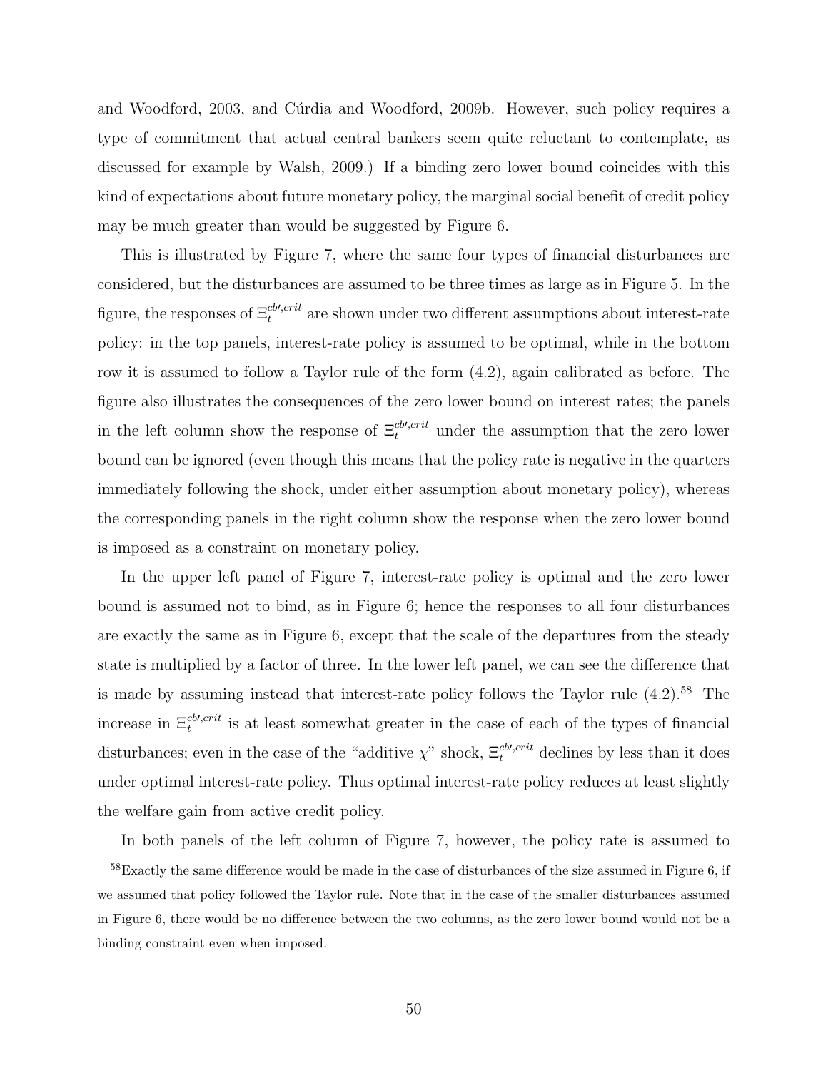and Woodford, 2003, and Cúrdia and Woodford, 2009b. However, such policy requires a type of commitment that actual central bankers seem quite reluctant to contemplate, as discussed for example by Walsh, 2009.) If a binding zero lower bound coincides with this kind of expectations about future monetary policy, the marginal social benefit of credit policy may be much greater than would be suggested by Figure 6.

This is illustrated by Figure 7, where the same four types of financial disturbances are considered, but the disturbances are assumed to be three times as large as in Figure 5. In the figure, the responses of $\Xi_t^{cb\prime,crit}$ are shown under two different assumptions about interest-rate policy: in the top panels, interest-rate policy is assumed to be optimal, while in the bottom row it is assumed to follow a Taylor rule of the form (4.2), again calibrated as before. The figure also illustrates the consequences of the zero lower bound on interest rates; the panels in the left column show the response of $\Xi_t^{cb\prime,crit}$ under the assumption that the zero lower bound can be ignored (even though this means that the policy rate is negative in the quarters immediately following the shock, under either assumption about monetary policy), whereas the corresponding panels in the right column show the response when the zero lower bound is imposed as a constraint on monetary policy.

In the upper left panel of Figure 7, interest-rate policy is optimal and the zero lower bound is assumed not to bind, as in Figure 6; hence the responses to all four disturbances are exactly the same as in Figure 6, except that the scale of the departures from the steady state is multiplied by a factor of three. In the lower left panel, we can see the difference that is made by assuming instead that interest-rate policy follows the Taylor rule (4.2).[58] The increase in $\Xi_t^{cb\prime,crit}$ is at least somewhat greater in the case of each of the types of financial disturbances; even in the case of the "additive $\chi$" shock, $\Xi_t^{cb\prime,crit}$ declines by less than it does under optimal interest-rate policy. Thus optimal interest-rate policy reduces at least slightly the welfare gain from active credit policy.

In both panels of the left column of Figure 7, however, the policy rate is assumed to

[58] Exactly the same difference would be made in the case of disturbances of the size assumed in Figure 6, if we assumed that policy followed the Taylor rule. Note that in the case of the smaller disturbances assumed in Figure 6, there would be no difference between the two columns, as the zero lower bound would not be a binding constraint even when imposed.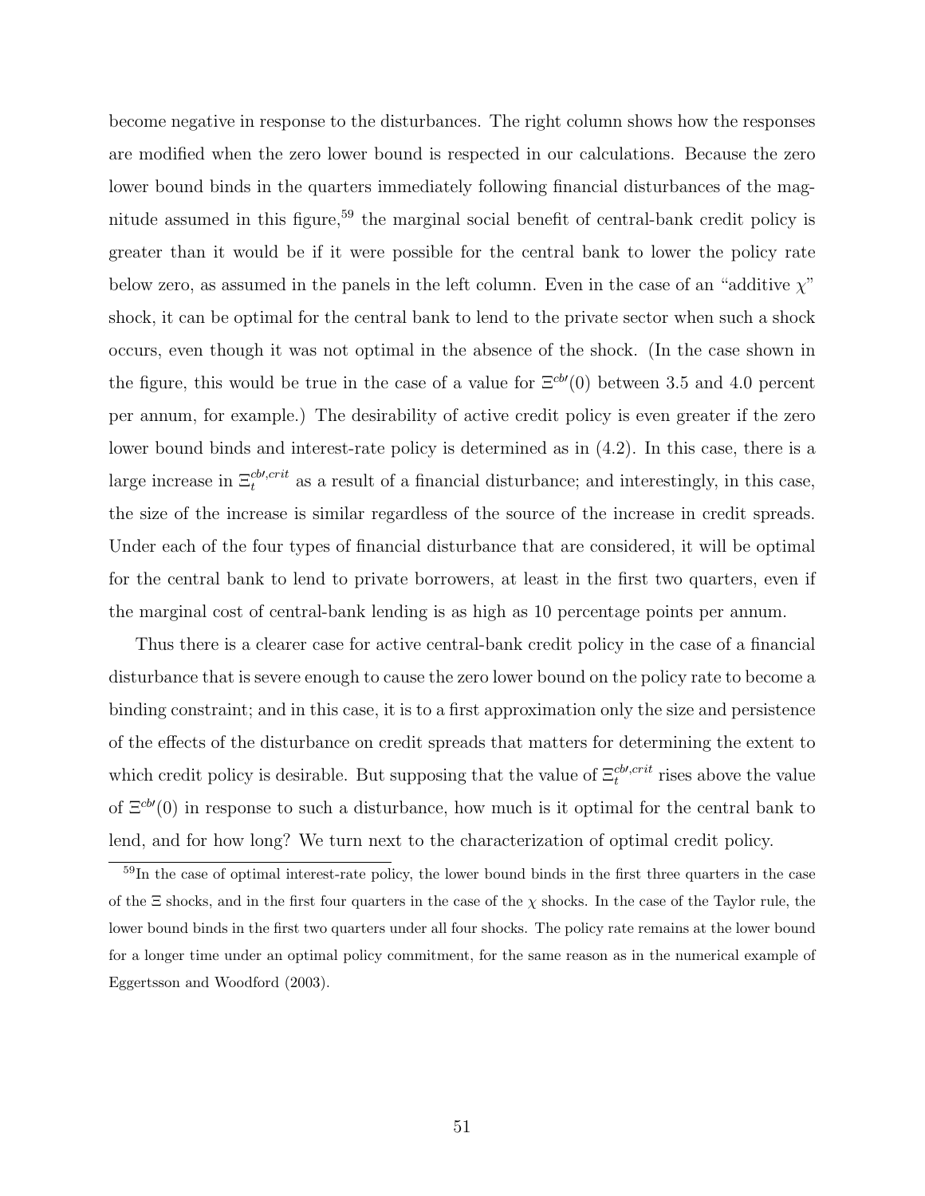become negative in response to the disturbances. The right column shows how the responses are modified when the zero lower bound is respected in our calculations. Because the zero lower bound binds in the quarters immediately following financial disturbances of the magnitude assumed in this figure,[59] the marginal social benefit of central-bank credit policy is greater than it would be if it were possible for the central bank to lower the policy rate below zero, as assumed in the panels in the left column. Even in the case of an "additive $\chi$" shock, it can be optimal for the central bank to lend to the private sector when such a shock occurs, even though it was not optimal in the absence of the shock. (In the case shown in the figure, this would be true in the case of a value for $\Xi^{cb\prime}(0)$ between 3.5 and 4.0 percent per annum, for example.) The desirability of active credit policy is even greater if the zero lower bound binds and interest-rate policy is determined as in (4.2). In this case, there is a large increase in $\Xi_t^{cb\prime,crit}$ as a result of a financial disturbance; and interestingly, in this case, the size of the increase is similar regardless of the source of the increase in credit spreads. Under each of the four types of financial disturbance that are considered, it will be optimal for the central bank to lend to private borrowers, at least in the first two quarters, even if the marginal cost of central-bank lending is as high as 10 percentage points per annum.

Thus there is a clearer case for active central-bank credit policy in the case of a financial disturbance that is severe enough to cause the zero lower bound on the policy rate to become a binding constraint; and in this case, it is to a first approximation only the size and persistence of the effects of the disturbance on credit spreads that matters for determining the extent to which credit policy is desirable. But supposing that the value of $\Xi_t^{cb\prime,crit}$ rises above the value of $\Xi^{cb\prime}(0)$ in response to such a disturbance, how much is it optimal for the central bank to lend, and for how long? We turn next to the characterization of optimal credit policy.

[59]In the case of optimal interest-rate policy, the lower bound binds in the first three quarters in the case of the $\Xi$ shocks, and in the first four quarters in the case of the $\chi$ shocks. In the case of the Taylor rule, the lower bound binds in the first two quarters under all four shocks. The policy rate remains at the lower bound for a longer time under an optimal policy commitment, for the same reason as in the numerical example of Eggertsson and Woodford (2003).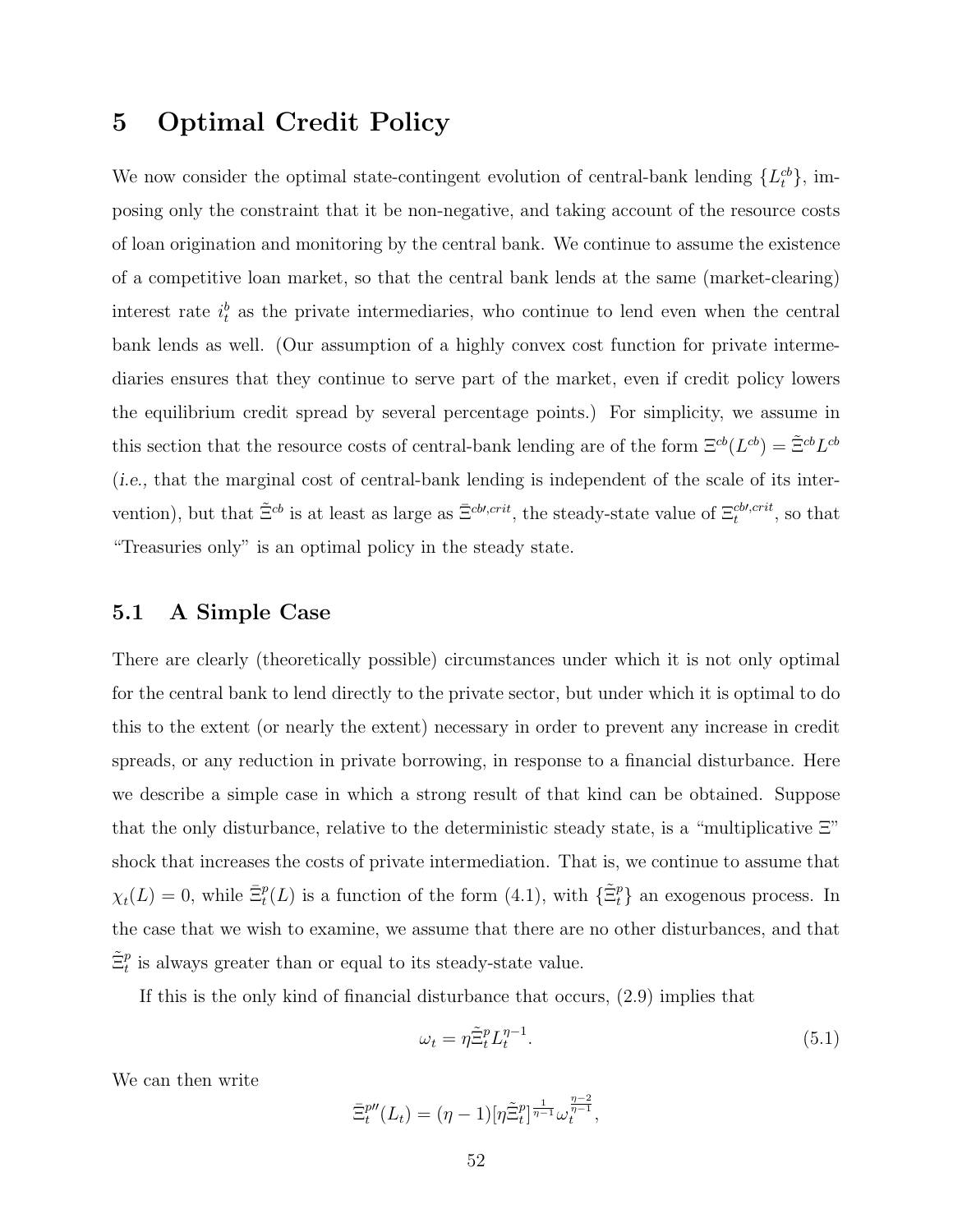# 5 Optimal Credit Policy

We now consider the optimal state-contingent evolution of central-bank lending $\{L_t^{cb}\}$, imposing only the constraint that it be non-negative, and taking account of the resource costs of loan origination and monitoring by the central bank. We continue to assume the existence of a competitive loan market, so that the central bank lends at the same (market-clearing) interest rate $i_t^b$ as the private intermediaries, who continue to lend even when the central bank lends as well. (Our assumption of a highly convex cost function for private intermediaries ensures that they continue to serve part of the market, even if credit policy lowers the equilibrium credit spread by several percentage points.) For simplicity, we assume in this section that the resource costs of central-bank lending are of the form $\Xi^{cb}(L^{cb}) = \tilde{\Xi}^{cb} L^{cb}$ (*i.e.,* that the marginal cost of central-bank lending is independent of the scale of its intervention), but that $\tilde{\Xi}^{cb}$ is at least as large as $\bar{\Xi}^{cb\prime,crit}$, the steady-state value of $\Xi_t^{cb\prime,crit}$, so that "Treasuries only" is an optimal policy in the steady state.

## 5.1 A Simple Case

There are clearly (theoretically possible) circumstances under which it is not only optimal for the central bank to lend directly to the private sector, but under which it is optimal to do this to the extent (or nearly the extent) necessary in order to prevent any increase in credit spreads, or any reduction in private borrowing, in response to a financial disturbance. Here we describe a simple case in which a strong result of that kind can be obtained. Suppose that the only disturbance, relative to the deterministic steady state, is a "multiplicative $\Xi$" shock that increases the costs of private intermediation. That is, we continue to assume that $\chi_t(L) = 0$, while $\bar{\Xi}_t^p(L)$ is a function of the form (4.1), with $\{\tilde{\Xi}_t^p\}$ an exogenous process. In the case that we wish to examine, we assume that there are no other disturbances, and that $\tilde{\Xi}_t^p$ is always greater than or equal to its steady-state value.

If this is the only kind of financial disturbance that occurs, (2.9) implies that

$$\omega_t = \eta \tilde{\Xi}_t^p L_t^{\eta - 1}. \tag{5.1}$$

We can then write

$$\bar{\Xi}_t^{p\prime\prime}(L_t) = (\eta - 1)[\eta \tilde{\Xi}_t^p]^{\frac{1}{\eta-1}} \omega_t^{\frac{\eta-2}{\eta-1}},$$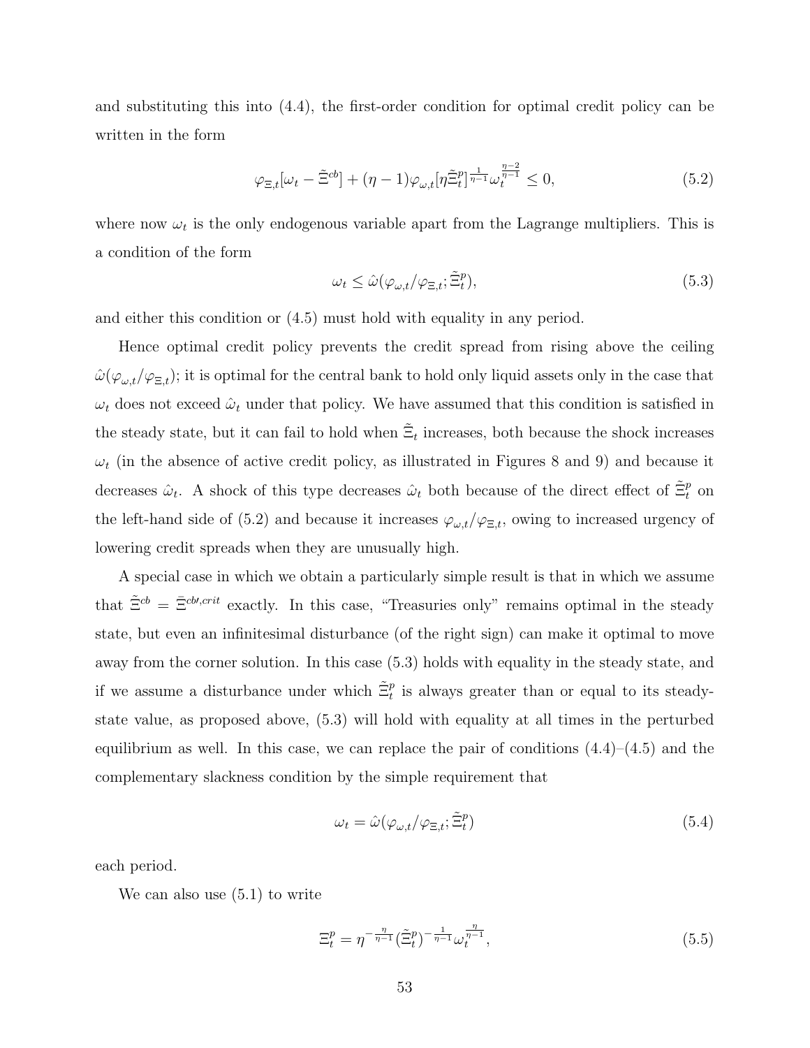and substituting this into (4.4), the first-order condition for optimal credit policy can be written in the form

$$\varphi_{\Xi,t}[\omega_t - \tilde{\Xi}^{cb}] + (\eta - 1)\varphi_{\omega,t}[\eta\tilde{\Xi}_t^p]^{\frac{1}{\eta-1}}\omega_t^{\frac{\eta-2}{\eta-1}} \leq 0, \tag{5.2}$$

where now $\omega_t$ is the only endogenous variable apart from the Lagrange multipliers. This is a condition of the form

$$\omega_t \leq \hat{\omega}(\varphi_{\omega,t}/\varphi_{\Xi,t}; \tilde{\Xi}_t^p), \tag{5.3}$$

and either this condition or (4.5) must hold with equality in any period.

Hence optimal credit policy prevents the credit spread from rising above the ceiling $\hat{\omega}(\varphi_{\omega,t}/\varphi_{\Xi,t})$; it is optimal for the central bank to hold only liquid assets only in the case that $\omega_t$ does not exceed $\hat{\omega}_t$ under that policy. We have assumed that this condition is satisfied in the steady state, but it can fail to hold when $\tilde{\Xi}_t$ increases, both because the shock increases $\omega_t$ (in the absence of active credit policy, as illustrated in Figures 8 and 9) and because it decreases $\hat{\omega}_t$. A shock of this type decreases $\hat{\omega}_t$ both because of the direct effect of $\tilde{\Xi}_t^p$ on the left-hand side of (5.2) and because it increases $\varphi_{\omega,t}/\varphi_{\Xi,t}$, owing to increased urgency of lowering credit spreads when they are unusually high.

A special case in which we obtain a particularly simple result is that in which we assume that $\tilde{\Xi}^{cb} = \bar{\Xi}^{cb\prime,crit}$ exactly. In this case, "Treasuries only" remains optimal in the steady state, but even an infinitesimal disturbance (of the right sign) can make it optimal to move away from the corner solution. In this case (5.3) holds with equality in the steady state, and if we assume a disturbance under which $\tilde{\Xi}_t^p$ is always greater than or equal to its steady-state value, as proposed above, (5.3) will hold with equality at all times in the perturbed equilibrium as well. In this case, we can replace the pair of conditions (4.4)–(4.5) and the complementary slackness condition by the simple requirement that

$$\omega_t = \hat{\omega}(\varphi_{\omega,t}/\varphi_{\Xi,t}; \tilde{\Xi}_t^p) \tag{5.4}$$

each period.

We can also use (5.1) to write

$$\Xi_t^p = \eta^{-\frac{\eta}{\eta-1}}(\tilde{\Xi}_t^p)^{-\frac{1}{\eta-1}}\omega_t^{\frac{\eta}{\eta-1}}, \tag{5.5}$$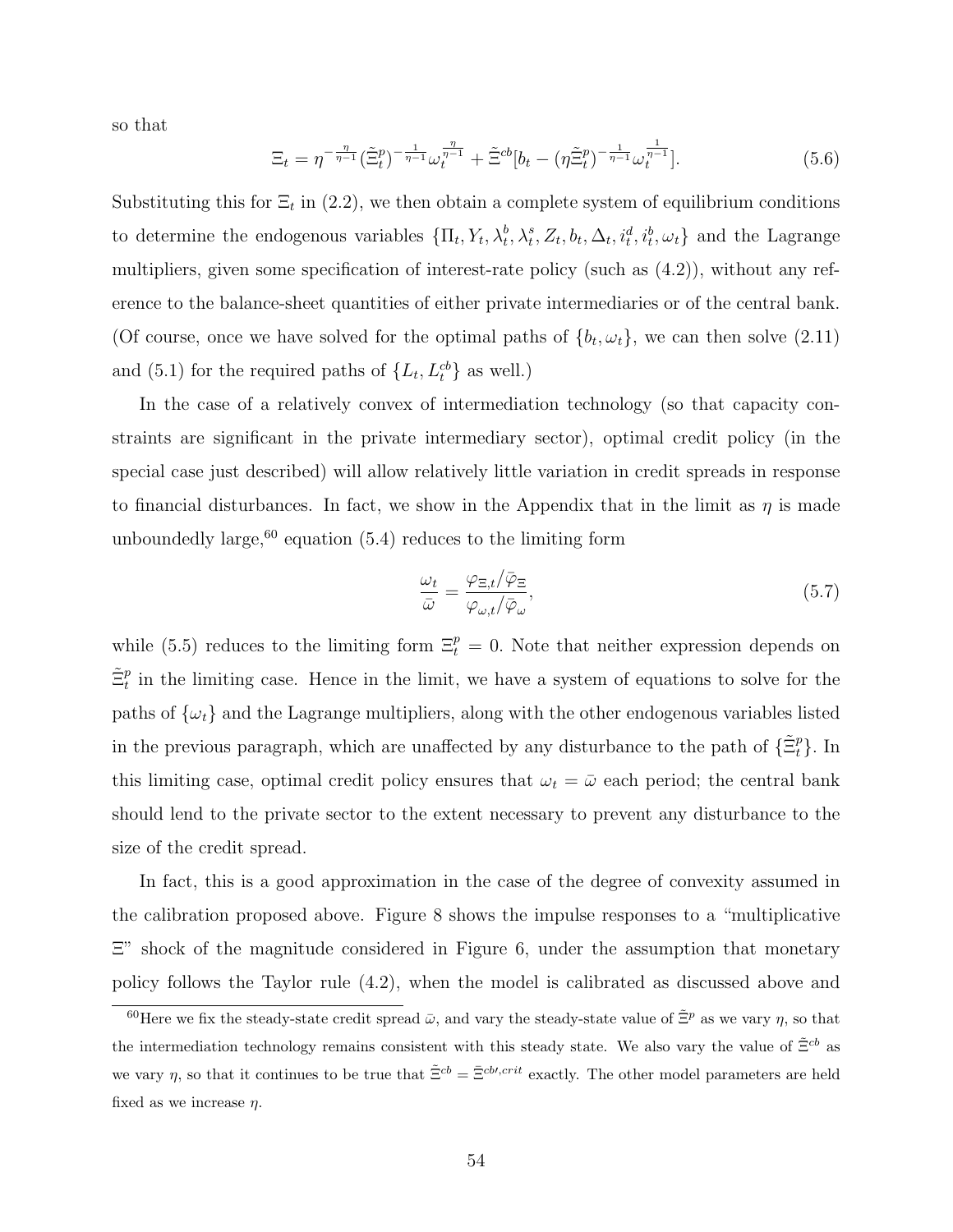so that

$$\Xi_t = \eta^{-\frac{\eta}{\eta-1}} (\tilde{\Xi}_t^p)^{-\frac{1}{\eta-1}} \omega_t^{\frac{\eta}{\eta-1}} + \tilde{\Xi}^{cb} [b_t - (\eta \tilde{\Xi}_t^p)^{-\frac{1}{\eta-1}} \omega_t^{\frac{1}{\eta-1}}]. \tag{5.6}$$

Substituting this for $\Xi_t$ in (2.2), we then obtain a complete system of equilibrium conditions to determine the endogenous variables $\{\Pi_t, Y_t, \lambda_t^b, \lambda_t^s, Z_t, b_t, \Delta_t, i_t^d, i_t^b, \omega_t\}$ and the Lagrange multipliers, given some specification of interest-rate policy (such as (4.2)), without any reference to the balance-sheet quantities of either private intermediaries or of the central bank. (Of course, once we have solved for the optimal paths of $\{b_t, \omega_t\}$, we can then solve (2.11) and (5.1) for the required paths of $\{L_t, L_t^{cb}\}$ as well.)

In the case of a relatively convex of intermediation technology (so that capacity constraints are significant in the private intermediary sector), optimal credit policy (in the special case just described) will allow relatively little variation in credit spreads in response to financial disturbances. In fact, we show in the Appendix that in the limit as $\eta$ is made unboundedly large,[60] equation (5.4) reduces to the limiting form

$$\frac{\omega_t}{\bar{\omega}} = \frac{\varphi_{\Xi,t}/\bar{\varphi}_{\Xi}}{\varphi_{\omega,t}/\bar{\varphi}_{\omega}}, \tag{5.7}$$

while (5.5) reduces to the limiting form $\Xi_t^p = 0$. Note that neither expression depends on $\tilde{\Xi}_t^p$ in the limiting case. Hence in the limit, we have a system of equations to solve for the paths of $\{\omega_t\}$ and the Lagrange multipliers, along with the other endogenous variables listed in the previous paragraph, which are unaffected by any disturbance to the path of $\{\tilde{\Xi}_t^p\}$. In this limiting case, optimal credit policy ensures that $\omega_t = \bar{\omega}$ each period; the central bank should lend to the private sector to the extent necessary to prevent any disturbance to the size of the credit spread.

In fact, this is a good approximation in the case of the degree of convexity assumed in the calibration proposed above. Figure 8 shows the impulse responses to a "multiplicative $\Xi$" shock of the magnitude considered in Figure 6, under the assumption that monetary policy follows the Taylor rule (4.2), when the model is calibrated as discussed above and

[60] Here we fix the steady-state credit spread $\bar{\omega}$, and vary the steady-state value of $\tilde{\Xi}^p$ as we vary $\eta$, so that the intermediation technology remains consistent with this steady state. We also vary the value of $\tilde{\Xi}^{cb}$ as we vary $\eta$, so that it continues to be true that $\tilde{\Xi}^{cb} = \bar{\Xi}^{cb\prime,crit}$ exactly. The other model parameters are held fixed as we increase $\eta$.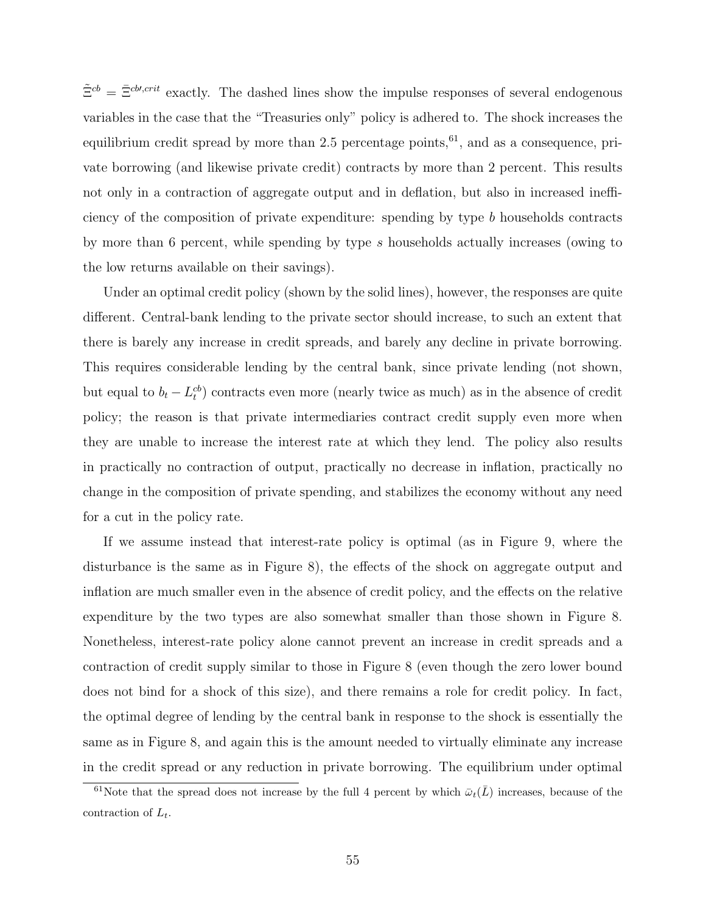$\tilde{\Xi}^{cb} = \bar{\Xi}^{cb\prime,crit}$ exactly. The dashed lines show the impulse responses of several endogenous variables in the case that the "Treasuries only" policy is adhered to. The shock increases the equilibrium credit spread by more than 2.5 percentage points,[61], and as a consequence, private borrowing (and likewise private credit) contracts by more than 2 percent. This results not only in a contraction of aggregate output and in deflation, but also in increased inefficiency of the composition of private expenditure: spending by type $b$ households contracts by more than 6 percent, while spending by type $s$ households actually increases (owing to the low returns available on their savings).

Under an optimal credit policy (shown by the solid lines), however, the responses are quite different. Central-bank lending to the private sector should increase, to such an extent that there is barely any increase in credit spreads, and barely any decline in private borrowing. This requires considerable lending by the central bank, since private lending (not shown, but equal to $b_t - L_t^{cb}$) contracts even more (nearly twice as much) as in the absence of credit policy; the reason is that private intermediaries contract credit supply even more when they are unable to increase the interest rate at which they lend. The policy also results in practically no contraction of output, practically no decrease in inflation, practically no change in the composition of private spending, and stabilizes the economy without any need for a cut in the policy rate.

If we assume instead that interest-rate policy is optimal (as in Figure 9, where the disturbance is the same as in Figure 8), the effects of the shock on aggregate output and inflation are much smaller even in the absence of credit policy, and the effects on the relative expenditure by the two types are also somewhat smaller than those shown in Figure 8. Nonetheless, interest-rate policy alone cannot prevent an increase in credit spreads and a contraction of credit supply similar to those in Figure 8 (even though the zero lower bound does not bind for a shock of this size), and there remains a role for credit policy. In fact, the optimal degree of lending by the central bank in response to the shock is essentially the same as in Figure 8, and again this is the amount needed to virtually eliminate any increase in the credit spread or any reduction in private borrowing. The equilibrium under optimal

[61] Note that the spread does not increase by the full 4 percent by which $\bar{\omega}_t(\bar{L})$ increases, because of the contraction of $L_t$.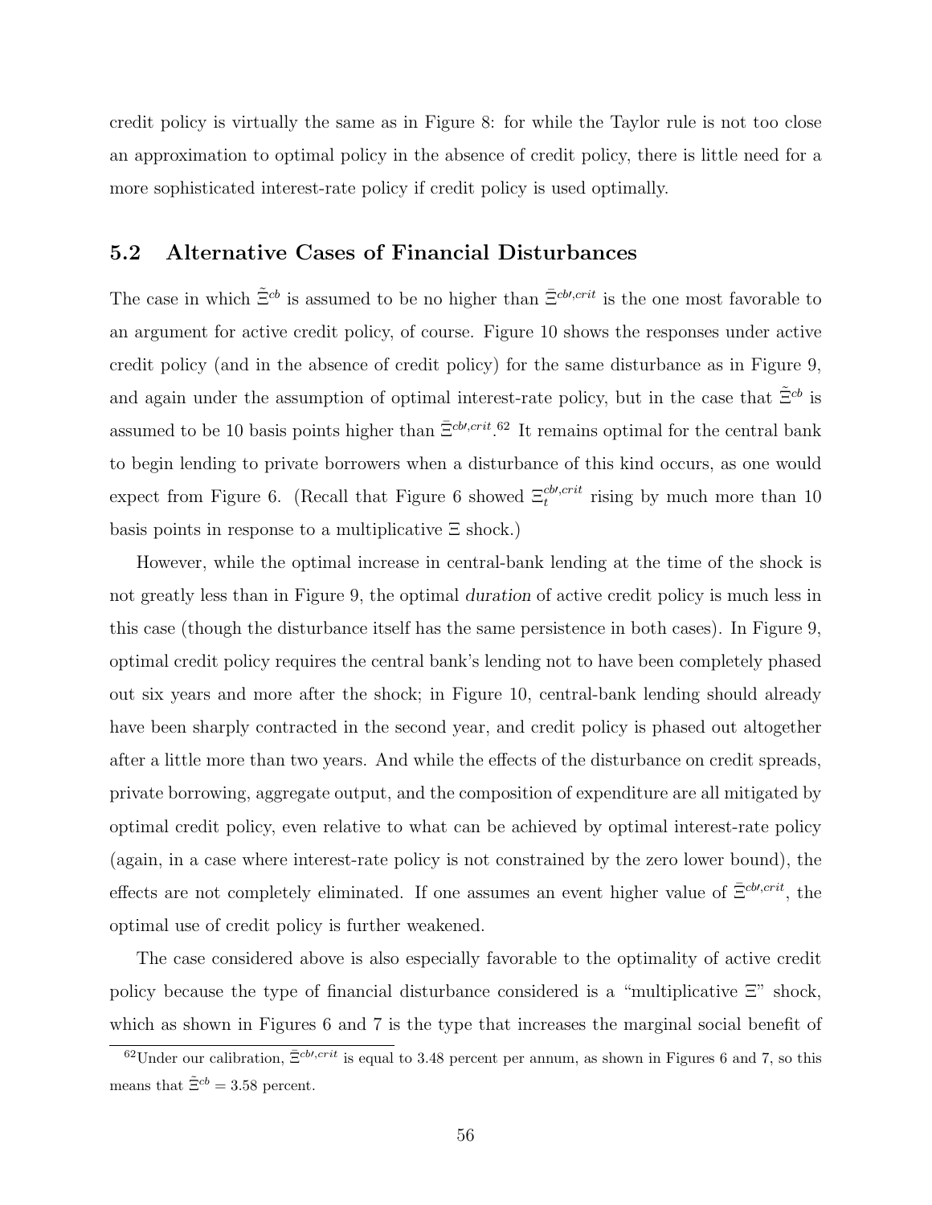credit policy is virtually the same as in Figure 8: for while the Taylor rule is not too close an approximation to optimal policy in the absence of credit policy, there is little need for a more sophisticated interest-rate policy if credit policy is used optimally.

## 5.2 Alternative Cases of Financial Disturbances

The case in which $\tilde{\Xi}^{cb}$ is assumed to be no higher than $\bar{\Xi}^{cb\prime,crit}$ is the one most favorable to an argument for active credit policy, of course. Figure 10 shows the responses under active credit policy (and in the absence of credit policy) for the same disturbance as in Figure 9, and again under the assumption of optimal interest-rate policy, but in the case that $\tilde{\Xi}^{cb}$ is assumed to be 10 basis points higher than $\bar{\Xi}^{cb\prime,crit}$.[62] It remains optimal for the central bank to begin lending to private borrowers when a disturbance of this kind occurs, as one would expect from Figure 6. (Recall that Figure 6 showed $\Xi_t^{cb\prime,crit}$ rising by much more than 10 basis points in response to a multiplicative $\Xi$ shock.)

However, while the optimal increase in central-bank lending at the time of the shock is not greatly less than in Figure 9, the optimal *duration* of active credit policy is much less in this case (though the disturbance itself has the same persistence in both cases). In Figure 9, optimal credit policy requires the central bank's lending not to have been completely phased out six years and more after the shock; in Figure 10, central-bank lending should already have been sharply contracted in the second year, and credit policy is phased out altogether after a little more than two years. And while the effects of the disturbance on credit spreads, private borrowing, aggregate output, and the composition of expenditure are all mitigated by optimal credit policy, even relative to what can be achieved by optimal interest-rate policy (again, in a case where interest-rate policy is not constrained by the zero lower bound), the effects are not completely eliminated. If one assumes an event higher value of $\bar{\Xi}^{cb\prime,crit}$, the optimal use of credit policy is further weakened.

The case considered above is also especially favorable to the optimality of active credit policy because the type of financial disturbance considered is a "multiplicative $\Xi$" shock, which as shown in Figures 6 and 7 is the type that increases the marginal social benefit of

[62] Under our calibration, $\bar{\Xi}^{cb\prime,crit}$ is equal to 3.48 percent per annum, as shown in Figures 6 and 7, so this means that $\tilde{\Xi}^{cb} = 3.58$ percent.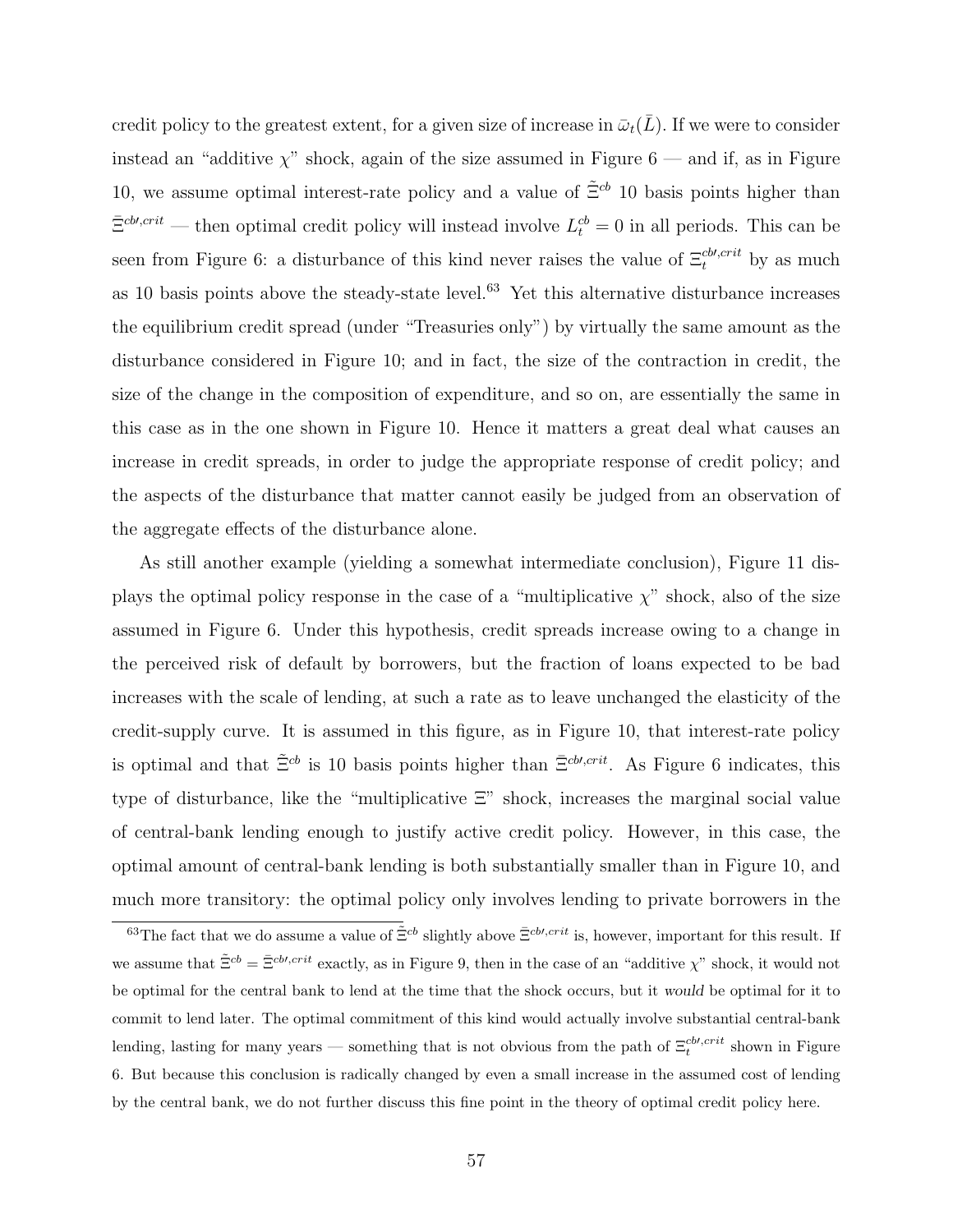credit policy to the greatest extent, for a given size of increase in $\bar{\omega}_t(\bar{L})$. If we were to consider instead an "additive $\chi$" shock, again of the size assumed in Figure 6 — and if, as in Figure 10, we assume optimal interest-rate policy and a value of $\tilde{\Xi}^{cb}$ 10 basis points higher than $\bar{\Xi}^{cb\prime,crit}$ — then optimal credit policy will instead involve $L_t^{cb} = 0$ in all periods. This can be seen from Figure 6: a disturbance of this kind never raises the value of $\Xi_t^{cb\prime,crit}$ by as much as 10 basis points above the steady-state level.[63] Yet this alternative disturbance increases the equilibrium credit spread (under "Treasuries only") by virtually the same amount as the disturbance considered in Figure 10; and in fact, the size of the contraction in credit, the size of the change in the composition of expenditure, and so on, are essentially the same in this case as in the one shown in Figure 10. Hence it matters a great deal what causes an increase in credit spreads, in order to judge the appropriate response of credit policy; and the aspects of the disturbance that matter cannot easily be judged from an observation of the aggregate effects of the disturbance alone.

As still another example (yielding a somewhat intermediate conclusion), Figure 11 displays the optimal policy response in the case of a "multiplicative $\chi$" shock, also of the size assumed in Figure 6. Under this hypothesis, credit spreads increase owing to a change in the perceived risk of default by borrowers, but the fraction of loans expected to be bad increases with the scale of lending, at such a rate as to leave unchanged the elasticity of the credit-supply curve. It is assumed in this figure, as in Figure 10, that interest-rate policy is optimal and that $\tilde{\Xi}^{cb}$ is 10 basis points higher than $\bar{\Xi}^{cb\prime,crit}$. As Figure 6 indicates, this type of disturbance, like the "multiplicative $\Xi$" shock, increases the marginal social value of central-bank lending enough to justify active credit policy. However, in this case, the optimal amount of central-bank lending is both substantially smaller than in Figure 10, and much more transitory: the optimal policy only involves lending to private borrowers in the

[63] The fact that we do assume a value of $\tilde{\Xi}^{cb}$ slightly above $\bar{\Xi}^{cb\prime,crit}$ is, however, important for this result. If we assume that $\tilde{\Xi}^{cb} = \bar{\Xi}^{cb\prime,crit}$ exactly, as in Figure 9, then in the case of an "additive $\chi$" shock, it would not be optimal for the central bank to lend at the time that the shock occurs, but it *would* be optimal for it to commit to lend later. The optimal commitment of this kind would actually involve substantial central-bank lending, lasting for many years — something that is not obvious from the path of $\Xi_t^{cb\prime,crit}$ shown in Figure 6. But because this conclusion is radically changed by even a small increase in the assumed cost of lending by the central bank, we do not further discuss this fine point in the theory of optimal credit policy here.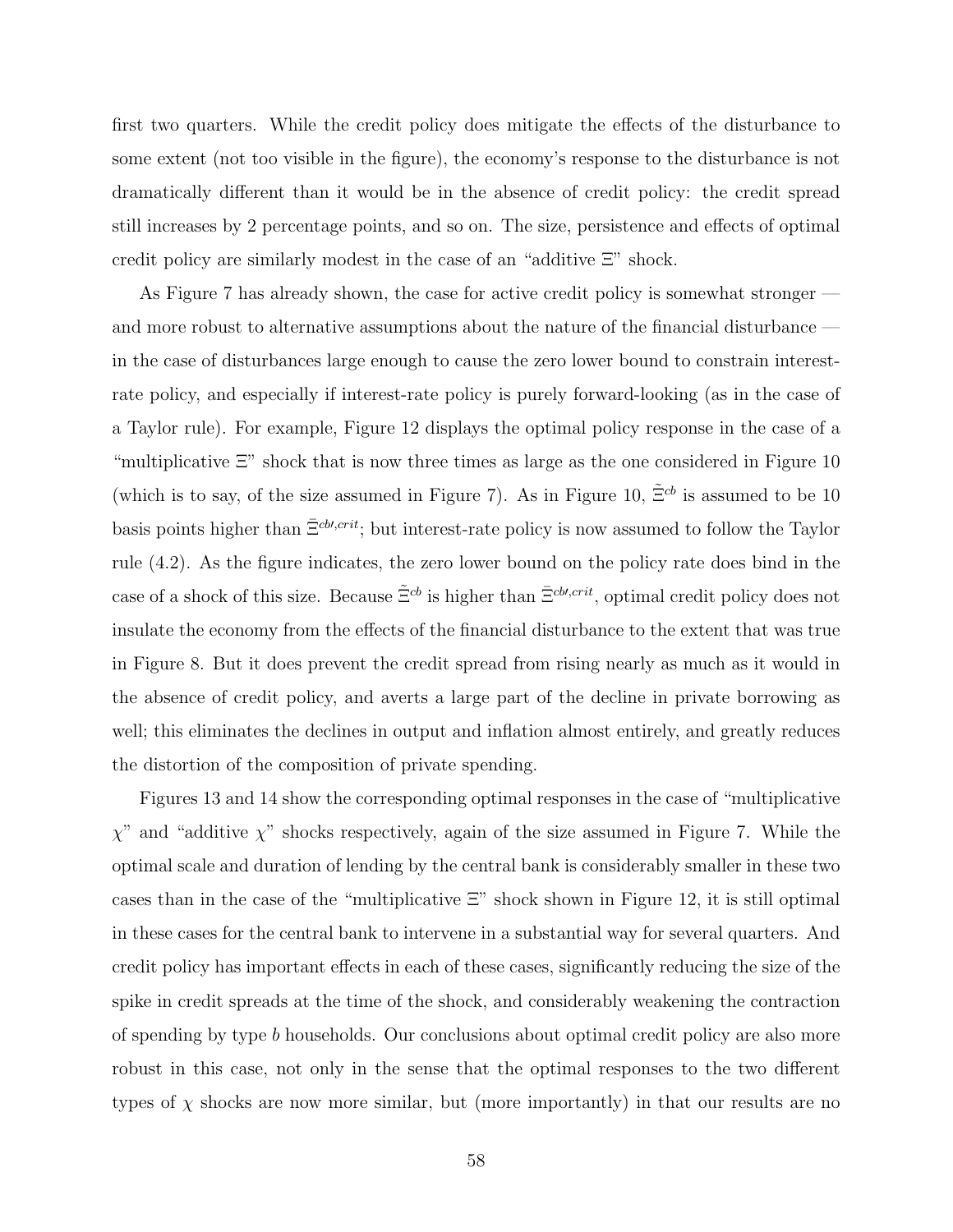first two quarters. While the credit policy does mitigate the effects of the disturbance to some extent (not too visible in the figure), the economy's response to the disturbance is not dramatically different than it would be in the absence of credit policy: the credit spread still increases by 2 percentage points, and so on. The size, persistence and effects of optimal credit policy are similarly modest in the case of an "additive $\Xi$" shock.

As Figure 7 has already shown, the case for active credit policy is somewhat stronger — and more robust to alternative assumptions about the nature of the financial disturbance — in the case of disturbances large enough to cause the zero lower bound to constrain interest-rate policy, and especially if interest-rate policy is purely forward-looking (as in the case of a Taylor rule). For example, Figure 12 displays the optimal policy response in the case of a "multiplicative $\Xi$" shock that is now three times as large as the one considered in Figure 10 (which is to say, of the size assumed in Figure 7). As in Figure 10, $\tilde{\Xi}^{cb}$ is assumed to be 10 basis points higher than $\bar{\Xi}^{cb\prime,crit}$; but interest-rate policy is now assumed to follow the Taylor rule (4.2). As the figure indicates, the zero lower bound on the policy rate does bind in the case of a shock of this size. Because $\tilde{\Xi}^{cb}$ is higher than $\bar{\Xi}^{cb\prime,crit}$, optimal credit policy does not insulate the economy from the effects of the financial disturbance to the extent that was true in Figure 8. But it does prevent the credit spread from rising nearly as much as it would in the absence of credit policy, and averts a large part of the decline in private borrowing as well; this eliminates the declines in output and inflation almost entirely, and greatly reduces the distortion of the composition of private spending.

Figures 13 and 14 show the corresponding optimal responses in the case of "multiplicative $\chi$" and "additive $\chi$" shocks respectively, again of the size assumed in Figure 7. While the optimal scale and duration of lending by the central bank is considerably smaller in these two cases than in the case of the "multiplicative $\Xi$" shock shown in Figure 12, it is still optimal in these cases for the central bank to intervene in a substantial way for several quarters. And credit policy has important effects in each of these cases, significantly reducing the size of the spike in credit spreads at the time of the shock, and considerably weakening the contraction of spending by type $b$ households. Our conclusions about optimal credit policy are also more robust in this case, not only in the sense that the optimal responses to the two different types of $\chi$ shocks are now more similar, but (more importantly) in that our results are no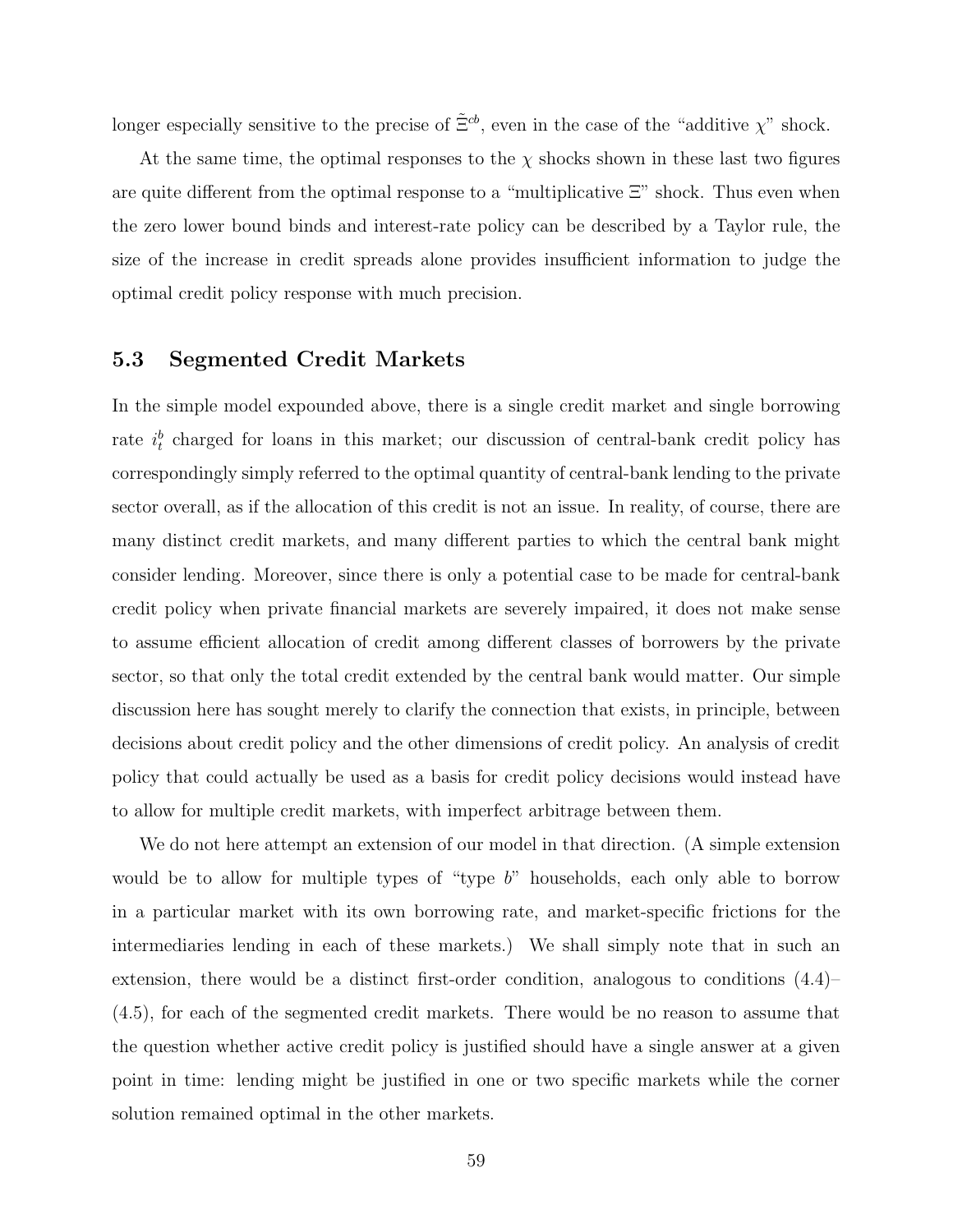longer especially sensitive to the precise of $\tilde{\Xi}^{cb}$, even in the case of the "additive $\chi$" shock.

At the same time, the optimal responses to the $\chi$ shocks shown in these last two figures are quite different from the optimal response to a "multiplicative $\Xi$" shock. Thus even when the zero lower bound binds and interest-rate policy can be described by a Taylor rule, the size of the increase in credit spreads alone provides insufficient information to judge the optimal credit policy response with much precision.

## 5.3 Segmented Credit Markets

In the simple model expounded above, there is a single credit market and single borrowing rate $i_t^b$ charged for loans in this market; our discussion of central-bank credit policy has correspondingly simply referred to the optimal quantity of central-bank lending to the private sector overall, as if the allocation of this credit is not an issue. In reality, of course, there are many distinct credit markets, and many different parties to which the central bank might consider lending. Moreover, since there is only a potential case to be made for central-bank credit policy when private financial markets are severely impaired, it does not make sense to assume efficient allocation of credit among different classes of borrowers by the private sector, so that only the total credit extended by the central bank would matter. Our simple discussion here has sought merely to clarify the connection that exists, in principle, between decisions about credit policy and the other dimensions of credit policy. An analysis of credit policy that could actually be used as a basis for credit policy decisions would instead have to allow for multiple credit markets, with imperfect arbitrage between them.

We do not here attempt an extension of our model in that direction. (A simple extension would be to allow for multiple types of "type $b$" households, each only able to borrow in a particular market with its own borrowing rate, and market-specific frictions for the intermediaries lending in each of these markets.) We shall simply note that in such an extension, there would be a distinct first-order condition, analogous to conditions (4.4)–(4.5), for each of the segmented credit markets. There would be no reason to assume that the question whether active credit policy is justified should have a single answer at a given point in time: lending might be justified in one or two specific markets while the corner solution remained optimal in the other markets.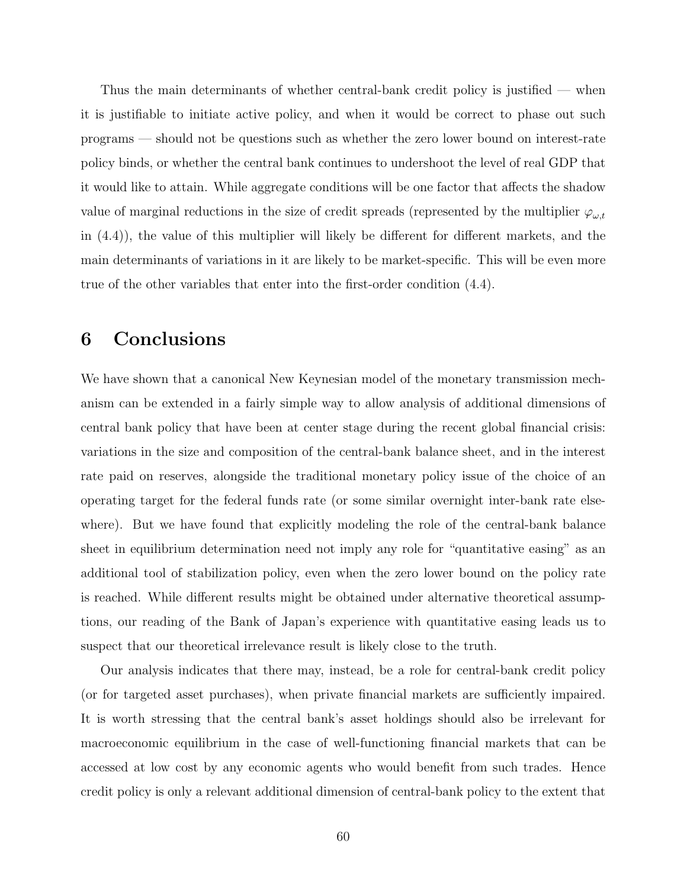Thus the main determinants of whether central-bank credit policy is justified — when it is justifiable to initiate active policy, and when it would be correct to phase out such programs — should not be questions such as whether the zero lower bound on interest-rate policy binds, or whether the central bank continues to undershoot the level of real GDP that it would like to attain. While aggregate conditions will be one factor that affects the shadow value of marginal reductions in the size of credit spreads (represented by the multiplier $\varphi_{\omega,t}$ in (4.4)), the value of this multiplier will likely be different for different markets, and the main determinants of variations in it are likely to be market-specific. This will be even more true of the other variables that enter into the first-order condition (4.4).

# 6 Conclusions

We have shown that a canonical New Keynesian model of the monetary transmission mechanism can be extended in a fairly simple way to allow analysis of additional dimensions of central bank policy that have been at center stage during the recent global financial crisis: variations in the size and composition of the central-bank balance sheet, and in the interest rate paid on reserves, alongside the traditional monetary policy issue of the choice of an operating target for the federal funds rate (or some similar overnight inter-bank rate elsewhere). But we have found that explicitly modeling the role of the central-bank balance sheet in equilibrium determination need not imply any role for "quantitative easing" as an additional tool of stabilization policy, even when the zero lower bound on the policy rate is reached. While different results might be obtained under alternative theoretical assumptions, our reading of the Bank of Japan's experience with quantitative easing leads us to suspect that our theoretical irrelevance result is likely close to the truth.

Our analysis indicates that there may, instead, be a role for central-bank credit policy (or for targeted asset purchases), when private financial markets are sufficiently impaired. It is worth stressing that the central bank's asset holdings should also be irrelevant for macroeconomic equilibrium in the case of well-functioning financial markets that can be accessed at low cost by any economic agents who would benefit from such trades. Hence credit policy is only a relevant additional dimension of central-bank policy to the extent that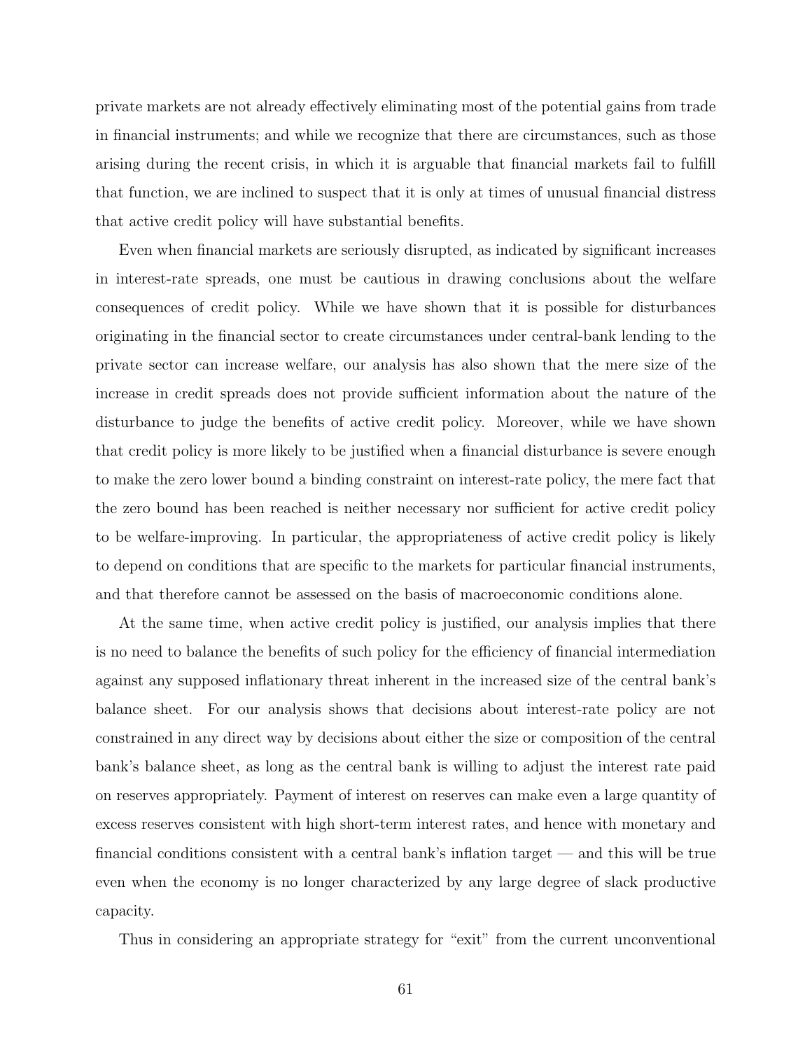private markets are not already effectively eliminating most of the potential gains from trade in financial instruments; and while we recognize that there are circumstances, such as those arising during the recent crisis, in which it is arguable that financial markets fail to fulfill that function, we are inclined to suspect that it is only at times of unusual financial distress that active credit policy will have substantial benefits.

Even when financial markets are seriously disrupted, as indicated by significant increases in interest-rate spreads, one must be cautious in drawing conclusions about the welfare consequences of credit policy. While we have shown that it is possible for disturbances originating in the financial sector to create circumstances under central-bank lending to the private sector can increase welfare, our analysis has also shown that the mere size of the increase in credit spreads does not provide sufficient information about the nature of the disturbance to judge the benefits of active credit policy. Moreover, while we have shown that credit policy is more likely to be justified when a financial disturbance is severe enough to make the zero lower bound a binding constraint on interest-rate policy, the mere fact that the zero bound has been reached is neither necessary nor sufficient for active credit policy to be welfare-improving. In particular, the appropriateness of active credit policy is likely to depend on conditions that are specific to the markets for particular financial instruments, and that therefore cannot be assessed on the basis of macroeconomic conditions alone.

At the same time, when active credit policy is justified, our analysis implies that there is no need to balance the benefits of such policy for the efficiency of financial intermediation against any supposed inflationary threat inherent in the increased size of the central bank's balance sheet. For our analysis shows that decisions about interest-rate policy are not constrained in any direct way by decisions about either the size or composition of the central bank's balance sheet, as long as the central bank is willing to adjust the interest rate paid on reserves appropriately. Payment of interest on reserves can make even a large quantity of excess reserves consistent with high short-term interest rates, and hence with monetary and financial conditions consistent with a central bank's inflation target — and this will be true even when the economy is no longer characterized by any large degree of slack productive capacity.

Thus in considering an appropriate strategy for "exit" from the current unconventional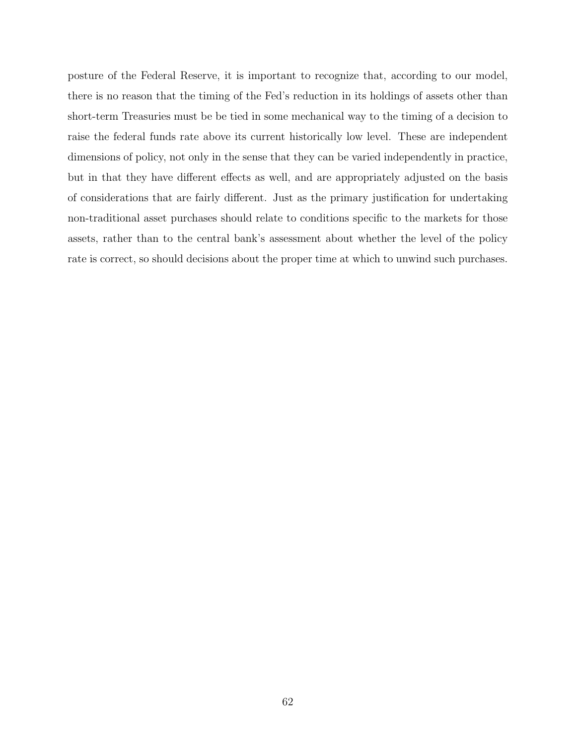posture of the Federal Reserve, it is important to recognize that, according to our model, there is no reason that the timing of the Fed's reduction in its holdings of assets other than short-term Treasuries must be be tied in some mechanical way to the timing of a decision to raise the federal funds rate above its current historically low level. These are independent dimensions of policy, not only in the sense that they can be varied independently in practice, but in that they have different effects as well, and are appropriately adjusted on the basis of considerations that are fairly different. Just as the primary justification for undertaking non-traditional asset purchases should relate to conditions specific to the markets for those assets, rather than to the central bank's assessment about whether the level of the policy rate is correct, so should decisions about the proper time at which to unwind such purchases.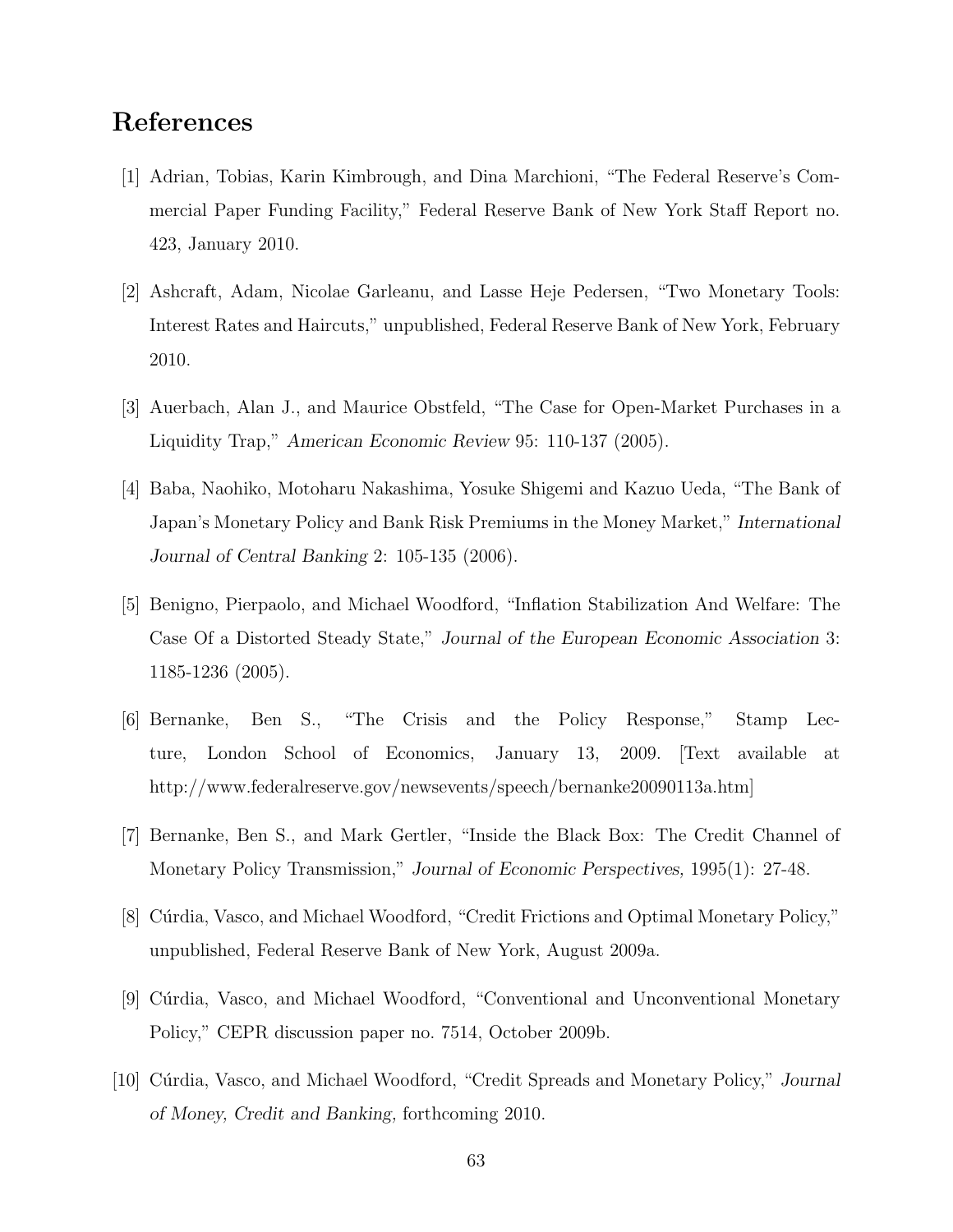# References

[1] Adrian, Tobias, Karin Kimbrough, and Dina Marchioni, "The Federal Reserve's Commercial Paper Funding Facility," Federal Reserve Bank of New York Staff Report no. 423, January 2010.

[2] Ashcraft, Adam, Nicolae Garleanu, and Lasse Heje Pedersen, "Two Monetary Tools: Interest Rates and Haircuts," unpublished, Federal Reserve Bank of New York, February 2010.

[3] Auerbach, Alan J., and Maurice Obstfeld, "The Case for Open-Market Purchases in a Liquidity Trap," *American Economic Review* 95: 110-137 (2005).

[4] Baba, Naohiko, Motoharu Nakashima, Yosuke Shigemi and Kazuo Ueda, "The Bank of Japan's Monetary Policy and Bank Risk Premiums in the Money Market," *International Journal of Central Banking* 2: 105-135 (2006).

[5] Benigno, Pierpaolo, and Michael Woodford, "Inflation Stabilization And Welfare: The Case Of a Distorted Steady State," *Journal of the European Economic Association* 3: 1185-1236 (2005).

[6] Bernanke, Ben S., "The Crisis and the Policy Response," Stamp Lecture, London School of Economics, January 13, 2009. [Text available at http://www.federalreserve.gov/newsevents/speech/bernanke20090113a.htm]

[7] Bernanke, Ben S., and Mark Gertler, "Inside the Black Box: The Credit Channel of Monetary Policy Transmission," *Journal of Economic Perspectives,* 1995(1): 27-48.

[8] Cúrdia, Vasco, and Michael Woodford, "Credit Frictions and Optimal Monetary Policy," unpublished, Federal Reserve Bank of New York, August 2009a.

[9] Cúrdia, Vasco, and Michael Woodford, "Conventional and Unconventional Monetary Policy," CEPR discussion paper no. 7514, October 2009b.

[10] Cúrdia, Vasco, and Michael Woodford, "Credit Spreads and Monetary Policy," *Journal of Money, Credit and Banking,* forthcoming 2010.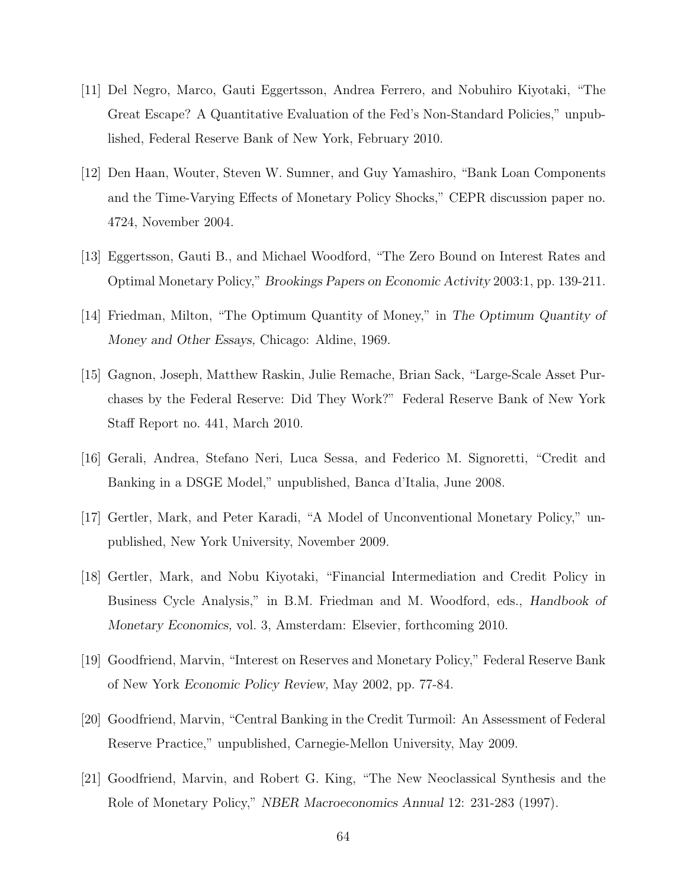[11] Del Negro, Marco, Gauti Eggertsson, Andrea Ferrero, and Nobuhiro Kiyotaki, "The Great Escape? A Quantitative Evaluation of the Fed's Non-Standard Policies," unpublished, Federal Reserve Bank of New York, February 2010.

[12] Den Haan, Wouter, Steven W. Sumner, and Guy Yamashiro, "Bank Loan Components and the Time-Varying Effects of Monetary Policy Shocks," CEPR discussion paper no. 4724, November 2004.

[13] Eggertsson, Gauti B., and Michael Woodford, "The Zero Bound on Interest Rates and Optimal Monetary Policy," *Brookings Papers on Economic Activity* 2003:1, pp. 139-211.

[14] Friedman, Milton, "The Optimum Quantity of Money," in *The Optimum Quantity of Money and Other Essays,* Chicago: Aldine, 1969.

[15] Gagnon, Joseph, Matthew Raskin, Julie Remache, Brian Sack, "Large-Scale Asset Purchases by the Federal Reserve: Did They Work?" Federal Reserve Bank of New York Staff Report no. 441, March 2010.

[16] Gerali, Andrea, Stefano Neri, Luca Sessa, and Federico M. Signoretti, "Credit and Banking in a DSGE Model," unpublished, Banca d'Italia, June 2008.

[17] Gertler, Mark, and Peter Karadi, "A Model of Unconventional Monetary Policy," unpublished, New York University, November 2009.

[18] Gertler, Mark, and Nobu Kiyotaki, "Financial Intermediation and Credit Policy in Business Cycle Analysis," in B.M. Friedman and M. Woodford, eds., *Handbook of Monetary Economics,* vol. 3, Amsterdam: Elsevier, forthcoming 2010.

[19] Goodfriend, Marvin, "Interest on Reserves and Monetary Policy," Federal Reserve Bank of New York *Economic Policy Review,* May 2002, pp. 77-84.

[20] Goodfriend, Marvin, "Central Banking in the Credit Turmoil: An Assessment of Federal Reserve Practice," unpublished, Carnegie-Mellon University, May 2009.

[21] Goodfriend, Marvin, and Robert G. King, "The New Neoclassical Synthesis and the Role of Monetary Policy," *NBER Macroeconomics Annual* 12: 231-283 (1997).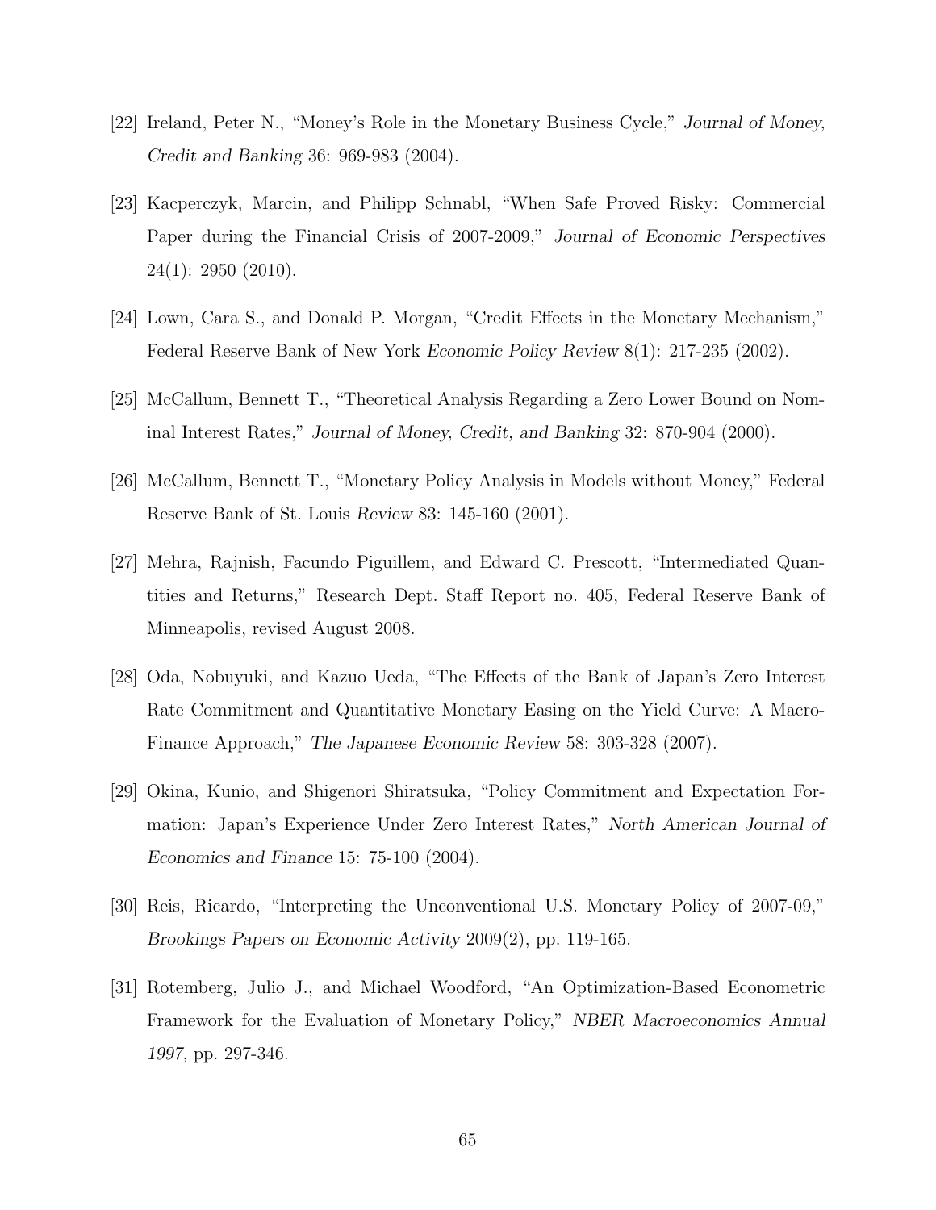[22] Ireland, Peter N., "Money's Role in the Monetary Business Cycle," *Journal of Money, Credit and Banking* 36: 969-983 (2004).

[23] Kacperczyk, Marcin, and Philipp Schnabl, "When Safe Proved Risky: Commercial Paper during the Financial Crisis of 2007-2009," *Journal of Economic Perspectives* 24(1): 2950 (2010).

[24] Lown, Cara S., and Donald P. Morgan, "Credit Effects in the Monetary Mechanism," Federal Reserve Bank of New York *Economic Policy Review* 8(1): 217-235 (2002).

[25] McCallum, Bennett T., "Theoretical Analysis Regarding a Zero Lower Bound on Nominal Interest Rates," *Journal of Money, Credit, and Banking* 32: 870-904 (2000).

[26] McCallum, Bennett T., "Monetary Policy Analysis in Models without Money," Federal Reserve Bank of St. Louis *Review* 83: 145-160 (2001).

[27] Mehra, Rajnish, Facundo Piguillem, and Edward C. Prescott, "Intermediated Quantities and Returns," Research Dept. Staff Report no. 405, Federal Reserve Bank of Minneapolis, revised August 2008.

[28] Oda, Nobuyuki, and Kazuo Ueda, "The Effects of the Bank of Japan's Zero Interest Rate Commitment and Quantitative Monetary Easing on the Yield Curve: A Macro-Finance Approach," *The Japanese Economic Review* 58: 303-328 (2007).

[29] Okina, Kunio, and Shigenori Shiratsuka, "Policy Commitment and Expectation Formation: Japan's Experience Under Zero Interest Rates," *North American Journal of Economics and Finance* 15: 75-100 (2004).

[30] Reis, Ricardo, "Interpreting the Unconventional U.S. Monetary Policy of 2007-09," *Brookings Papers on Economic Activity* 2009(2), pp. 119-165.

[31] Rotemberg, Julio J., and Michael Woodford, "An Optimization-Based Econometric Framework for the Evaluation of Monetary Policy," *NBER Macroeconomics Annual 1997,* pp. 297-346.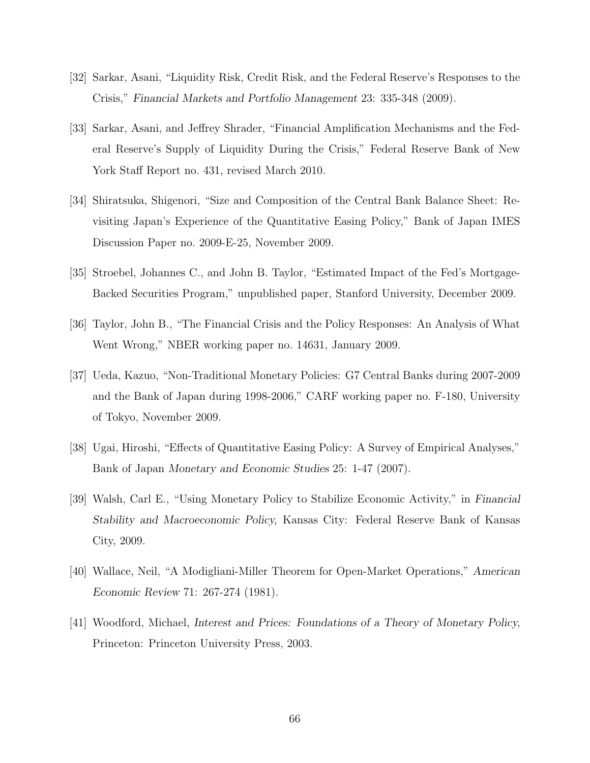[32] Sarkar, Asani, "Liquidity Risk, Credit Risk, and the Federal Reserve's Responses to the Crisis," *Financial Markets and Portfolio Management* 23: 335-348 (2009).

[33] Sarkar, Asani, and Jeffrey Shrader, "Financial Amplification Mechanisms and the Federal Reserve's Supply of Liquidity During the Crisis," Federal Reserve Bank of New York Staff Report no. 431, revised March 2010.

[34] Shiratsuka, Shigenori, "Size and Composition of the Central Bank Balance Sheet: Revisiting Japan's Experience of the Quantitative Easing Policy," Bank of Japan IMES Discussion Paper no. 2009-E-25, November 2009.

[35] Stroebel, Johannes C., and John B. Taylor, "Estimated Impact of the Fed's Mortgage-Backed Securities Program," unpublished paper, Stanford University, December 2009.

[36] Taylor, John B., "The Financial Crisis and the Policy Responses: An Analysis of What Went Wrong," NBER working paper no. 14631, January 2009.

[37] Ueda, Kazuo, "Non-Traditional Monetary Policies: G7 Central Banks during 2007-2009 and the Bank of Japan during 1998-2006," CARF working paper no. F-180, University of Tokyo, November 2009.

[38] Ugai, Hiroshi, "Effects of Quantitative Easing Policy: A Survey of Empirical Analyses," Bank of Japan *Monetary and Economic Studies* 25: 1-47 (2007).

[39] Walsh, Carl E., "Using Monetary Policy to Stabilize Economic Activity," in *Financial Stability and Macroeconomic Policy,* Kansas City: Federal Reserve Bank of Kansas City, 2009.

[40] Wallace, Neil, "A Modigliani-Miller Theorem for Open-Market Operations," *American Economic Review* 71: 267-274 (1981).

[41] Woodford, Michael, *Interest and Prices: Foundations of a Theory of Monetary Policy,* Princeton: Princeton University Press, 2003.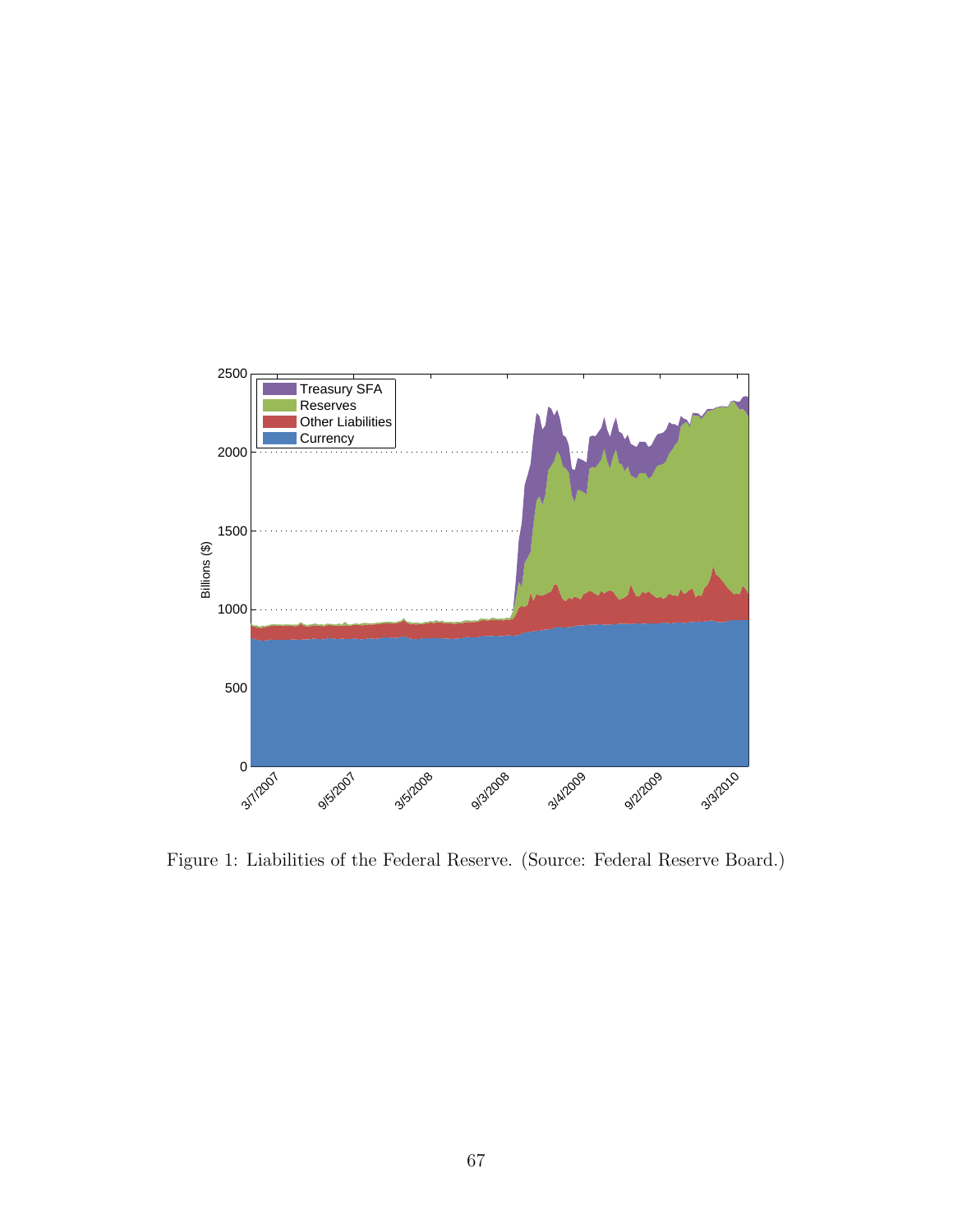2500

2000

1500

1000

500

0

Billions ($)

Treasury SFA

Reserves

Other Liabilities

Currency

3/7/2007

9/5/2007

3/5/2008

9/3/2008

3/4/2009

9/2/2009

3/3/2010

Figure 1: Liabilities of the Federal Reserve. (Source: Federal Reserve Board.)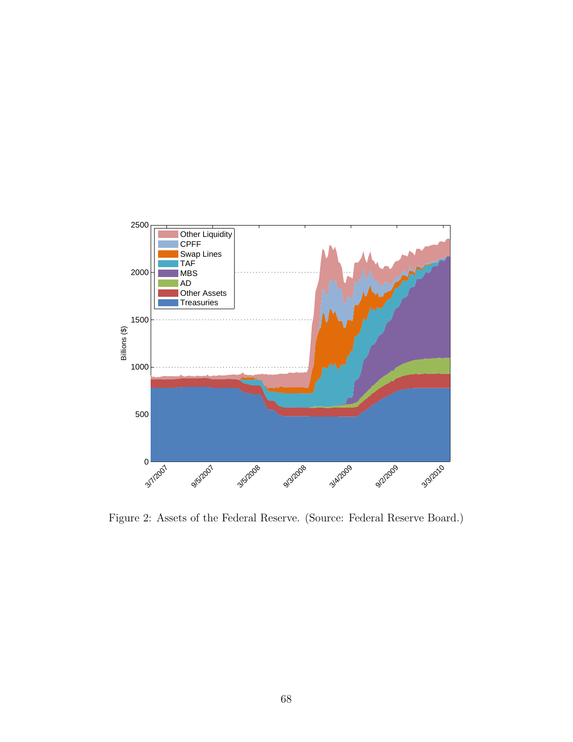2500

2000

1500

1000

500

0

Billions ($)

Other Liquidity
CPFF
Swap Lines
TAF
MBS
AD
Other Assets
Treasuries

3/7/2007
9/5/2007
3/5/2008
9/3/2008
3/4/2009
9/2/2009
3/3/2010

Figure 2: Assets of the Federal Reserve. (Source: Federal Reserve Board.)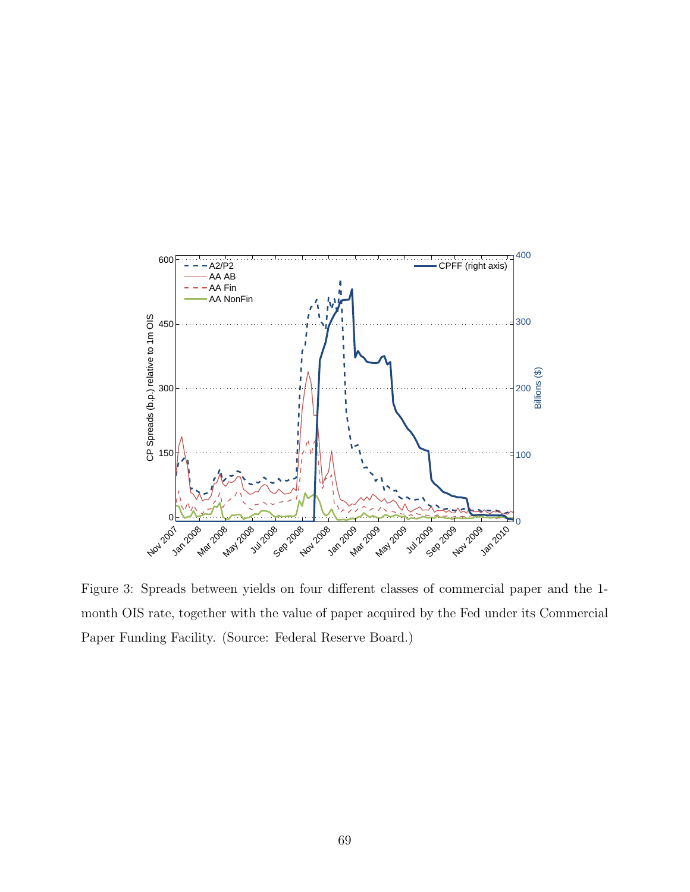600
450
300
150
0

400
300
200
100
0

A2/P2
AA AB
AA Fin
AA NonFin
CPFF (right axis)

CP Spreads (b.p.) relative to 1m OIS

Billions ($)

Nov 2007
Jan 2008
Mar 2008
May 2008
Jul 2008
Sep 2008
Nov 2008
Jan 2009
Mar 2009
May 2009
Jul 2009
Sep 2009
Nov 2009
Jan 2010

Figure 3: Spreads between yields on four different classes of commercial paper and the 1-month OIS rate, together with the value of paper acquired by the Fed under its Commercial Paper Funding Facility. (Source: Federal Reserve Board.)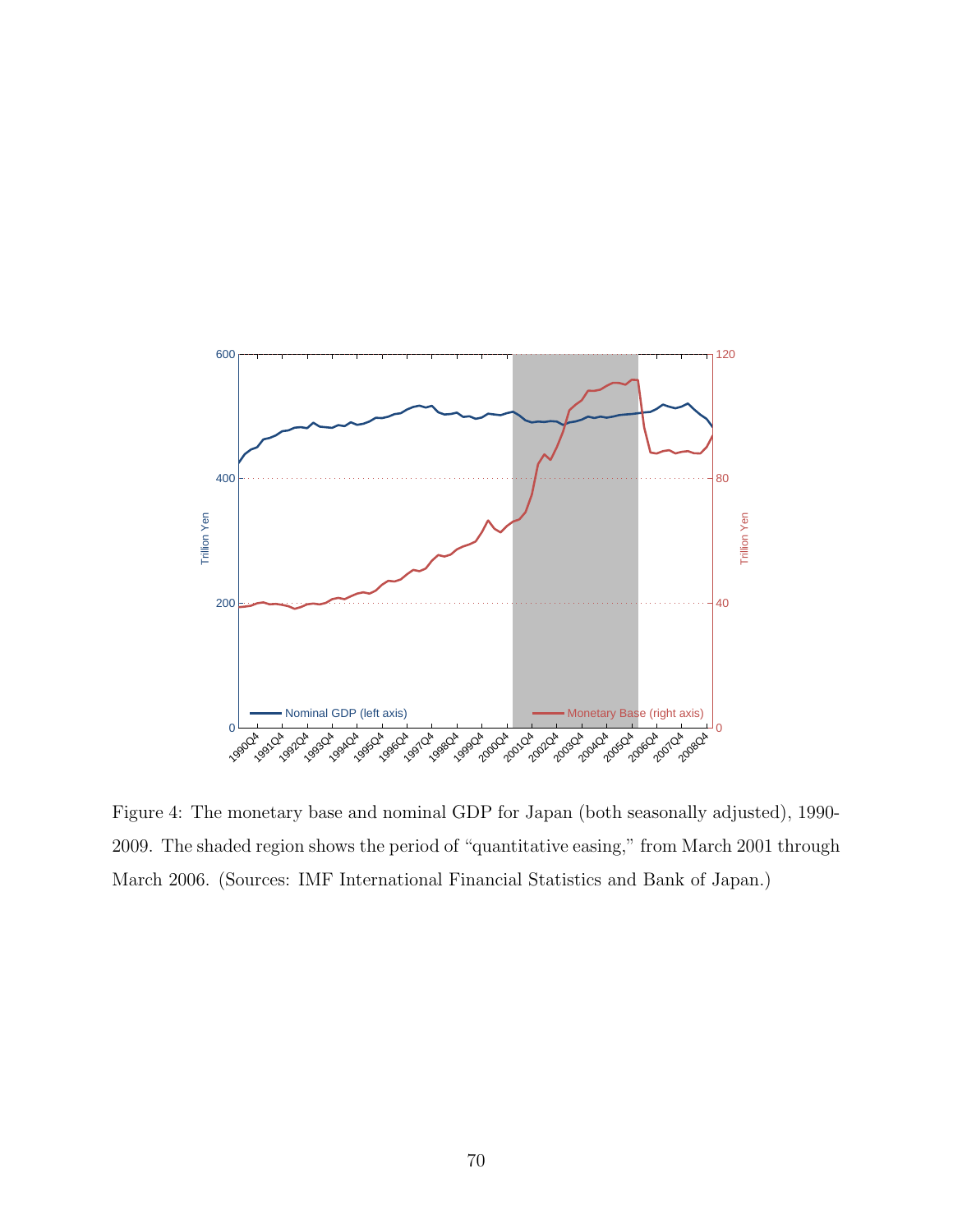600
400
200
0

120
80
40
0

Trillion Yen

Trillion Yen

Nominal GDP (left axis)

Monetary Base (right axis)

1990Q4 1991Q4 1992Q4 1993Q4 1994Q4 1995Q4 1996Q4 1997Q4 1998Q4 1999Q4 2000Q4 2001Q4 2002Q4 2003Q4 2004Q4 2005Q4 2006Q4 2007Q4 2008Q4

Figure 4: The monetary base and nominal GDP for Japan (both seasonally adjusted), 1990-2009. The shaded region shows the period of "quantitative easing," from March 2001 through March 2006. (Sources: IMF International Financial Statistics and Bank of Japan.)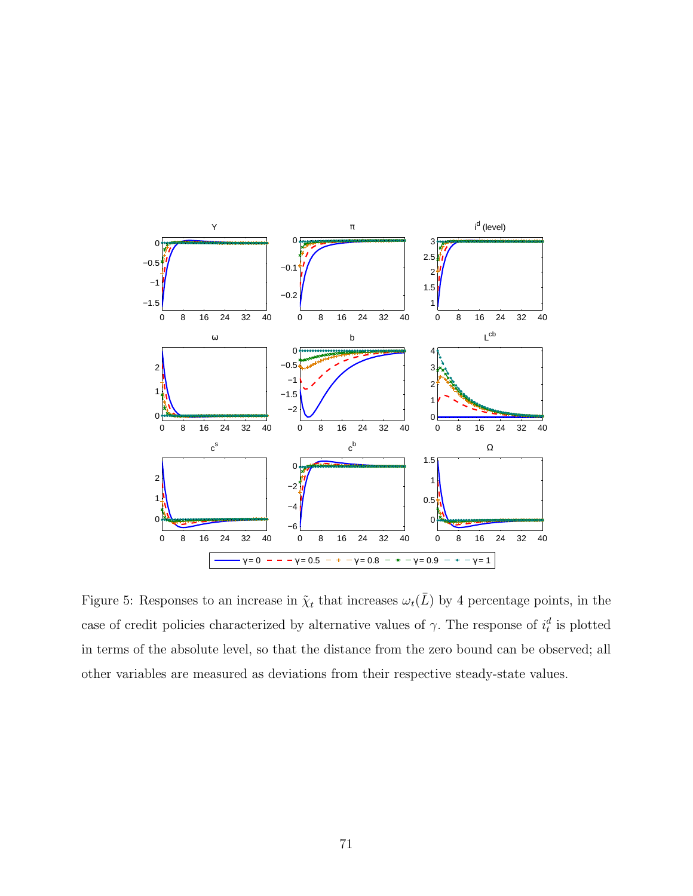Y

0
−0.5
−1
−1.5

0 8 16 24 32 40

π

0
−0.1
−0.2

0 8 16 24 32 40

i^d (level)

3
2.5
2
1.5
1

0 8 16 24 32 40

ω

2
1
0

0 8 16 24 32 40

b

0
−0.5
−1
−1.5
−2

0 8 16 24 32 40

L^cb

4
3
2
1
0

0 8 16 24 32 40

c^s

2
1
0

0 8 16 24 32 40

c^b

0
−2
−4
−6

0 8 16 24 32 40

Ω

1.5
1
0.5
0

0 8 16 24 32 40

γ = 0   γ = 0.5   γ = 0.8   γ = 0.9   γ = 1

Figure 5: Responses to an increase in $\tilde{\chi}_t$ that increases $\omega_t(\bar{L})$ by 4 percentage points, in the case of credit policies characterized by alternative values of $\gamma$. The response of $i_t^d$ is plotted in terms of the absolute level, so that the distance from the zero bound can be observed; all other variables are measured as deviations from their respective steady-state values.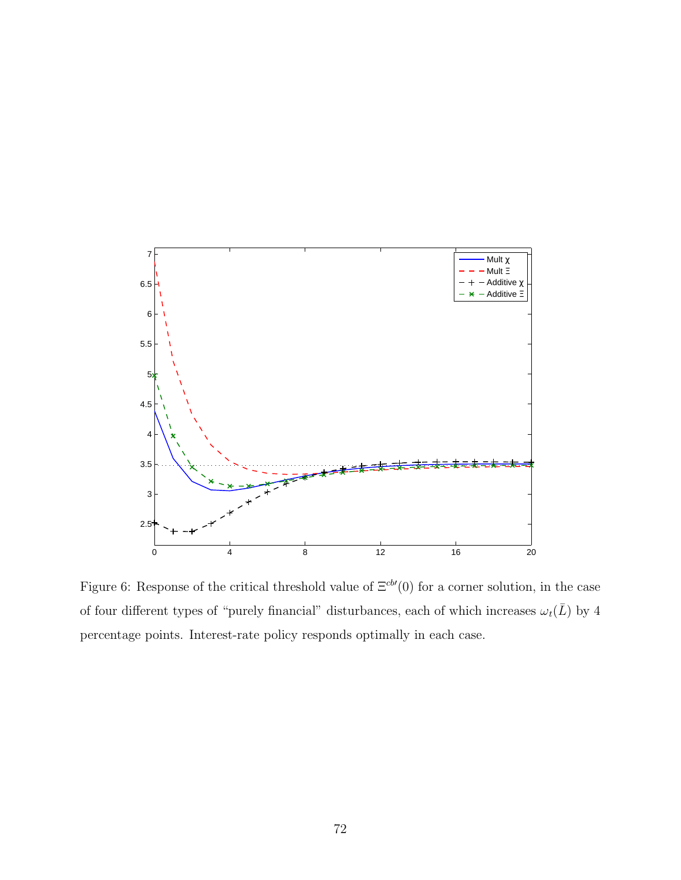7
6.5
6
5.5
5
4.5
4
3.5
3
2.5

0
4
8
12
16
20

Mult χ
Mult Ξ
Additive χ
Additive Ξ

Figure 6: Response of the critical threshold value of $\Xi^{cb\prime}(0)$ for a corner solution, in the case of four different types of "purely financial" disturbances, each of which increases $\omega_t(\bar{L})$ by 4 percentage points. Interest-rate policy responds optimally in each case.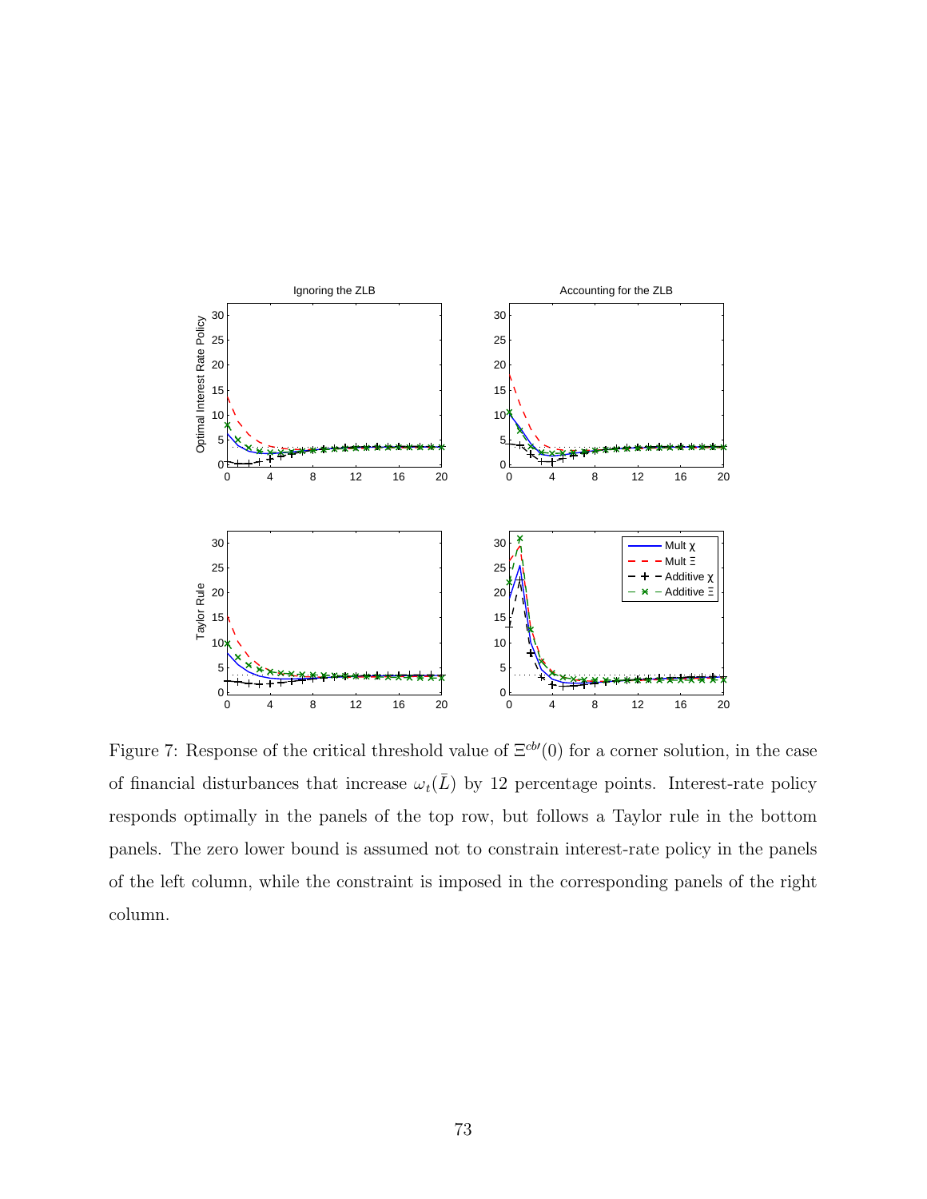Ignoring the ZLB

Accounting for the ZLB

Optimal Interest Rate Policy

Taylor Rule

30
25
20
15
10
5
0

0 4 8 12 16 20

Mult χ
Mult Ξ
Additive χ
Additive Ξ

Figure 7: Response of the critical threshold value of $\Xi^{cb\prime}(0)$ for a corner solution, in the case of financial disturbances that increase $\omega_t(\bar{L})$ by 12 percentage points. Interest-rate policy responds optimally in the panels of the top row, but follows a Taylor rule in the bottom panels. The zero lower bound is assumed not to constrain interest-rate policy in the panels of the left column, while the constraint is imposed in the corresponding panels of the right column.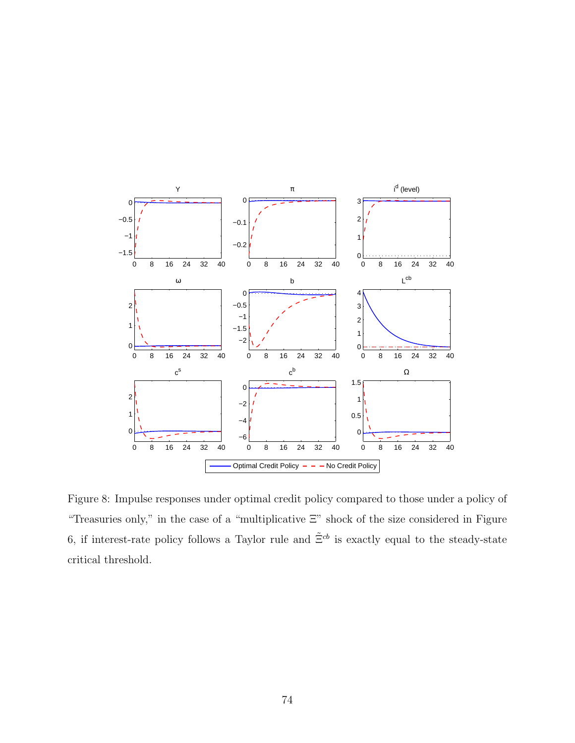Y

0
−0.5
−1
−1.5

0 8 16 24 32 40

π

0
−0.1
−0.2

0 8 16 24 32 40

$i^d$ (level)

3
2
1
0

0 8 16 24 32 40

ω

2
1
0

0 8 16 24 32 40

b

0
−0.5
−1
−1.5
−2

0 8 16 24 32 40

$L^{cb}$

4
3
2
1
0

0 8 16 24 32 40

$c^s$

2
1
0

0 8 16 24 32 40

$c^b$

0
−2
−4
−6

0 8 16 24 32 40

Ω

1.5
1
0.5
0

0 8 16 24 32 40

Optimal Credit Policy
No Credit Policy

Figure 8: Impulse responses under optimal credit policy compared to those under a policy of "Treasuries only," in the case of a "multiplicative Ξ" shock of the size considered in Figure 6, if interest-rate policy follows a Taylor rule and $\tilde{\Xi}^{cb}$ is exactly equal to the steady-state critical threshold.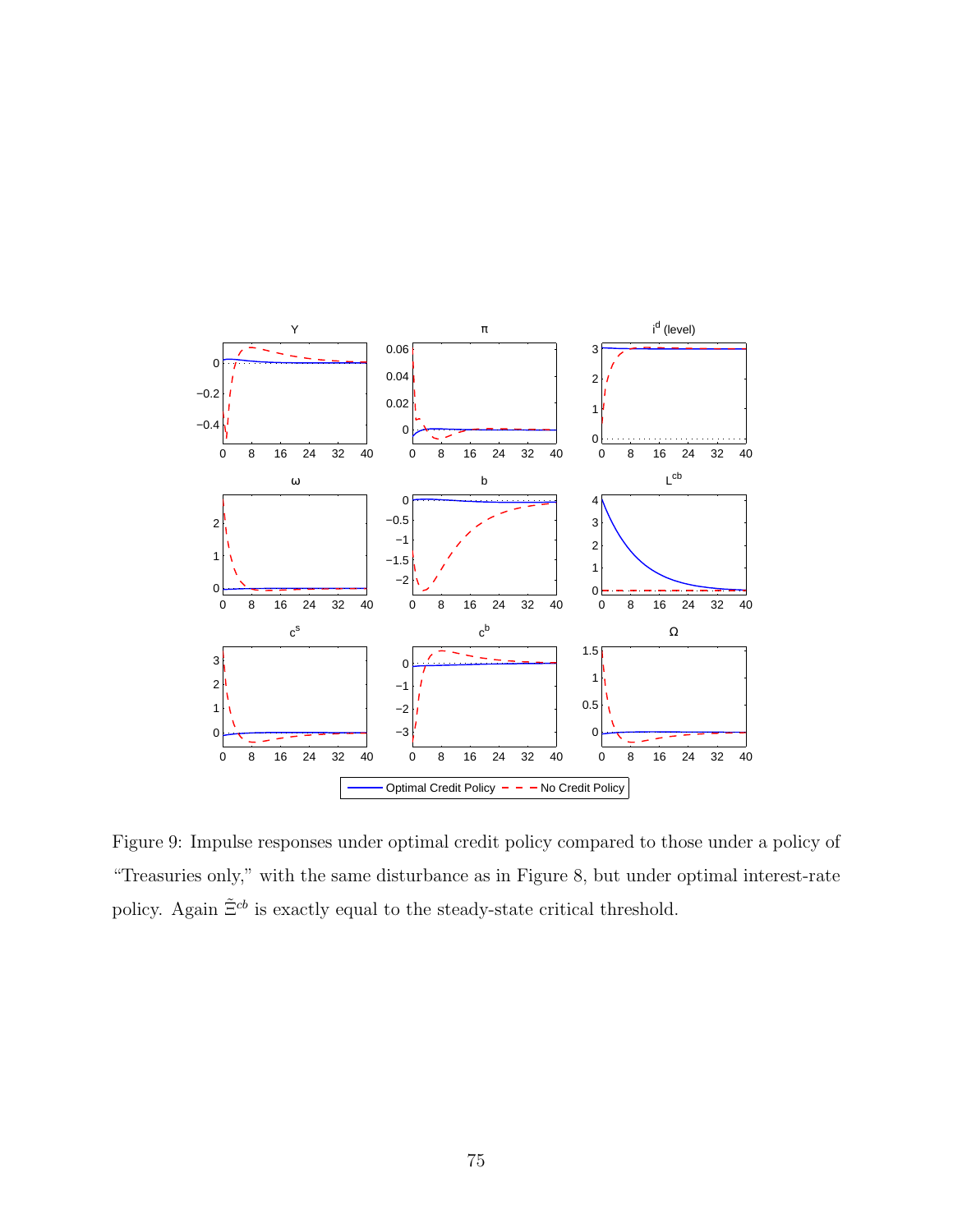Y

0
−0.2
−0.4
0 8 16 24 32 40

π

0.06
0.04
0.02
0
0 8 16 24 32 40

$i^d$ (level)

3
2
1
0
0 8 16 24 32 40

ω

2
1
0
0 8 16 24 32 40

b

0
−0.5
−1
−1.5
−2
0 8 16 24 32 40

$L^{cb}$

4
3
2
1
0
0 8 16 24 32 40

$c^s$

3
2
1
0
0 8 16 24 32 40

$c^b$

0
−1
−2
−3
0 8 16 24 32 40

Ω

1.5
1
0.5
0
0 8 16 24 32 40

Optimal Credit Policy — No Credit Policy

Figure 9: Impulse responses under optimal credit policy compared to those under a policy of "Treasuries only," with the same disturbance as in Figure 8, but under optimal interest-rate policy. Again $\tilde{\Xi}^{cb}$ is exactly equal to the steady-state critical threshold.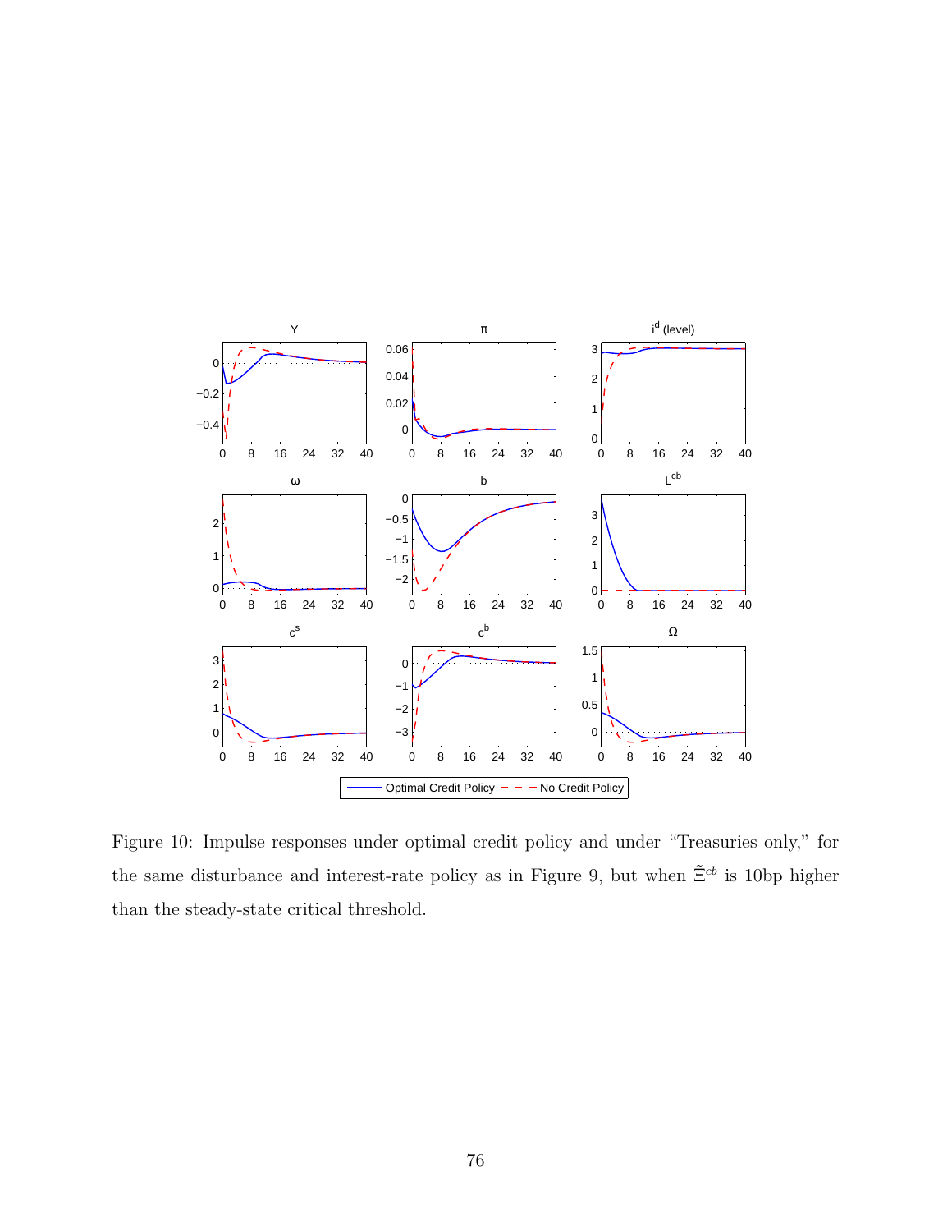Y

0
−0.2
−0.4

0 8 16 24 32 40

π

0.06
0.04
0.02
0

0 8 16 24 32 40

$i^d$ (level)

3
2
1
0

0 8 16 24 32 40

ω

2
1
0

0 8 16 24 32 40

b

0
−0.5
−1
−1.5
−2

0 8 16 24 32 40

$L^{cb}$

3
2
1
0

0 8 16 24 32 40

$c^s$

3
2
1
0

0 8 16 24 32 40

$c^b$

0
−1
−2
−3

0 8 16 24 32 40

Ω

1.5
1
0.5
0

0 8 16 24 32 40

Optimal Credit Policy — No Credit Policy

Figure 10: Impulse responses under optimal credit policy and under "Treasuries only," for the same disturbance and interest-rate policy as in Figure 9, but when $\tilde{\Xi}^{cb}$ is 10bp higher than the steady-state critical threshold.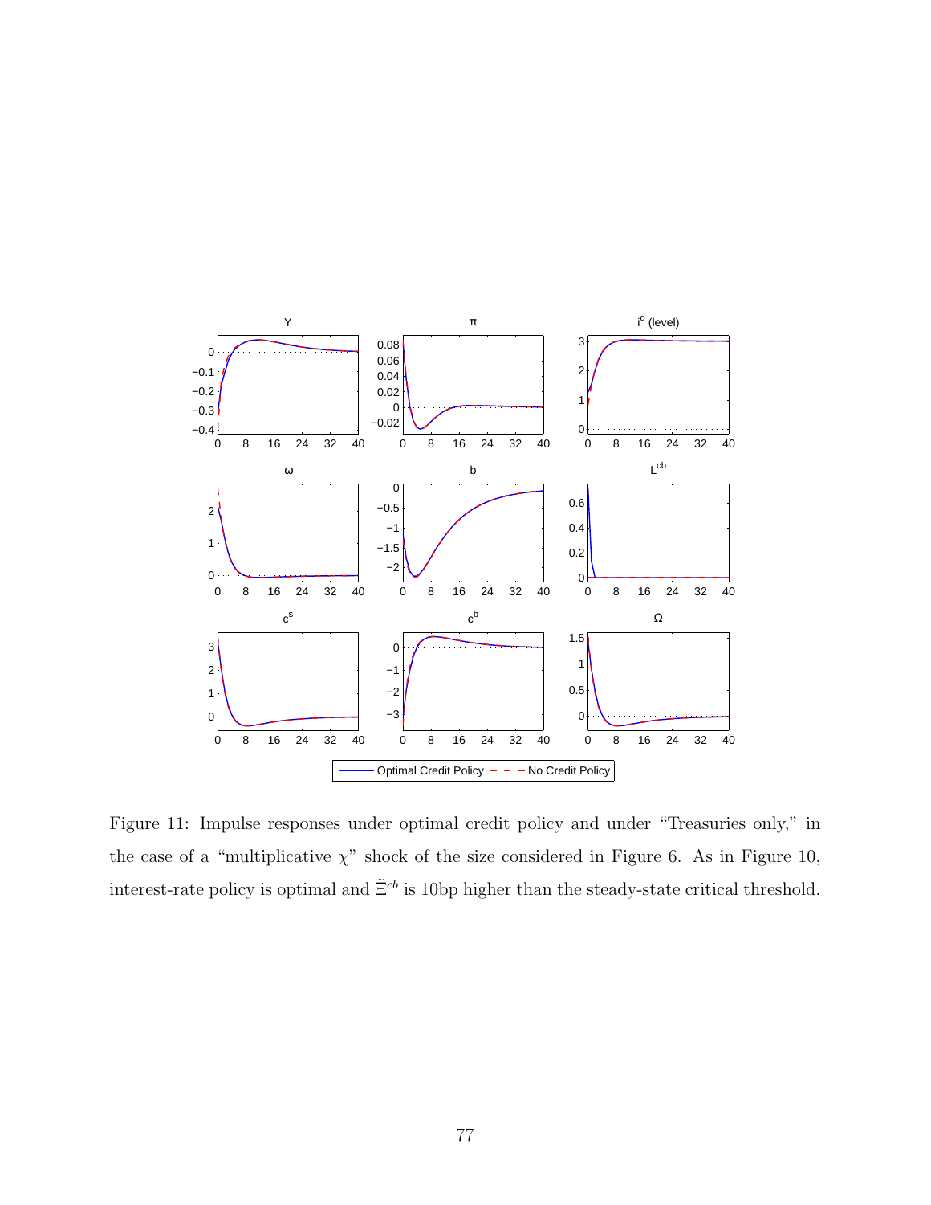Y

0
−0.1
−0.2
−0.3
−0.4
0 8 16 24 32 40

π

0.08
0.06
0.04
0.02
0
−0.02
0 8 16 24 32 40

$i^d$ (level)

3
2
1
0
0 8 16 24 32 40

ω

2
1
0
0 8 16 24 32 40

b

0
−0.5
−1
−1.5
−2
0 8 16 24 32 40

$L^{cb}$

0.6
0.4
0.2
0
0 8 16 24 32 40

$c^s$

3
2
1
0
0 8 16 24 32 40

$c^b$

0
−1
−2
−3
0 8 16 24 32 40

Ω

1.5
1
0.5
0
0 8 16 24 32 40

Optimal Credit Policy — No Credit Policy

Figure 11: Impulse responses under optimal credit policy and under "Treasuries only," in the case of a "multiplicative $\chi$" shock of the size considered in Figure 6. As in Figure 10, interest-rate policy is optimal and $\tilde{\Xi}^{cb}$ is 10bp higher than the steady-state critical threshold.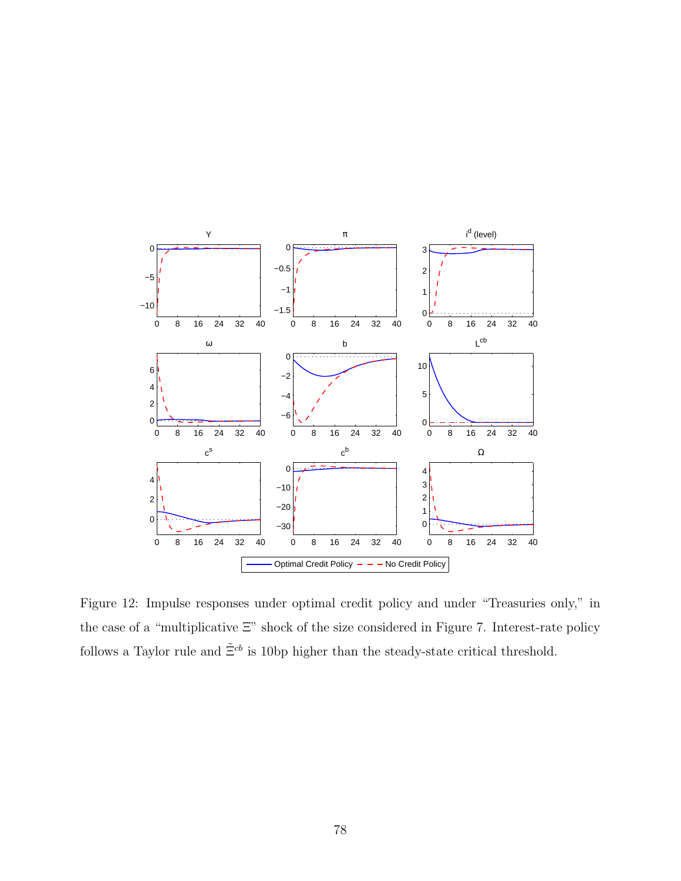Y

0
−5
−10
0 8 16 24 32 40

π

0
−0.5
−1
−1.5
0 8 16 24 32 40

$i^d$ (level)

3
2
1
0
0 8 16 24 32 40

ω

6
4
2
0
0 8 16 24 32 40

b

0
−2
−4
−6
0 8 16 24 32 40

$L^{cb}$

10
5
0
0 8 16 24 32 40

$c^s$

4
2
0
0 8 16 24 32 40

$c^b$

0
−10
−20
−30
0 8 16 24 32 40

Ω

4
3
2
1
0
0 8 16 24 32 40

Optimal Credit Policy
No Credit Policy

Figure 12: Impulse responses under optimal credit policy and under "Treasuries only," in the case of a "multiplicative Ξ" shock of the size considered in Figure 7. Interest-rate policy follows a Taylor rule and $\tilde{\Xi}^{cb}$ is 10bp higher than the steady-state critical threshold.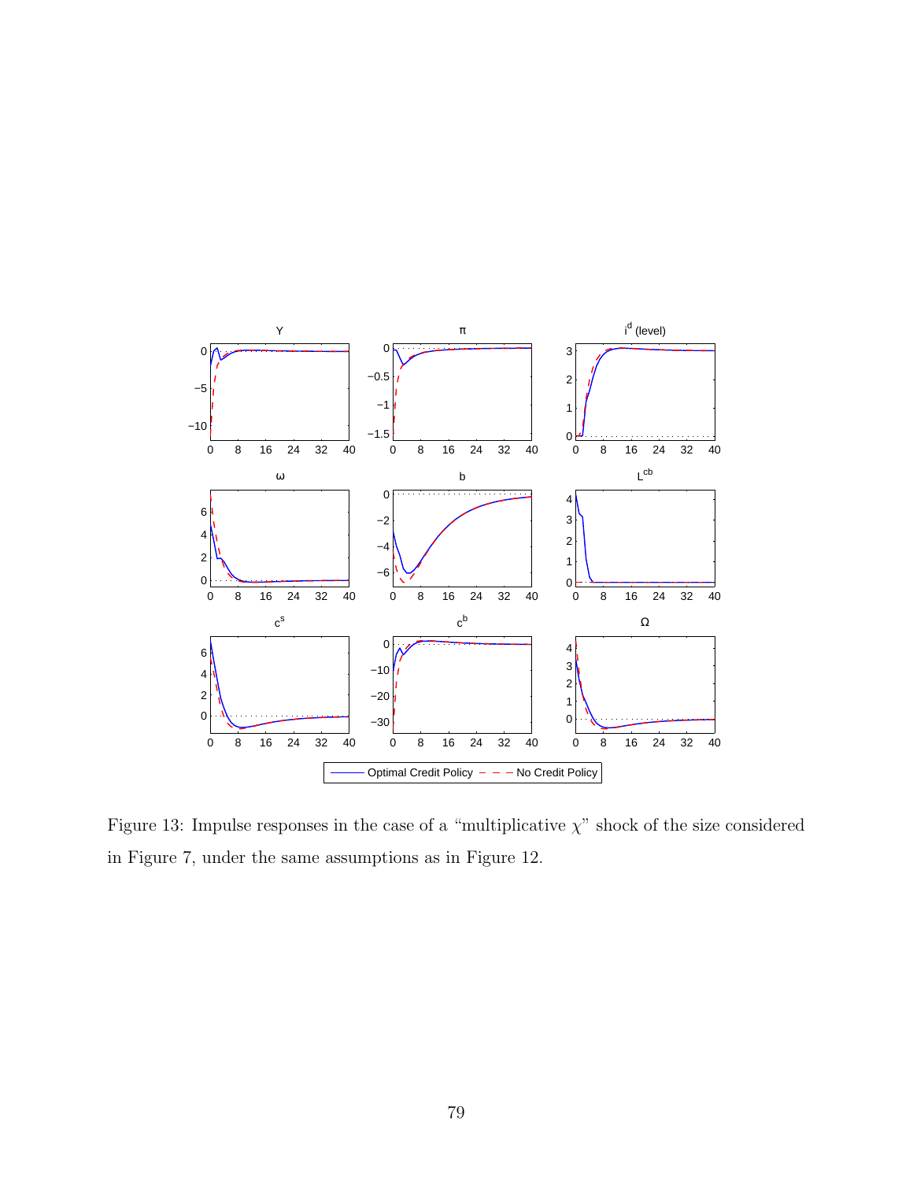Figure 13: Impulse responses in the case of a "multiplicative $\chi$" shock of the size considered in Figure 7, under the same assumptions as in Figure 12.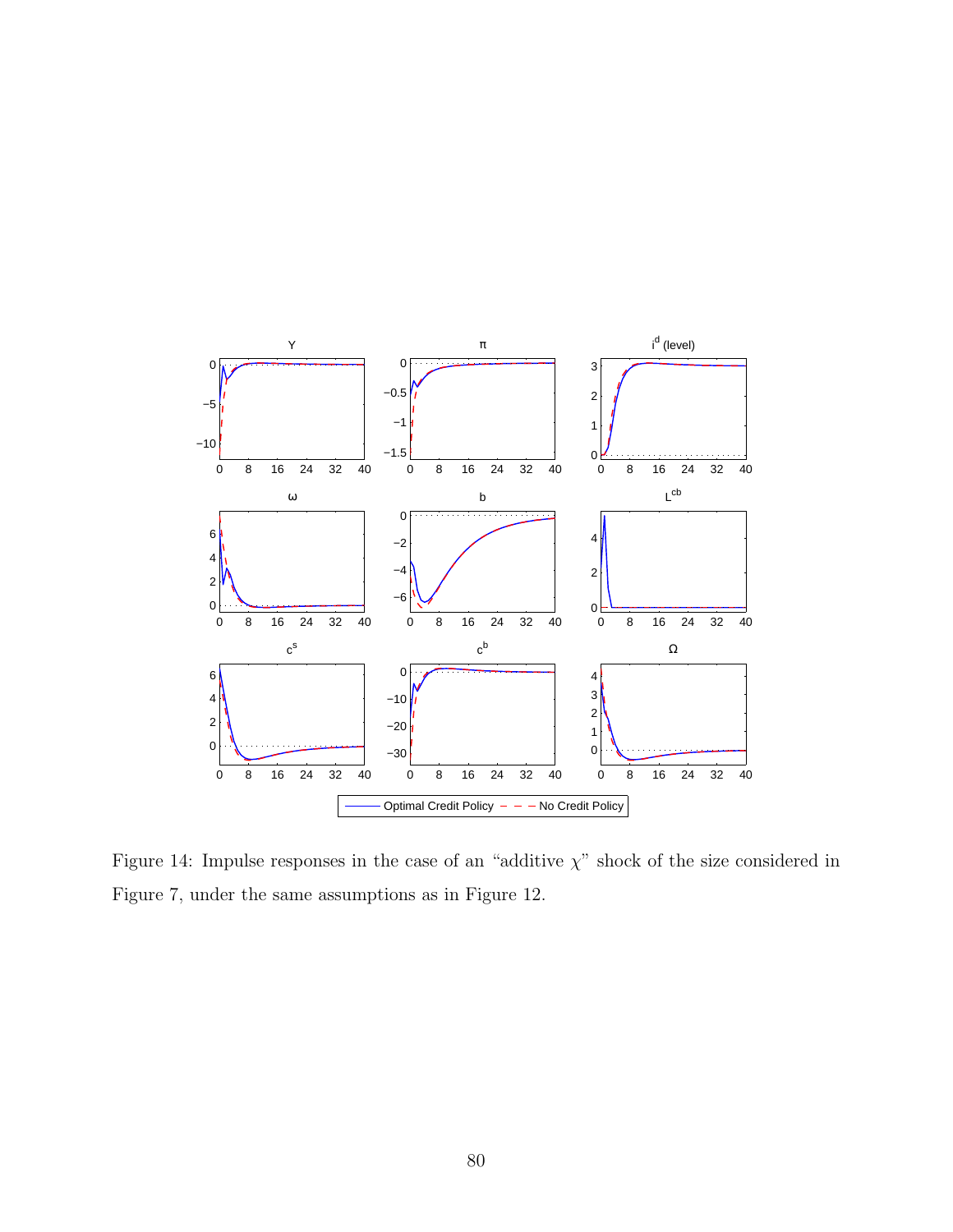Y

0
−5
−10

0 8 16 24 32 40

π

0
−0.5
−1
−1.5

0 8 16 24 32 40

$i^d$ (level)

3
2
1
0

0 8 16 24 32 40

ω

6
4
2
0

0 8 16 24 32 40

b

0
−2
−4
−6

0 8 16 24 32 40

$L^{cb}$

4
2
0

0 8 16 24 32 40

$c^s$

6
4
2
0

0 8 16 24 32 40

$c^b$

0
−10
−20
−30

0 8 16 24 32 40

Ω

4
3
2
1
0

0 8 16 24 32 40

Optimal Credit Policy — — No Credit Policy

Figure 14: Impulse responses in the case of an "additive $\chi$" shock of the size considered in Figure 7, under the same assumptions as in Figure 12.